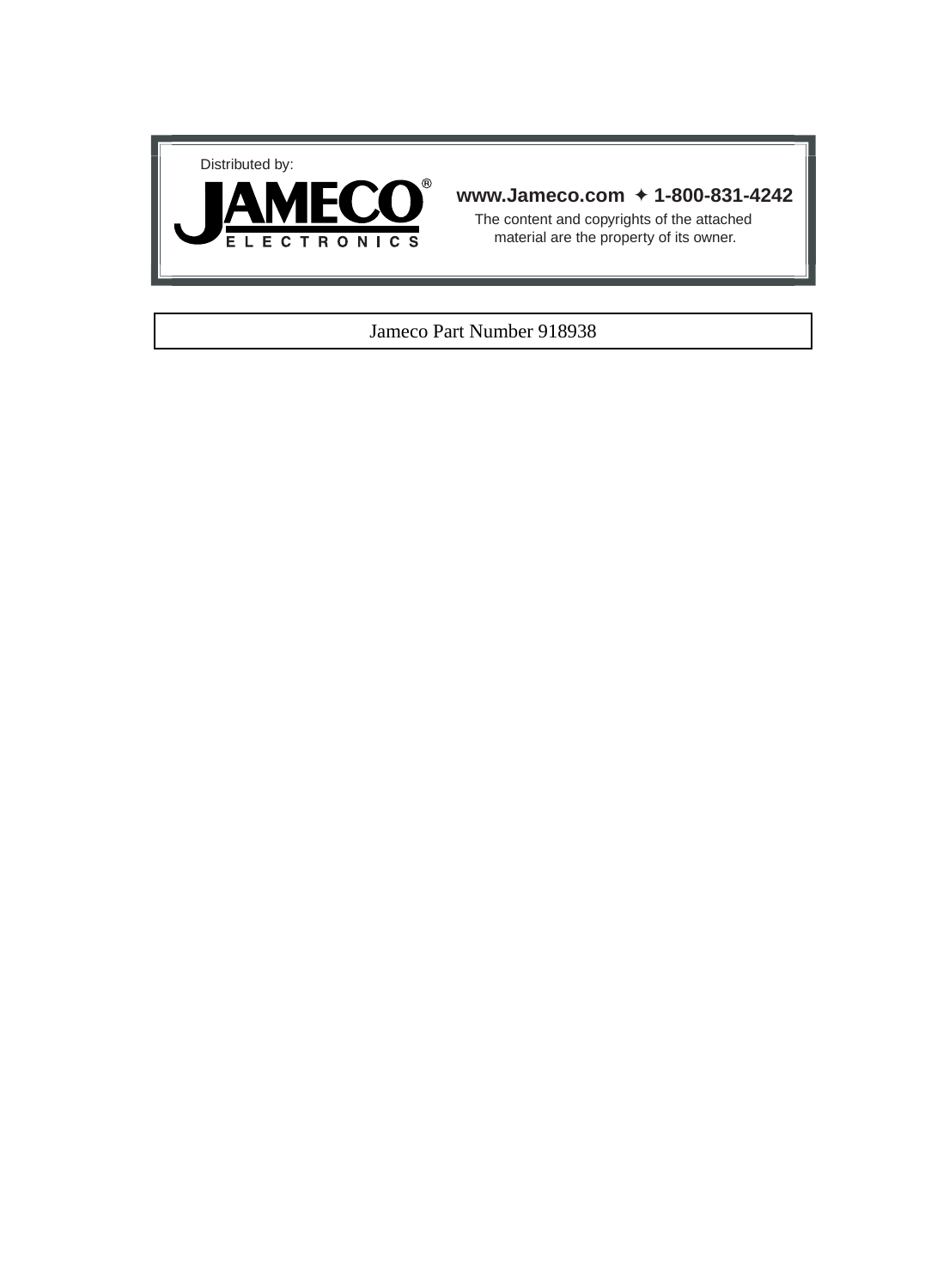Distributed by:

JAMECO®
ELECTRONICS

**www.Jameco.com ✦ 1-800-831-4242**

The content and copyrights of the attached material are the property of its owner.

Jameco Part Number 918938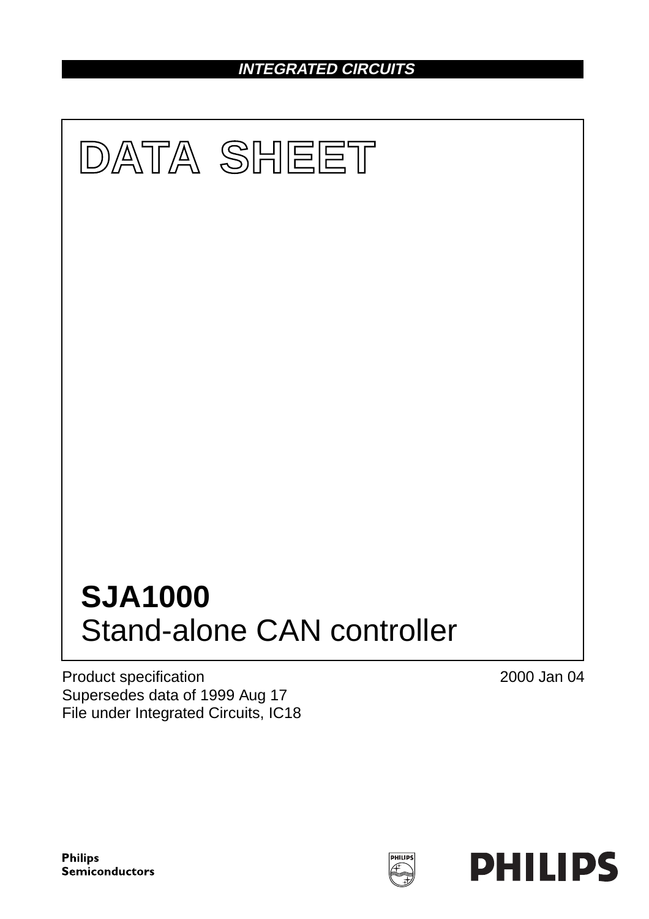INTEGRATED CIRCUITS

# DATA SHEET

# SJA1000
## Stand-alone CAN controller

Product specification
Supersedes data of 1999 Aug 17
File under Integrated Circuits, IC18

2000 Jan 04

Philips Semiconductors

PHILIPS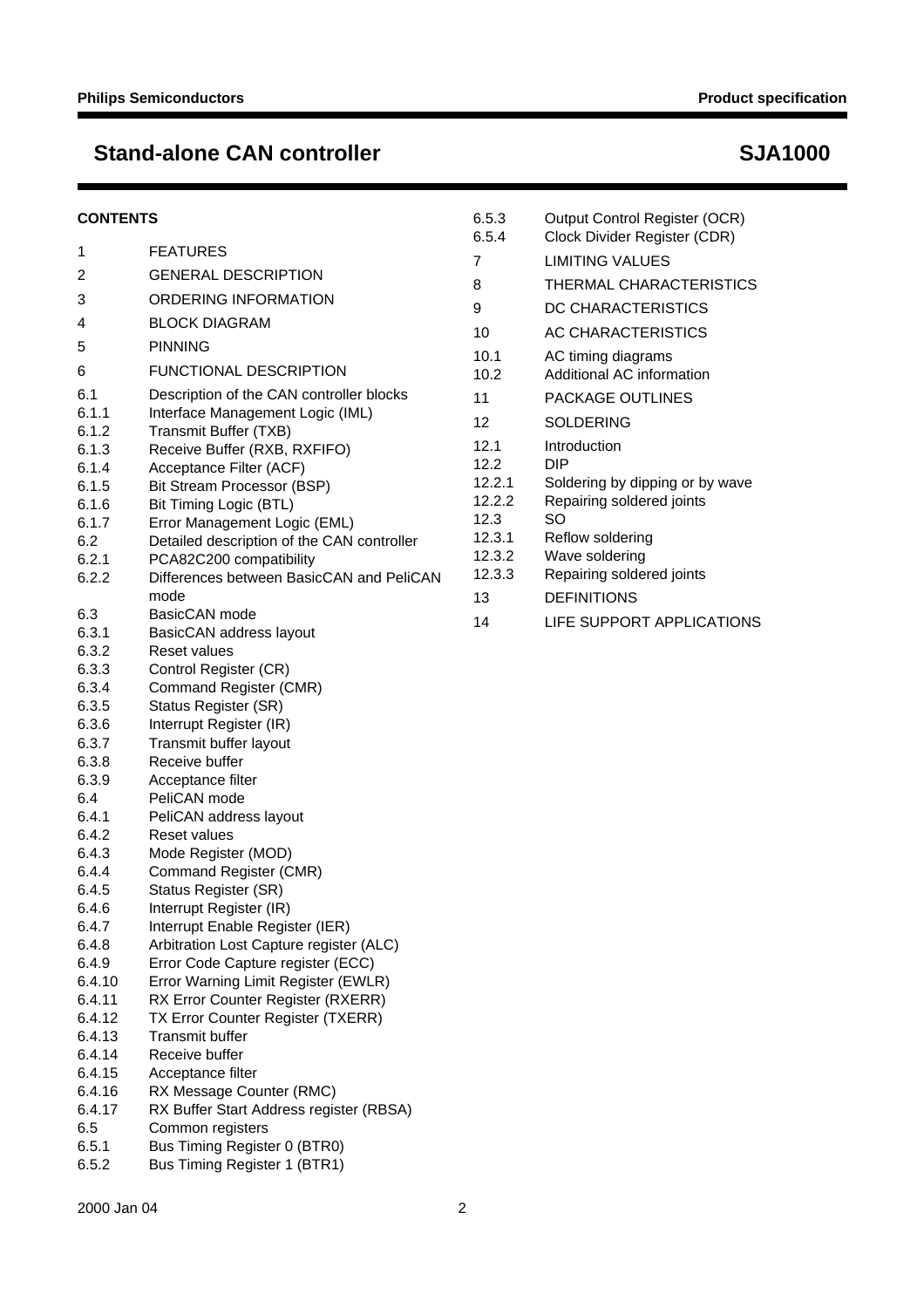## CONTENTS

| | |
|---|---|
| 1 | FEATURES |
| 2 | GENERAL DESCRIPTION |
| 3 | ORDERING INFORMATION |
| 4 | BLOCK DIAGRAM |
| 5 | PINNING |
| 6 | FUNCTIONAL DESCRIPTION |
| 6.1 | Description of the CAN controller blocks |
| 6.1.1 | Interface Management Logic (IML) |
| 6.1.2 | Transmit Buffer (TXB) |
| 6.1.3 | Receive Buffer (RXB, RXFIFO) |
| 6.1.4 | Acceptance Filter (ACF) |
| 6.1.5 | Bit Stream Processor (BSP) |
| 6.1.6 | Bit Timing Logic (BTL) |
| 6.1.7 | Error Management Logic (EML) |
| 6.2 | Detailed description of the CAN controller |
| 6.2.1 | PCA82C200 compatibility |
| 6.2.2 | Differences between BasicCAN and PeliCAN mode |
| 6.3 | BasicCAN mode |
| 6.3.1 | BasicCAN address layout |
| 6.3.2 | Reset values |
| 6.3.3 | Control Register (CR) |
| 6.3.4 | Command Register (CMR) |
| 6.3.5 | Status Register (SR) |
| 6.3.6 | Interrupt Register (IR) |
| 6.3.7 | Transmit buffer layout |
| 6.3.8 | Receive buffer |
| 6.3.9 | Acceptance filter |
| 6.4 | PeliCAN mode |
| 6.4.1 | PeliCAN address layout |
| 6.4.2 | Reset values |
| 6.4.3 | Mode Register (MOD) |
| 6.4.4 | Command Register (CMR) |
| 6.4.5 | Status Register (SR) |
| 6.4.6 | Interrupt Register (IR) |
| 6.4.7 | Interrupt Enable Register (IER) |
| 6.4.8 | Arbitration Lost Capture register (ALC) |
| 6.4.9 | Error Code Capture register (ECC) |
| 6.4.10 | Error Warning Limit Register (EWLR) |
| 6.4.11 | RX Error Counter Register (RXERR) |
| 6.4.12 | TX Error Counter Register (TXERR) |
| 6.4.13 | Transmit buffer |
| 6.4.14 | Receive buffer |
| 6.4.15 | Acceptance filter |
| 6.4.16 | RX Message Counter (RMC) |
| 6.4.17 | RX Buffer Start Address register (RBSA) |
| 6.5 | Common registers |
| 6.5.1 | Bus Timing Register 0 (BTR0) |
| 6.5.2 | Bus Timing Register 1 (BTR1) |
| 6.5.3 | Output Control Register (OCR) |
| 6.5.4 | Clock Divider Register (CDR) |
| 7 | LIMITING VALUES |
| 8 | THERMAL CHARACTERISTICS |
| 9 | DC CHARACTERISTICS |
| 10 | AC CHARACTERISTICS |
| 10.1 | AC timing diagrams |
| 10.2 | Additional AC information |
| 11 | PACKAGE OUTLINES |
| 12 | SOLDERING |
| 12.1 | Introduction |
| 12.2 | DIP |
| 12.2.1 | Soldering by dipping or by wave |
| 12.2.2 | Repairing soldered joints |
| 12.3 | SO |
| 12.3.1 | Reflow soldering |
| 12.3.2 | Wave soldering |
| 12.3.3 | Repairing soldered joints |
| 13 | DEFINITIONS |
| 14 | LIFE SUPPORT APPLICATIONS |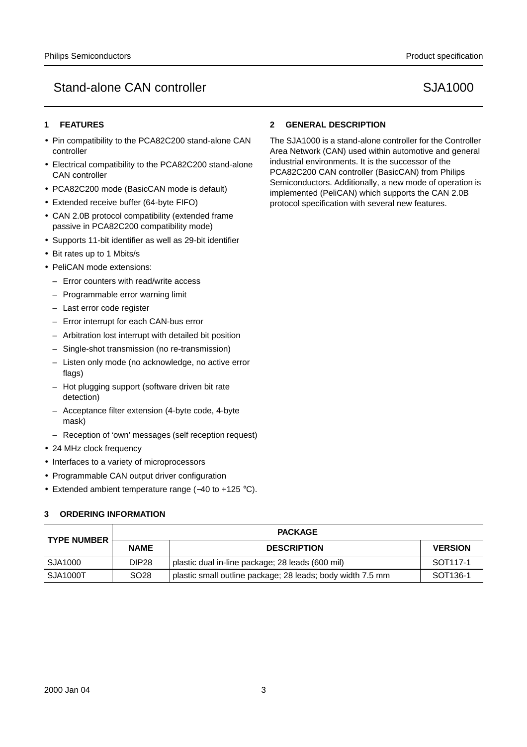# Stand-alone CAN controller SJA1000

## 1 FEATURES

- Pin compatibility to the PCA82C200 stand-alone CAN controller
- Electrical compatibility to the PCA82C200 stand-alone CAN controller
- PCA82C200 mode (BasicCAN mode is default)
- Extended receive buffer (64-byte FIFO)
- CAN 2.0B protocol compatibility (extended frame passive in PCA82C200 compatibility mode)
- Supports 11-bit identifier as well as 29-bit identifier
- Bit rates up to 1 Mbits/s
- PeliCAN mode extensions:
  - Error counters with read/write access
  - Programmable error warning limit
  - Last error code register
  - Error interrupt for each CAN-bus error
  - Arbitration lost interrupt with detailed bit position
  - Single-shot transmission (no re-transmission)
  - Listen only mode (no acknowledge, no active error flags)
  - Hot plugging support (software driven bit rate detection)
  - Acceptance filter extension (4-byte code, 4-byte mask)
  - Reception of 'own' messages (self reception request)
- 24 MHz clock frequency
- Interfaces to a variety of microprocessors
- Programmable CAN output driver configuration
- Extended ambient temperature range (−40 to +125 °C).

## 2 GENERAL DESCRIPTION

The SJA1000 is a stand-alone controller for the Controller Area Network (CAN) used within automotive and general industrial environments. It is the successor of the PCA82C200 CAN controller (BasicCAN) from Philips Semiconductors. Additionally, a new mode of operation is implemented (PeliCAN) which supports the CAN 2.0B protocol specification with several new features.

## 3 ORDERING INFORMATION

| TYPE NUMBER | PACKAGE | | |
|---|---|---|---|
| | **NAME** | **DESCRIPTION** | **VERSION** |
| SJA1000 | DIP28 | plastic dual in-line package; 28 leads (600 mil) | SOT117-1 |
| SJA1000T | SO28 | plastic small outline package; 28 leads; body width 7.5 mm | SOT136-1 |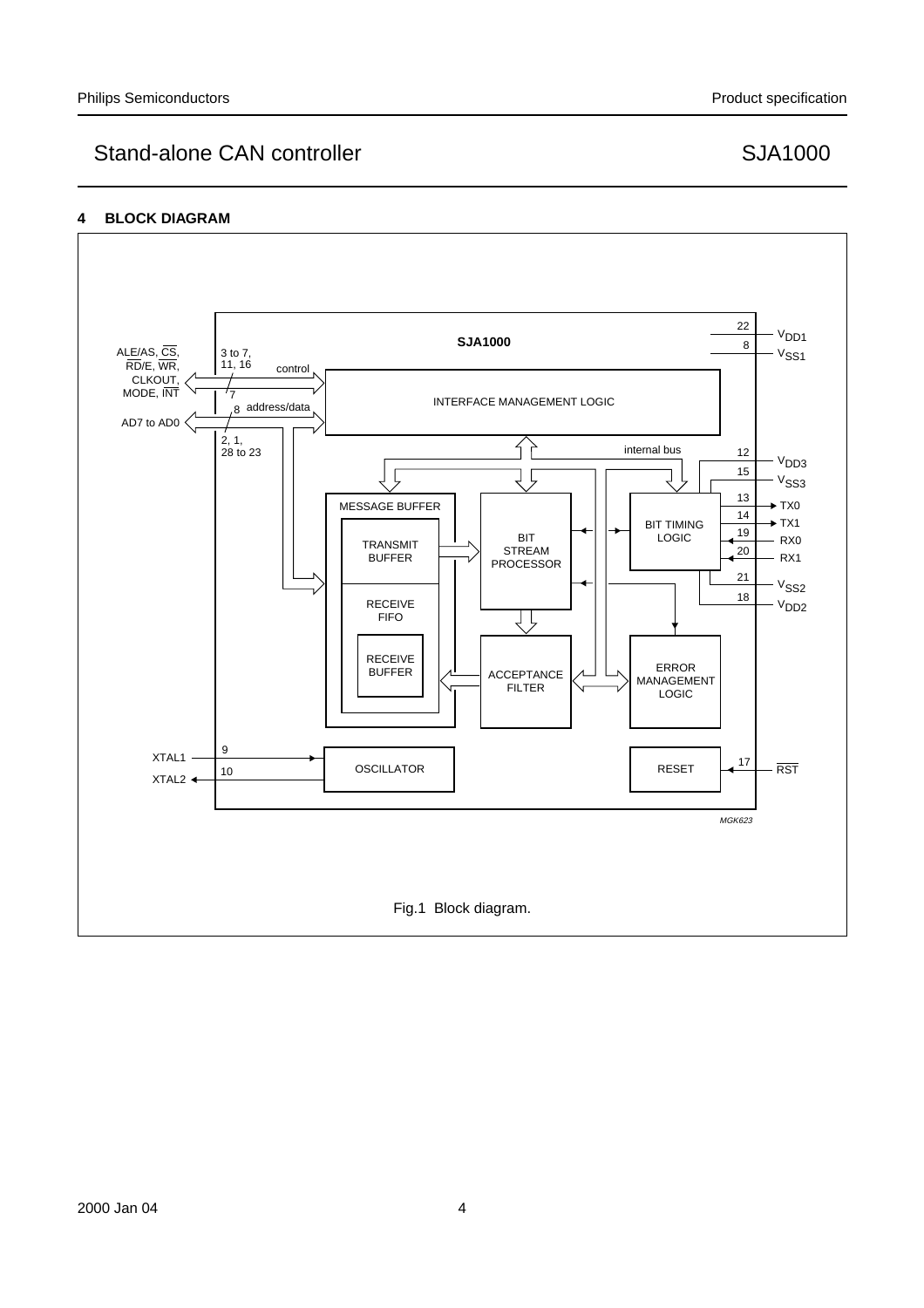## 4 BLOCK DIAGRAM

SJA1000

ALE/AS, $\overline{CS}$,
$\overline{RD}$/E, $\overline{WR}$,
CLKOUT,
MODE, $\overline{INT}$

3 to 7,
11, 16

control

7

8

address/data

AD7 to AD0

2, 1,
28 to 23

INTERFACE MANAGEMENT LOGIC

internal bus

22 $V_{DD1}$
8 $V_{SS1}$
12 $V_{DD3}$
15 $V_{SS3}$
13 TX0
14 TX1
19 RX0
20 RX1
21 $V_{SS2}$
18 $V_{DD2}$

MESSAGE BUFFER

TRANSMIT BUFFER

RECEIVE FIFO

RECEIVE BUFFER

BIT STREAM PROCESSOR

ACCEPTANCE FILTER

BIT TIMING LOGIC

ERROR MANAGEMENT LOGIC

XTAL1 9

XTAL2 10

OSCILLATOR

RESET

17 $\overline{RST}$

MGK623

Fig.1 Block diagram.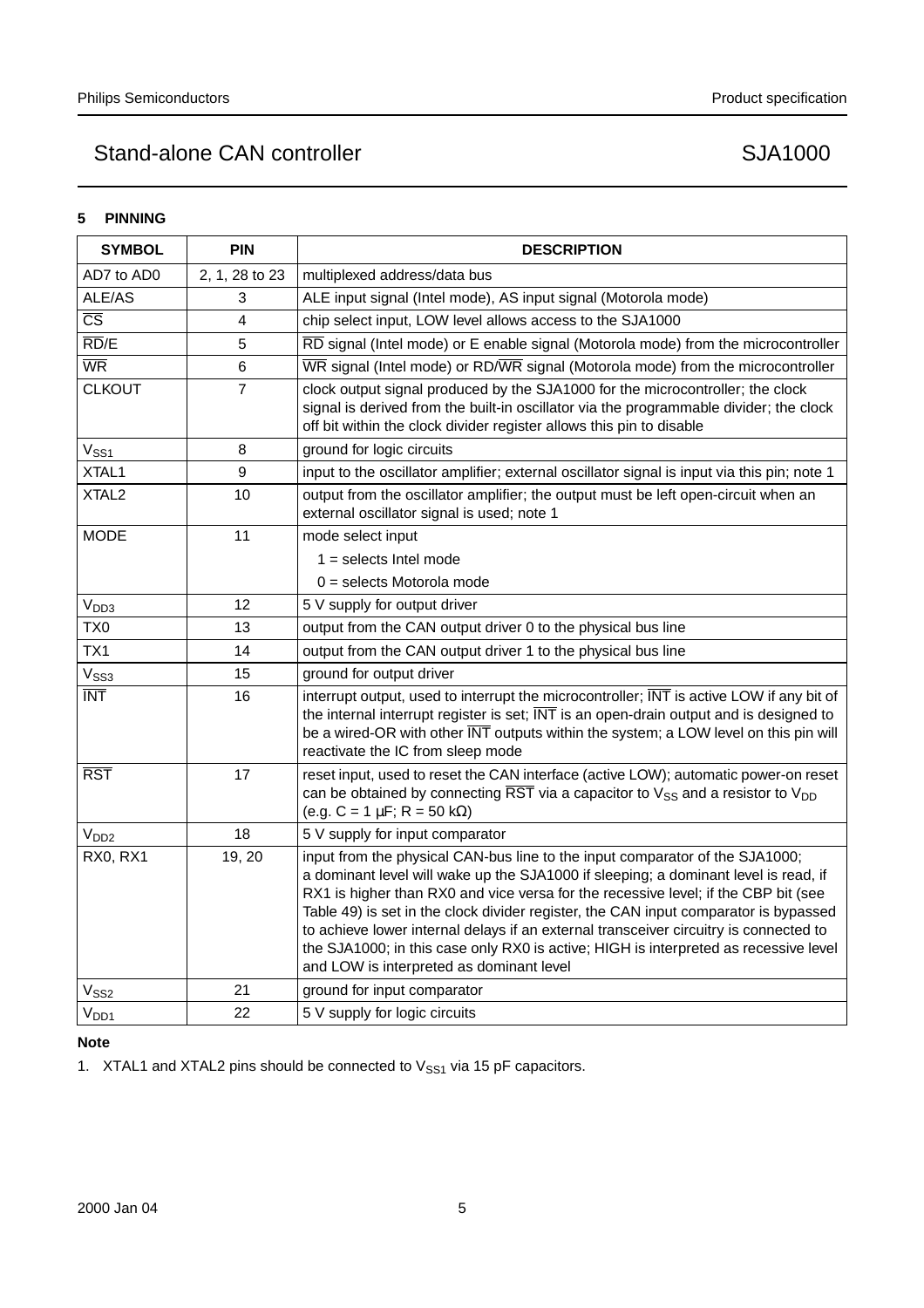## 5 PINNING

| SYMBOL | PIN | DESCRIPTION |
|---|---|---|
| AD7 to AD0 | 2, 1, 28 to 23 | multiplexed address/data bus |
| ALE/AS | 3 | ALE input signal (Intel mode), AS input signal (Motorola mode) |
| $\overline{CS}$ | 4 | chip select input, LOW level allows access to the SJA1000 |
| $\overline{RD}$/E | 5 | $\overline{RD}$ signal (Intel mode) or E enable signal (Motorola mode) from the microcontroller |
| $\overline{WR}$ | 6 | $\overline{WR}$ signal (Intel mode) or RD/$\overline{WR}$ signal (Motorola mode) from the microcontroller |
| CLKOUT | 7 | clock output signal produced by the SJA1000 for the microcontroller; the clock signal is derived from the built-in oscillator via the programmable divider; the clock off bit within the clock divider register allows this pin to disable |
| $V_{SS1}$ | 8 | ground for logic circuits |
| XTAL1 | 9 | input to the oscillator amplifier; external oscillator signal is input via this pin; note 1 |
| XTAL2 | 10 | output from the oscillator amplifier; the output must be left open-circuit when an external oscillator signal is used; note 1 |
| MODE | 11 | mode select input<br>1 = selects Intel mode<br>0 = selects Motorola mode |
| $V_{DD3}$ | 12 | 5 V supply for output driver |
| TX0 | 13 | output from the CAN output driver 0 to the physical bus line |
| TX1 | 14 | output from the CAN output driver 1 to the physical bus line |
| $V_{SS3}$ | 15 | ground for output driver |
| $\overline{INT}$ | 16 | interrupt output, used to interrupt the microcontroller; $\overline{INT}$ is active LOW if any bit of the internal interrupt register is set; $\overline{INT}$ is an open-drain output and is designed to be a wired-OR with other $\overline{INT}$ outputs within the system; a LOW level on this pin will reactivate the IC from sleep mode |
| $\overline{RST}$ | 17 | reset input, used to reset the CAN interface (active LOW); automatic power-on reset can be obtained by connecting $\overline{RST}$ via a capacitor to $V_{SS}$ and a resistor to $V_{DD}$ (e.g. C = 1 μF; R = 50 kΩ) |
| $V_{DD2}$ | 18 | 5 V supply for input comparator |
| RX0, RX1 | 19, 20 | input from the physical CAN-bus line to the input comparator of the SJA1000; a dominant level will wake up the SJA1000 if sleeping; a dominant level is read, if RX1 is higher than RX0 and vice versa for the recessive level; if the CBP bit (see Table 49) is set in the clock divider register, the CAN input comparator is bypassed to achieve lower internal delays if an external transceiver circuitry is connected to the SJA1000; in this case only RX0 is active; HIGH is interpreted as recessive level and LOW is interpreted as dominant level |
| $V_{SS2}$ | 21 | ground for input comparator |
| $V_{DD1}$ | 22 | 5 V supply for logic circuits |

**Note**

1. XTAL1 and XTAL2 pins should be connected to $V_{SS1}$ via 15 pF capacitors.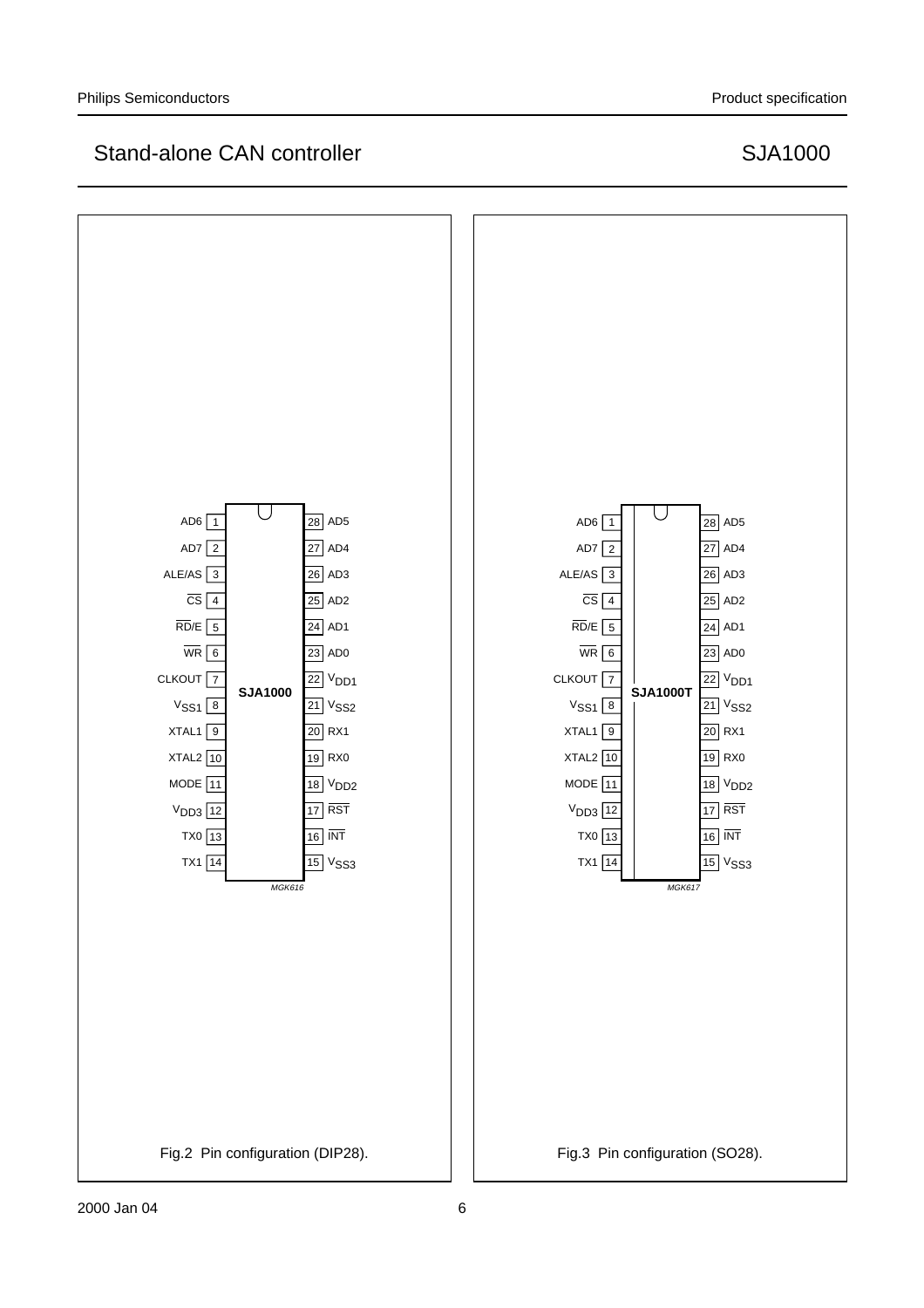AD6 1
AD7 2
ALE/AS 3
CS 4
RD/E 5
WR 6
CLKOUT 7
$V_{SS1}$ 8
XTAL1 9
XTAL2 10
MODE 11
$V_{DD3}$ 12
TX0 13
TX1 14

SJA1000

28 AD5
27 AD4
26 AD3
25 AD2
24 AD1
23 AD0
22 $V_{DD1}$
21 $V_{SS2}$
20 RX1
19 RX0
18 $V_{DD2}$
17 RST
16 INT
15 $V_{SS3}$

MGK616

Fig.2 Pin configuration (DIP28).

AD6 1
AD7 2
ALE/AS 3
CS 4
RD/E 5
WR 6
CLKOUT 7
$V_{SS1}$ 8
XTAL1 9
XTAL2 10
MODE 11
$V_{DD3}$ 12
TX0 13
TX1 14

SJA1000T

28 AD5
27 AD4
26 AD3
25 AD2
24 AD1
23 AD0
22 $V_{DD1}$
21 $V_{SS2}$
20 RX1
19 RX0
18 $V_{DD2}$
17 RST
16 INT
15 $V_{SS3}$

MGK617

Fig.3 Pin configuration (SO28).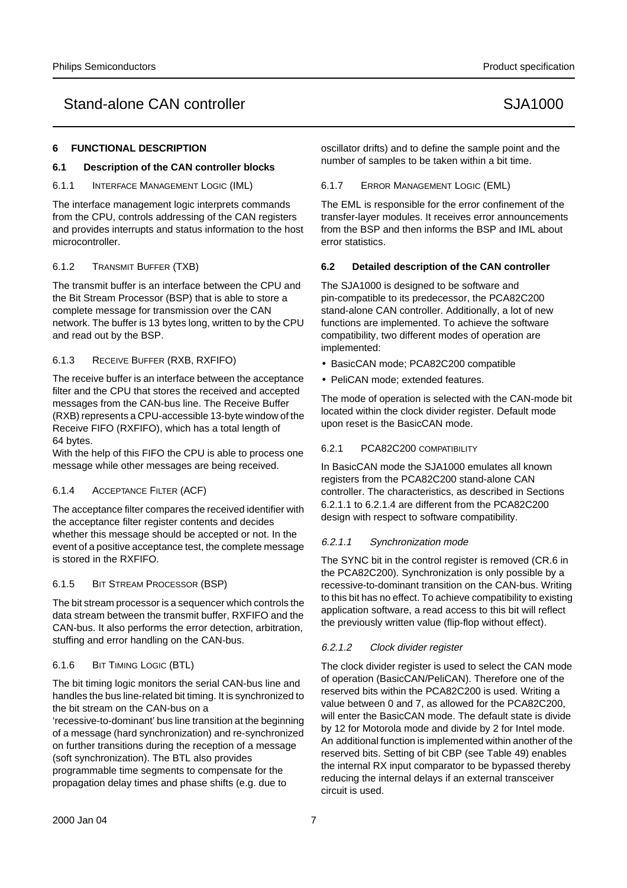## 6 FUNCTIONAL DESCRIPTION

### 6.1 Description of the CAN controller blocks

#### 6.1.1 INTERFACE MANAGEMENT LOGIC (IML)

The interface management logic interprets commands from the CPU, controls addressing of the CAN registers and provides interrupts and status information to the host microcontroller.

#### 6.1.2 TRANSMIT BUFFER (TXB)

The transmit buffer is an interface between the CPU and the Bit Stream Processor (BSP) that is able to store a complete message for transmission over the CAN network. The buffer is 13 bytes long, written to by the CPU and read out by the BSP.

#### 6.1.3 RECEIVE BUFFER (RXB, RXFIFO)

The receive buffer is an interface between the acceptance filter and the CPU that stores the received and accepted messages from the CAN-bus line. The Receive Buffer (RXB) represents a CPU-accessible 13-byte window of the Receive FIFO (RXFIFO), which has a total length of 64 bytes.
With the help of this FIFO the CPU is able to process one message while other messages are being received.

#### 6.1.4 ACCEPTANCE FILTER (ACF)

The acceptance filter compares the received identifier with the acceptance filter register contents and decides whether this message should be accepted or not. In the event of a positive acceptance test, the complete message is stored in the RXFIFO.

#### 6.1.5 BIT STREAM PROCESSOR (BSP)

The bit stream processor is a sequencer which controls the data stream between the transmit buffer, RXFIFO and the CAN-bus. It also performs the error detection, arbitration, stuffing and error handling on the CAN-bus.

#### 6.1.6 BIT TIMING LOGIC (BTL)

The bit timing logic monitors the serial CAN-bus line and handles the bus line-related bit timing. It is synchronized to the bit stream on the CAN-bus on a 'recessive-to-dominant' bus line transition at the beginning of a message (hard synchronization) and re-synchronized on further transitions during the reception of a message (soft synchronization). The BTL also provides programmable time segments to compensate for the propagation delay times and phase shifts (e.g. due to oscillator drifts) and to define the sample point and the number of samples to be taken within a bit time.

#### 6.1.7 ERROR MANAGEMENT LOGIC (EML)

The EML is responsible for the error confinement of the transfer-layer modules. It receives error announcements from the BSP and then informs the BSP and IML about error statistics.

### 6.2 Detailed description of the CAN controller

The SJA1000 is designed to be software and pin-compatible to its predecessor, the PCA82C200 stand-alone CAN controller. Additionally, a lot of new functions are implemented. To achieve the software compatibility, two different modes of operation are implemented:

- BasicCAN mode; PCA82C200 compatible
- PeliCAN mode; extended features.

The mode of operation is selected with the CAN-mode bit located within the clock divider register. Default mode upon reset is the BasicCAN mode.

#### 6.2.1 PCA82C200 COMPATIBILITY

In BasicCAN mode the SJA1000 emulates all known registers from the PCA82C200 stand-alone CAN controller. The characteristics, as described in Sections 6.2.1.1 to 6.2.1.4 are different from the PCA82C200 design with respect to software compatibility.

##### *6.2.1.1 Synchronization mode*

The SYNC bit in the control register is removed (CR.6 in the PCA82C200). Synchronization is only possible by a recessive-to-dominant transition on the CAN-bus. Writing to this bit has no effect. To achieve compatibility to existing application software, a read access to this bit will reflect the previously written value (flip-flop without effect).

##### *6.2.1.2 Clock divider register*

The clock divider register is used to select the CAN mode of operation (BasicCAN/PeliCAN). Therefore one of the reserved bits within the PCA82C200 is used. Writing a value between 0 and 7, as allowed for the PCA82C200, will enter the BasicCAN mode. The default state is divide by 12 for Motorola mode and divide by 2 for Intel mode. An additional function is implemented within another of the reserved bits. Setting of bit CBP (see Table 49) enables the internal RX input comparator to be bypassed thereby reducing the internal delays if an external transceiver circuit is used.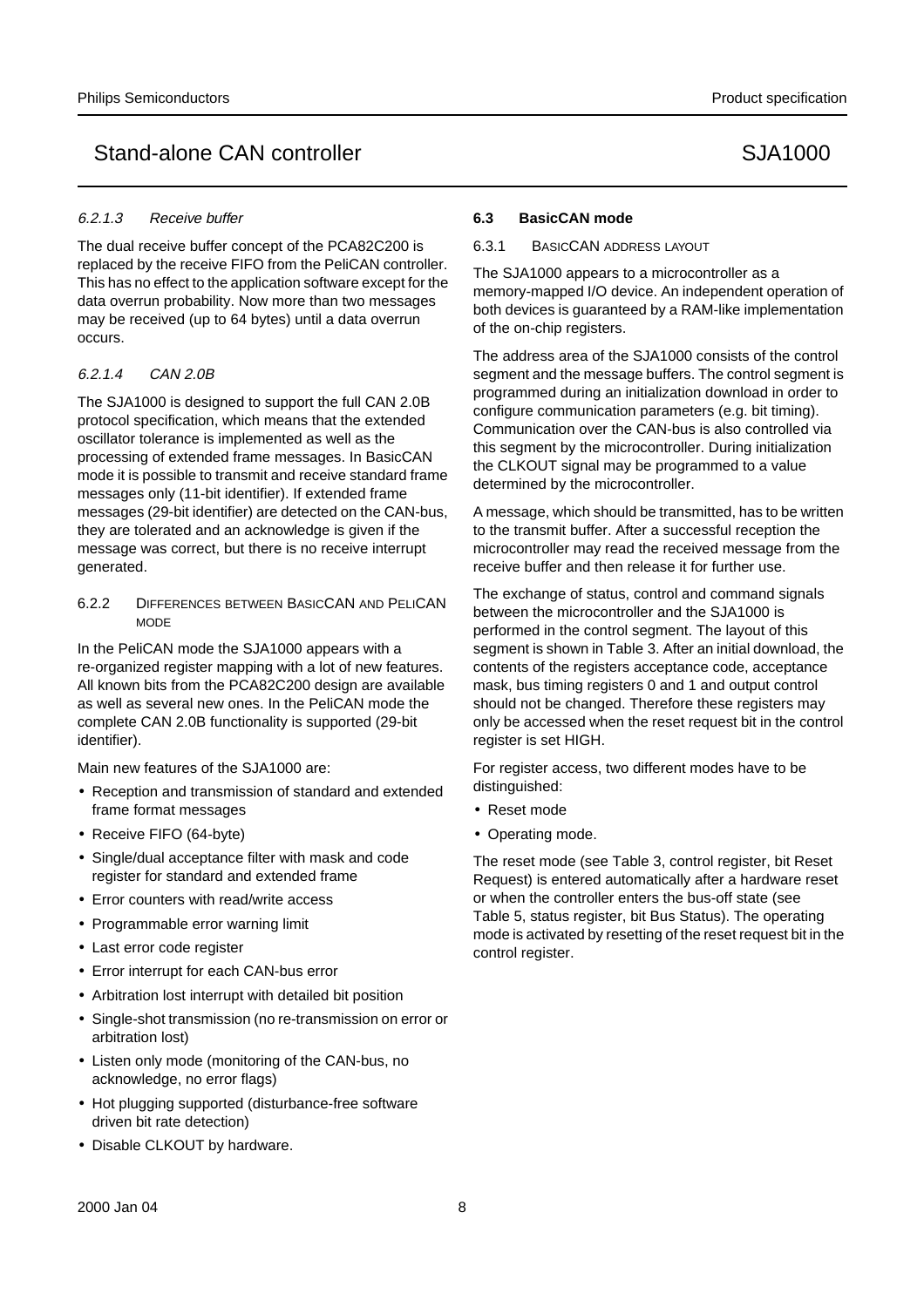#### 6.2.1.3 Receive buffer

The dual receive buffer concept of the PCA82C200 is replaced by the receive FIFO from the PeliCAN controller. This has no effect to the application software except for the data overrun probability. Now more than two messages may be received (up to 64 bytes) until a data overrun occurs.

#### 6.2.1.4 CAN 2.0B

The SJA1000 is designed to support the full CAN 2.0B protocol specification, which means that the extended oscillator tolerance is implemented as well as the processing of extended frame messages. In BasicCAN mode it is possible to transmit and receive standard frame messages only (11-bit identifier). If extended frame messages (29-bit identifier) are detected on the CAN-bus, they are tolerated and an acknowledge is given if the message was correct, but there is no receive interrupt generated.

### 6.2.2 DIFFERENCES BETWEEN BASICCAN AND PELICAN MODE

In the PeliCAN mode the SJA1000 appears with a re-organized register mapping with a lot of new features. All known bits from the PCA82C200 design are available as well as several new ones. In the PeliCAN mode the complete CAN 2.0B functionality is supported (29-bit identifier).

Main new features of the SJA1000 are:

- Reception and transmission of standard and extended frame format messages
- Receive FIFO (64-byte)
- Single/dual acceptance filter with mask and code register for standard and extended frame
- Error counters with read/write access
- Programmable error warning limit
- Last error code register
- Error interrupt for each CAN-bus error
- Arbitration lost interrupt with detailed bit position
- Single-shot transmission (no re-transmission on error or arbitration lost)
- Listen only mode (monitoring of the CAN-bus, no acknowledge, no error flags)
- Hot plugging supported (disturbance-free software driven bit rate detection)
- Disable CLKOUT by hardware.

## 6.3 BasicCAN mode

### 6.3.1 BASICCAN ADDRESS LAYOUT

The SJA1000 appears to a microcontroller as a memory-mapped I/O device. An independent operation of both devices is guaranteed by a RAM-like implementation of the on-chip registers.

The address area of the SJA1000 consists of the control segment and the message buffers. The control segment is programmed during an initialization download in order to configure communication parameters (e.g. bit timing). Communication over the CAN-bus is also controlled via this segment by the microcontroller. During initialization the CLKOUT signal may be programmed to a value determined by the microcontroller.

A message, which should be transmitted, has to be written to the transmit buffer. After a successful reception the microcontroller may read the received message from the receive buffer and then release it for further use.

The exchange of status, control and command signals between the microcontroller and the SJA1000 is performed in the control segment. The layout of this segment is shown in Table 3. After an initial download, the contents of the registers acceptance code, acceptance mask, bus timing registers 0 and 1 and output control should not be changed. Therefore these registers may only be accessed when the reset request bit in the control register is set HIGH.

For register access, two different modes have to be distinguished:

- Reset mode
- Operating mode.

The reset mode (see Table 3, control register, bit Reset Request) is entered automatically after a hardware reset or when the controller enters the bus-off state (see Table 5, status register, bit Bus Status). The operating mode is activated by resetting of the reset request bit in the control register.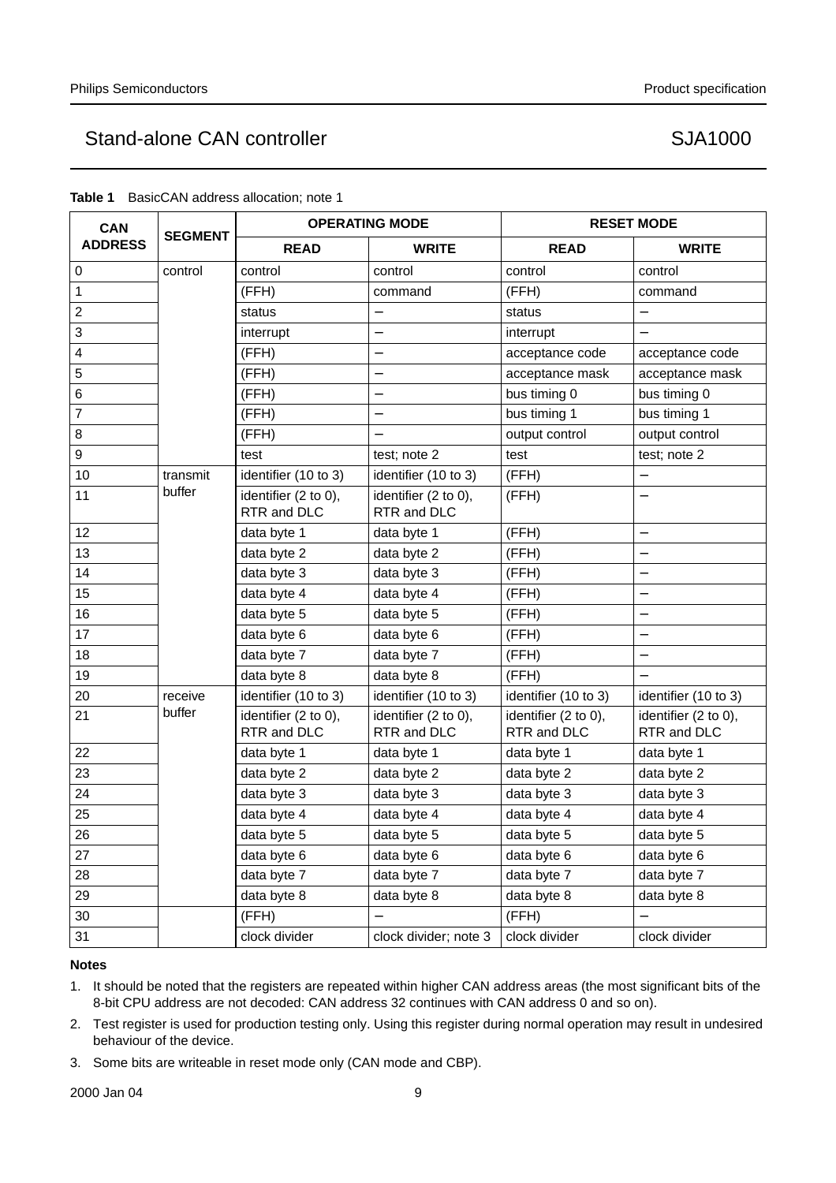**Table 1** BasicCAN address allocation; note 1

| CAN ADDRESS | SEGMENT | OPERATING MODE | | RESET MODE | |
|---|---|---|---|---|---|
| | | READ | WRITE | READ | WRITE |
| 0 | control | control | control | control | control |
| 1 | | (FFH) | command | (FFH) | command |
| 2 | | status | – | status | – |
| 3 | | interrupt | – | interrupt | – |
| 4 | | (FFH) | – | acceptance code | acceptance code |
| 5 | | (FFH) | – | acceptance mask | acceptance mask |
| 6 | | (FFH) | – | bus timing 0 | bus timing 0 |
| 7 | | (FFH) | – | bus timing 1 | bus timing 1 |
| 8 | | (FFH) | – | output control | output control |
| 9 | | test | test; note 2 | test | test; note 2 |
| 10 | transmit buffer | identifier (10 to 3) | identifier (10 to 3) | (FFH) | – |
| 11 | | identifier (2 to 0), RTR and DLC | identifier (2 to 0), RTR and DLC | (FFH) | – |
| 12 | | data byte 1 | data byte 1 | (FFH) | – |
| 13 | | data byte 2 | data byte 2 | (FFH) | – |
| 14 | | data byte 3 | data byte 3 | (FFH) | – |
| 15 | | data byte 4 | data byte 4 | (FFH) | – |
| 16 | | data byte 5 | data byte 5 | (FFH) | – |
| 17 | | data byte 6 | data byte 6 | (FFH) | – |
| 18 | | data byte 7 | data byte 7 | (FFH) | – |
| 19 | | data byte 8 | data byte 8 | (FFH) | – |
| 20 | receive buffer | identifier (10 to 3) | identifier (10 to 3) | identifier (10 to 3) | identifier (10 to 3) |
| 21 | | identifier (2 to 0), RTR and DLC | identifier (2 to 0), RTR and DLC | identifier (2 to 0), RTR and DLC | identifier (2 to 0), RTR and DLC |
| 22 | | data byte 1 | data byte 1 | data byte 1 | data byte 1 |
| 23 | | data byte 2 | data byte 2 | data byte 2 | data byte 2 |
| 24 | | data byte 3 | data byte 3 | data byte 3 | data byte 3 |
| 25 | | data byte 4 | data byte 4 | data byte 4 | data byte 4 |
| 26 | | data byte 5 | data byte 5 | data byte 5 | data byte 5 |
| 27 | | data byte 6 | data byte 6 | data byte 6 | data byte 6 |
| 28 | | data byte 7 | data byte 7 | data byte 7 | data byte 7 |
| 29 | | data byte 8 | data byte 8 | data byte 8 | data byte 8 |
| 30 | | (FFH) | – | (FFH) | – |
| 31 | | clock divider | clock divider; note 3 | clock divider | clock divider |

**Notes**

1. It should be noted that the registers are repeated within higher CAN address areas (the most significant bits of the 8-bit CPU address are not decoded: CAN address 32 continues with CAN address 0 and so on).
2. Test register is used for production testing only. Using this register during normal operation may result in undesired behaviour of the device.
3. Some bits are writeable in reset mode only (CAN mode and CBP).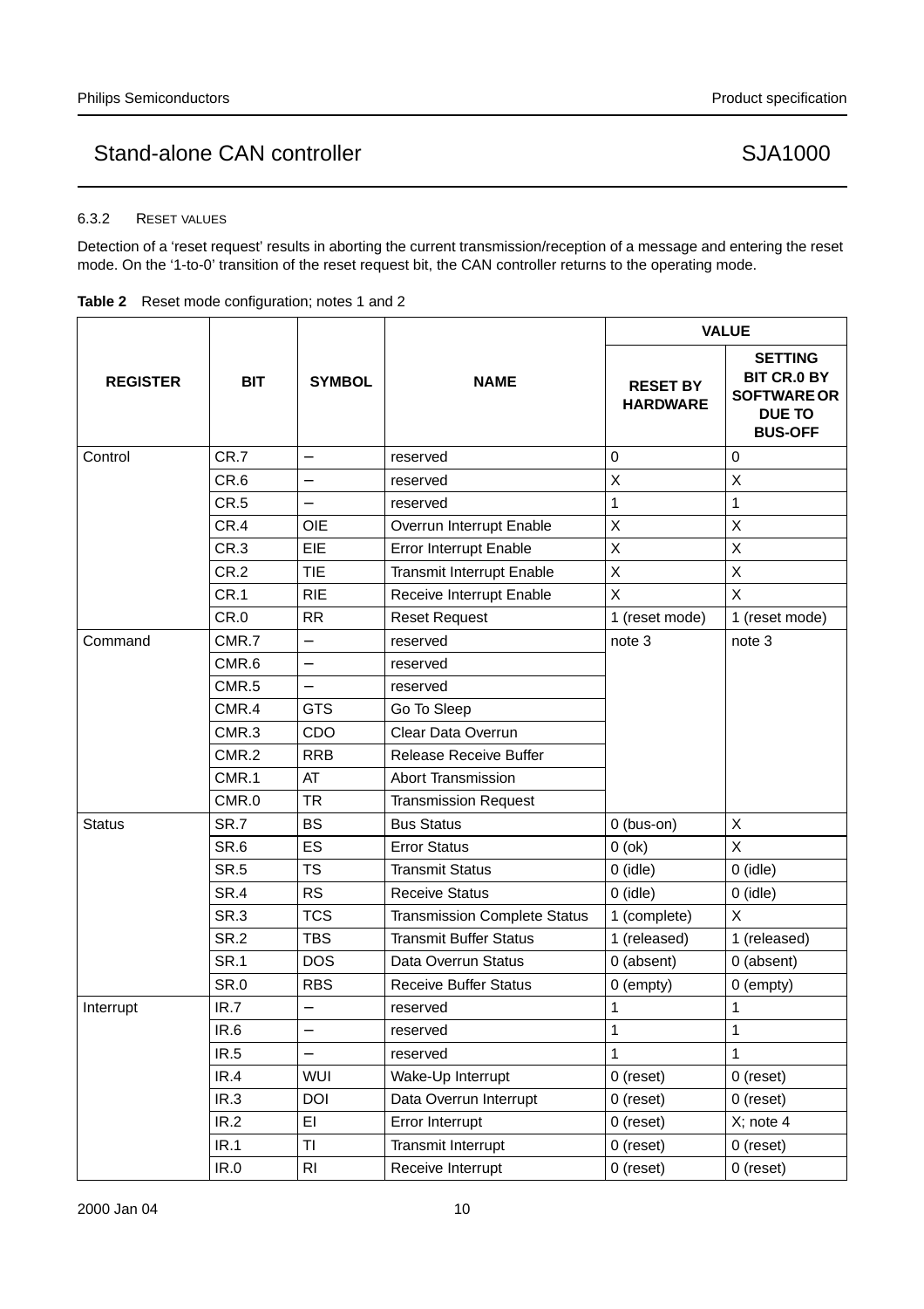#### 6.3.2 RESET VALUES

Detection of a 'reset request' results in aborting the current transmission/reception of a message and entering the reset mode. On the '1-to-0' transition of the reset request bit, the CAN controller returns to the operating mode.

**Table 2** Reset mode configuration; notes 1 and 2

| REGISTER | BIT | SYMBOL | NAME | VALUE | |
|---|---|---|---|---|---|
| | | | | RESET BY HARDWARE | SETTING BIT CR.0 BY SOFTWARE OR DUE TO BUS-OFF |
| Control | CR.7 | – | reserved | 0 | 0 |
| | CR.6 | – | reserved | X | X |
| | CR.5 | – | reserved | 1 | 1 |
| | CR.4 | OIE | Overrun Interrupt Enable | X | X |
| | CR.3 | EIE | Error Interrupt Enable | X | X |
| | CR.2 | TIE | Transmit Interrupt Enable | X | X |
| | CR.1 | RIE | Receive Interrupt Enable | X | X |
| | CR.0 | RR | Reset Request | 1 (reset mode) | 1 (reset mode) |
| Command | CMR.7 | – | reserved | note 3 | note 3 |
| | CMR.6 | – | reserved | | |
| | CMR.5 | – | reserved | | |
| | CMR.4 | GTS | Go To Sleep | | |
| | CMR.3 | CDO | Clear Data Overrun | | |
| | CMR.2 | RRB | Release Receive Buffer | | |
| | CMR.1 | AT | Abort Transmission | | |
| | CMR.0 | TR | Transmission Request | | |
| Status | SR.7 | BS | Bus Status | 0 (bus-on) | X |
| | SR.6 | ES | Error Status | 0 (ok) | X |
| | SR.5 | TS | Transmit Status | 0 (idle) | 0 (idle) |
| | SR.4 | RS | Receive Status | 0 (idle) | 0 (idle) |
| | SR.3 | TCS | Transmission Complete Status | 1 (complete) | X |
| | SR.2 | TBS | Transmit Buffer Status | 1 (released) | 1 (released) |
| | SR.1 | DOS | Data Overrun Status | 0 (absent) | 0 (absent) |
| | SR.0 | RBS | Receive Buffer Status | 0 (empty) | 0 (empty) |
| Interrupt | IR.7 | – | reserved | 1 | 1 |
| | IR.6 | – | reserved | 1 | 1 |
| | IR.5 | – | reserved | 1 | 1 |
| | IR.4 | WUI | Wake-Up Interrupt | 0 (reset) | 0 (reset) |
| | IR.3 | DOI | Data Overrun Interrupt | 0 (reset) | 0 (reset) |
| | IR.2 | EI | Error Interrupt | 0 (reset) | X; note 4 |
| | IR.1 | TI | Transmit Interrupt | 0 (reset) | 0 (reset) |
| | IR.0 | RI | Receive Interrupt | 0 (reset) | 0 (reset) |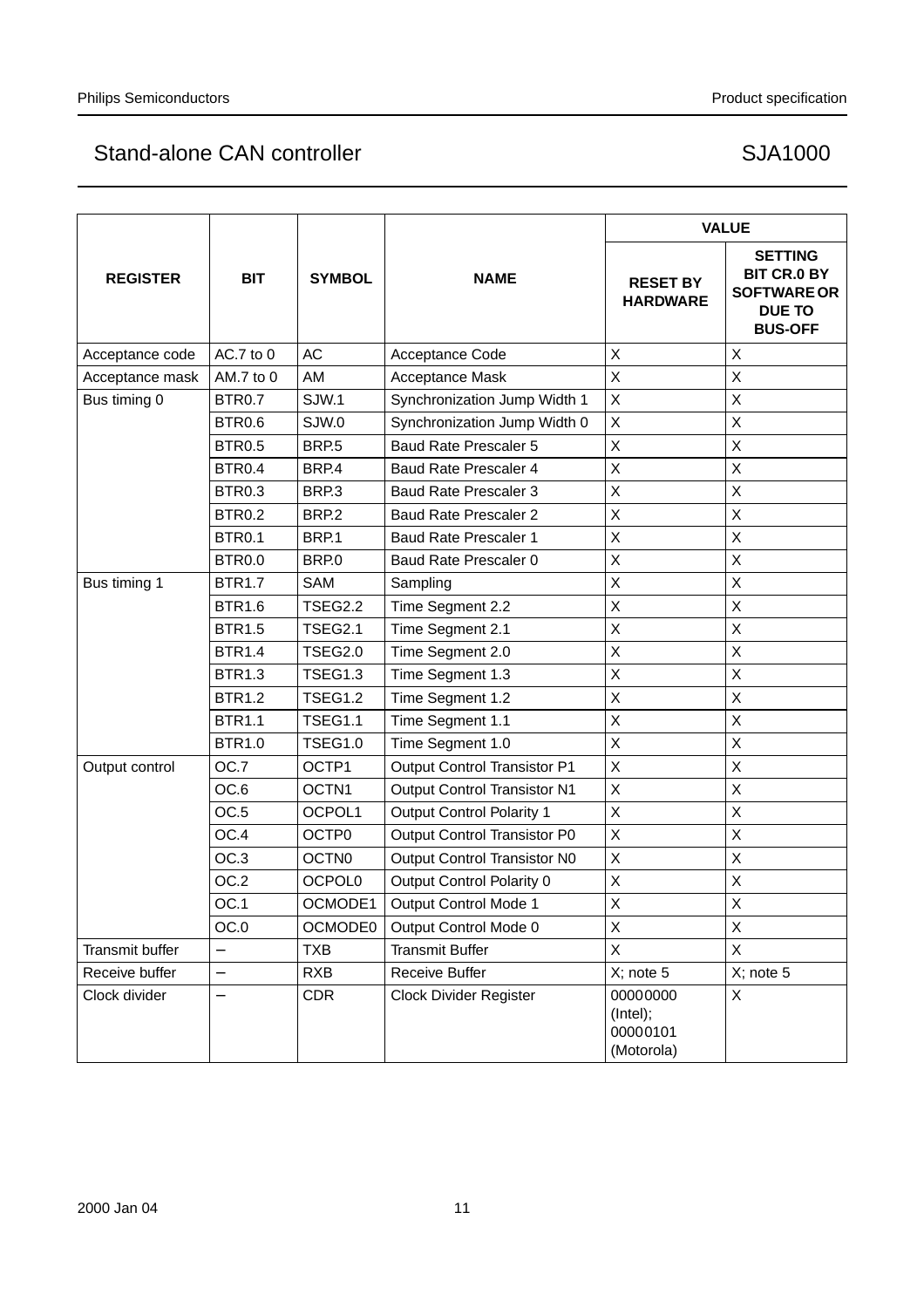| REGISTER | BIT | SYMBOL | NAME | VALUE | |
|---|---|---|---|---|---|
| | | | | RESET BY HARDWARE | SETTING BIT CR.0 BY SOFTWARE OR DUE TO BUS-OFF |
| Acceptance code | AC.7 to 0 | AC | Acceptance Code | X | X |
| Acceptance mask | AM.7 to 0 | AM | Acceptance Mask | X | X |
| Bus timing 0 | BTR0.7 | SJW.1 | Synchronization Jump Width 1 | X | X |
| | BTR0.6 | SJW.0 | Synchronization Jump Width 0 | X | X |
| | BTR0.5 | BRP.5 | Baud Rate Prescaler 5 | X | X |
| | BTR0.4 | BRP.4 | Baud Rate Prescaler 4 | X | X |
| | BTR0.3 | BRP.3 | Baud Rate Prescaler 3 | X | X |
| | BTR0.2 | BRP.2 | Baud Rate Prescaler 2 | X | X |
| | BTR0.1 | BRP.1 | Baud Rate Prescaler 1 | X | X |
| | BTR0.0 | BRP.0 | Baud Rate Prescaler 0 | X | X |
| Bus timing 1 | BTR1.7 | SAM | Sampling | X | X |
| | BTR1.6 | TSEG2.2 | Time Segment 2.2 | X | X |
| | BTR1.5 | TSEG2.1 | Time Segment 2.1 | X | X |
| | BTR1.4 | TSEG2.0 | Time Segment 2.0 | X | X |
| | BTR1.3 | TSEG1.3 | Time Segment 1.3 | X | X |
| | BTR1.2 | TSEG1.2 | Time Segment 1.2 | X | X |
| | BTR1.1 | TSEG1.1 | Time Segment 1.1 | X | X |
| | BTR1.0 | TSEG1.0 | Time Segment 1.0 | X | X |
| Output control | OC.7 | OCTP1 | Output Control Transistor P1 | X | X |
| | OC.6 | OCTN1 | Output Control Transistor N1 | X | X |
| | OC.5 | OCPOL1 | Output Control Polarity 1 | X | X |
| | OC.4 | OCTP0 | Output Control Transistor P0 | X | X |
| | OC.3 | OCTN0 | Output Control Transistor N0 | X | X |
| | OC.2 | OCPOL0 | Output Control Polarity 0 | X | X |
| | OC.1 | OCMODE1 | Output Control Mode 1 | X | X |
| | OC.0 | OCMODE0 | Output Control Mode 0 | X | X |
| Transmit buffer | – | TXB | Transmit Buffer | X | X |
| Receive buffer | – | RXB | Receive Buffer | X; note 5 | X; note 5 |
| Clock divider | – | CDR | Clock Divider Register | 00000000 (Intel); 00000101 (Motorola) | X |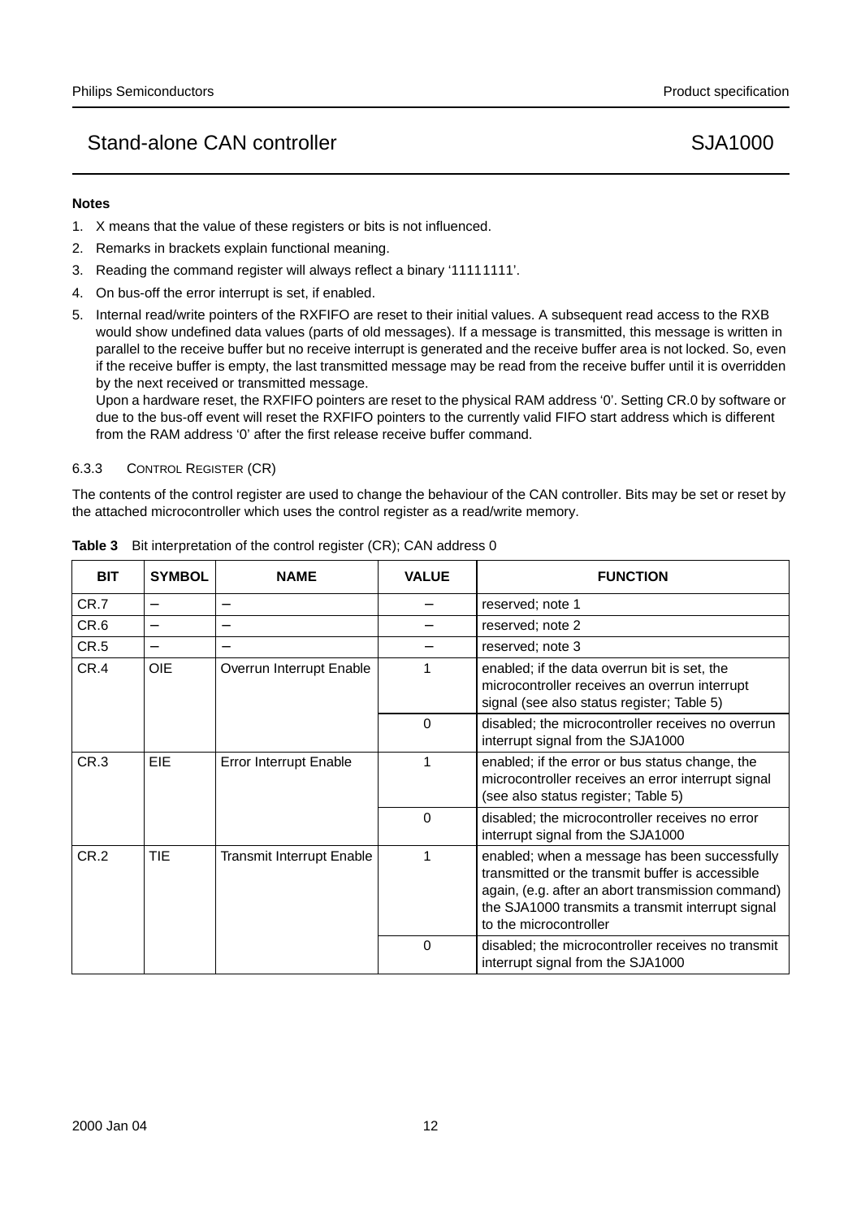**Notes**

1. X means that the value of these registers or bits is not influenced.
2. Remarks in brackets explain functional meaning.
3. Reading the command register will always reflect a binary ‘11111111’.
4. On bus-off the error interrupt is set, if enabled.
5. Internal read/write pointers of the RXFIFO are reset to their initial values. A subsequent read access to the RXB would show undefined data values (parts of old messages). If a message is transmitted, this message is written in parallel to the receive buffer but no receive interrupt is generated and the receive buffer area is not locked. So, even if the receive buffer is empty, the last transmitted message may be read from the receive buffer until it is overridden by the next received or transmitted message.

   Upon a hardware reset, the RXFIFO pointers are reset to the physical RAM address ‘0’. Setting CR.0 by software or due to the bus-off event will reset the RXFIFO pointers to the currently valid FIFO start address which is different from the RAM address ‘0’ after the first release receive buffer command.

### 6.3.3 CONTROL REGISTER (CR)

The contents of the control register are used to change the behaviour of the CAN controller. Bits may be set or reset by the attached microcontroller which uses the control register as a read/write memory.

**Table 3** Bit interpretation of the control register (CR); CAN address 0

| BIT | SYMBOL | NAME | VALUE | FUNCTION |
|---|---|---|---|---|
| CR.7 | – | – | – | reserved; note 1 |
| CR.6 | – | – | – | reserved; note 2 |
| CR.5 | – | – | – | reserved; note 3 |
| CR.4 | OIE | Overrun Interrupt Enable | 1 | enabled; if the data overrun bit is set, the microcontroller receives an overrun interrupt signal (see also status register; Table 5) |
| | | | 0 | disabled; the microcontroller receives no overrun interrupt signal from the SJA1000 |
| CR.3 | EIE | Error Interrupt Enable | 1 | enabled; if the error or bus status change, the microcontroller receives an error interrupt signal (see also status register; Table 5) |
| | | | 0 | disabled; the microcontroller receives no error interrupt signal from the SJA1000 |
| CR.2 | TIE | Transmit Interrupt Enable | 1 | enabled; when a message has been successfully transmitted or the transmit buffer is accessible again, (e.g. after an abort transmission command) the SJA1000 transmits a transmit interrupt signal to the microcontroller |
| | | | 0 | disabled; the microcontroller receives no transmit interrupt signal from the SJA1000 |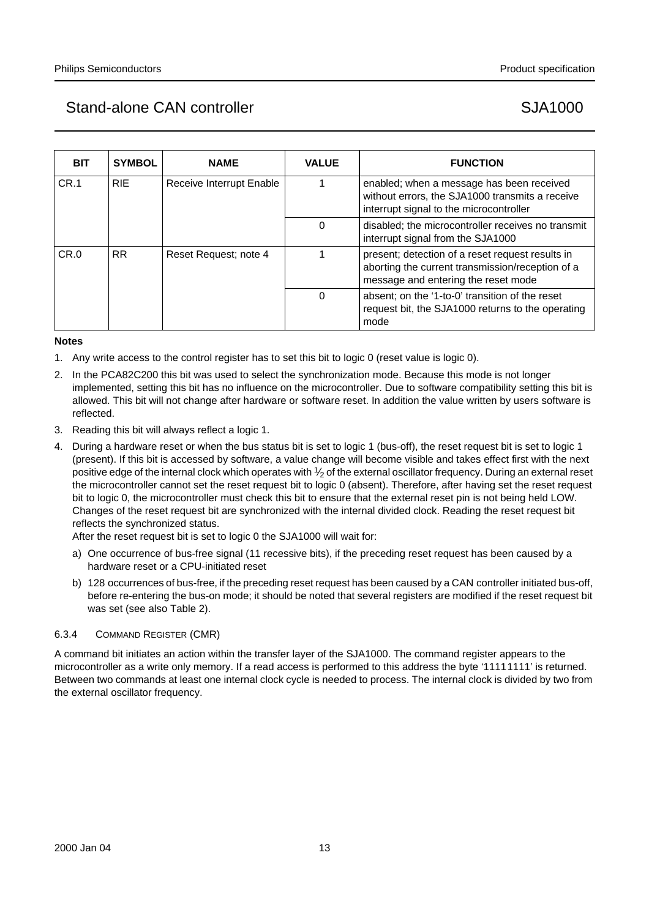| BIT | SYMBOL | NAME | VALUE | FUNCTION |
|---|---|---|---|---|
| CR.1 | RIE | Receive Interrupt Enable | 1 | enabled; when a message has been received without errors, the SJA1000 transmits a receive interrupt signal to the microcontroller |
| | | | 0 | disabled; the microcontroller receives no transmit interrupt signal from the SJA1000 |
| CR.0 | RR | Reset Request; note 4 | 1 | present; detection of a reset request results in aborting the current transmission/reception of a message and entering the reset mode |
| | | | 0 | absent; on the '1-to-0' transition of the reset request bit, the SJA1000 returns to the operating mode |

**Notes**

1. Any write access to the control register has to set this bit to logic 0 (reset value is logic 0).
2. In the PCA82C200 this bit was used to select the synchronization mode. Because this mode is not longer implemented, setting this bit has no influence on the microcontroller. Due to software compatibility setting this bit is allowed. This bit will not change after hardware or software reset. In addition the value written by users software is reflected.
3. Reading this bit will always reflect a logic 1.
4. During a hardware reset or when the bus status bit is set to logic 1 (bus-off), the reset request bit is set to logic 1 (present). If this bit is accessed by software, a value change will become visible and takes effect first with the next positive edge of the internal clock which operates with $\frac{1}{2}$ of the external oscillator frequency. During an external reset the microcontroller cannot set the reset request bit to logic 0 (absent). Therefore, after having set the reset request bit to logic 0, the microcontroller must check this bit to ensure that the external reset pin is not being held LOW. Changes of the reset request bit are synchronized with the internal divided clock. Reading the reset request bit reflects the synchronized status.

   After the reset request bit is set to logic 0 the SJA1000 will wait for:

   a) One occurrence of bus-free signal (11 recessive bits), if the preceding reset request has been caused by a hardware reset or a CPU-initiated reset

   b) 128 occurrences of bus-free, if the preceding reset request has been caused by a CAN controller initiated bus-off, before re-entering the bus-on mode; it should be noted that several registers are modified if the reset request bit was set (see also Table 2).

#### 6.3.4 COMMAND REGISTER (CMR)

A command bit initiates an action within the transfer layer of the SJA1000. The command register appears to the microcontroller as a write only memory. If a read access is performed to this address the byte '11111111' is returned. Between two commands at least one internal clock cycle is needed to process. The internal clock is divided by two from the external oscillator frequency.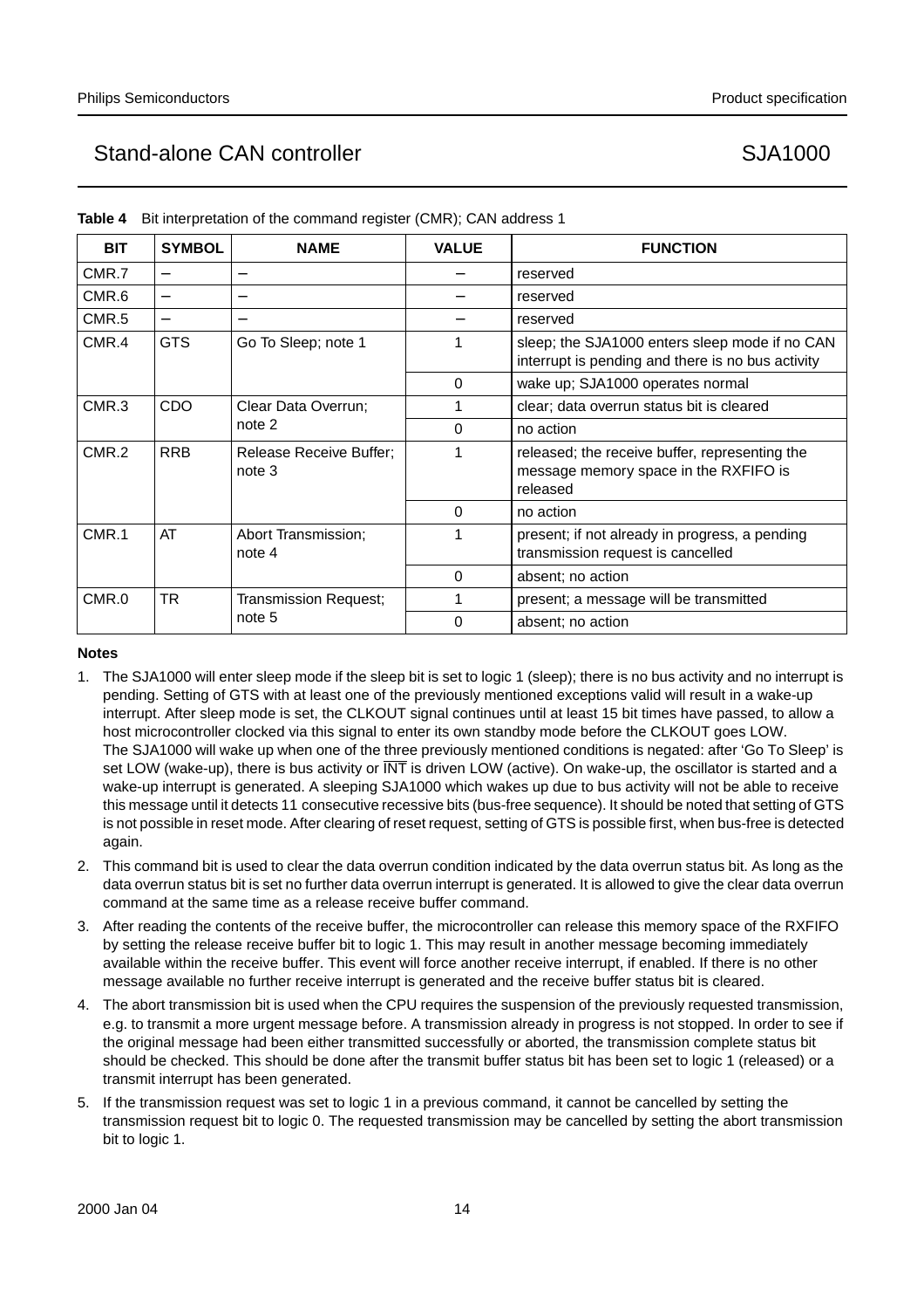**Table 4** Bit interpretation of the command register (CMR); CAN address 1

| BIT | SYMBOL | NAME | VALUE | FUNCTION |
|---|---|---|---|---|
| CMR.7 | – | – | – | reserved |
| CMR.6 | – | – | – | reserved |
| CMR.5 | – | – | – | reserved |
| CMR.4 | GTS | Go To Sleep; note 1 | 1 | sleep; the SJA1000 enters sleep mode if no CAN interrupt is pending and there is no bus activity |
| | | | 0 | wake up; SJA1000 operates normal |
| CMR.3 | CDO | Clear Data Overrun; note 2 | 1 | clear; data overrun status bit is cleared |
| | | | 0 | no action |
| CMR.2 | RRB | Release Receive Buffer; note 3 | 1 | released; the receive buffer, representing the message memory space in the RXFIFO is released |
| | | | 0 | no action |
| CMR.1 | AT | Abort Transmission; note 4 | 1 | present; if not already in progress, a pending transmission request is cancelled |
| | | | 0 | absent; no action |
| CMR.0 | TR | Transmission Request; note 5 | 1 | present; a message will be transmitted |
| | | | 0 | absent; no action |

**Notes**

1. The SJA1000 will enter sleep mode if the sleep bit is set to logic 1 (sleep); there is no bus activity and no interrupt is pending. Setting of GTS with at least one of the previously mentioned exceptions valid will result in a wake-up interrupt. After sleep mode is set, the CLKOUT signal continues until at least 15 bit times have passed, to allow a host microcontroller clocked via this signal to enter its own standby mode before the CLKOUT goes LOW.
   The SJA1000 will wake up when one of the three previously mentioned conditions is negated: after 'Go To Sleep' is set LOW (wake-up), there is bus activity or $\overline{\text{INT}}$ is driven LOW (active). On wake-up, the oscillator is started and a wake-up interrupt is generated. A sleeping SJA1000 which wakes up due to bus activity will not be able to receive this message until it detects 11 consecutive recessive bits (bus-free sequence). It should be noted that setting of GTS is not possible in reset mode. After clearing of reset request, setting of GTS is possible first, when bus-free is detected again.
2. This command bit is used to clear the data overrun condition indicated by the data overrun status bit. As long as the data overrun status bit is set no further data overrun interrupt is generated. It is allowed to give the clear data overrun command at the same time as a release receive buffer command.
3. After reading the contents of the receive buffer, the microcontroller can release this memory space of the RXFIFO by setting the release receive buffer bit to logic 1. This may result in another message becoming immediately available within the receive buffer. This event will force another receive interrupt, if enabled. If there is no other message available no further receive interrupt is generated and the receive buffer status bit is cleared.
4. The abort transmission bit is used when the CPU requires the suspension of the previously requested transmission, e.g. to transmit a more urgent message before. A transmission already in progress is not stopped. In order to see if the original message had been either transmitted successfully or aborted, the transmission complete status bit should be checked. This should be done after the transmit buffer status bit has been set to logic 1 (released) or a transmit interrupt has been generated.
5. If the transmission request was set to logic 1 in a previous command, it cannot be cancelled by setting the transmission request bit to logic 0. The requested transmission may be cancelled by setting the abort transmission bit to logic 1.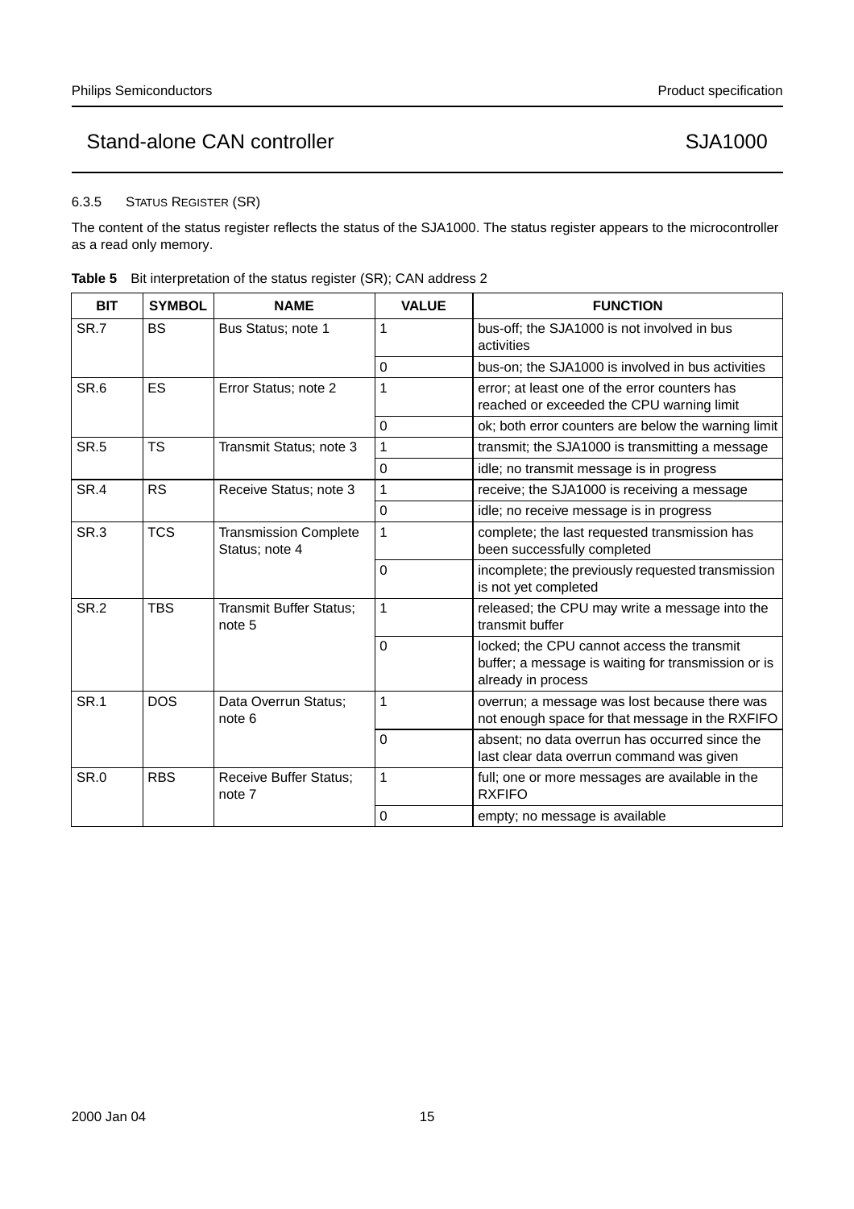#### 6.3.5 STATUS REGISTER (SR)

The content of the status register reflects the status of the SJA1000. The status register appears to the microcontroller as a read only memory.

**Table 5** Bit interpretation of the status register (SR); CAN address 2

| BIT | SYMBOL | NAME | VALUE | FUNCTION |
|---|---|---|---|---|
| SR.7 | BS | Bus Status; note 1 | 1 | bus-off; the SJA1000 is not involved in bus activities |
| | | | 0 | bus-on; the SJA1000 is involved in bus activities |
| SR.6 | ES | Error Status; note 2 | 1 | error; at least one of the error counters has reached or exceeded the CPU warning limit |
| | | | 0 | ok; both error counters are below the warning limit |
| SR.5 | TS | Transmit Status; note 3 | 1 | transmit; the SJA1000 is transmitting a message |
| | | | 0 | idle; no transmit message is in progress |
| SR.4 | RS | Receive Status; note 3 | 1 | receive; the SJA1000 is receiving a message |
| | | | 0 | idle; no receive message is in progress |
| SR.3 | TCS | Transmission Complete Status; note 4 | 1 | complete; the last requested transmission has been successfully completed |
| | | | 0 | incomplete; the previously requested transmission is not yet completed |
| SR.2 | TBS | Transmit Buffer Status; note 5 | 1 | released; the CPU may write a message into the transmit buffer |
| | | | 0 | locked; the CPU cannot access the transmit buffer; a message is waiting for transmission or is already in process |
| SR.1 | DOS | Data Overrun Status; note 6 | 1 | overrun; a message was lost because there was not enough space for that message in the RXFIFO |
| | | | 0 | absent; no data overrun has occurred since the last clear data overrun command was given |
| SR.0 | RBS | Receive Buffer Status; note 7 | 1 | full; one or more messages are available in the RXFIFO |
| | | | 0 | empty; no message is available |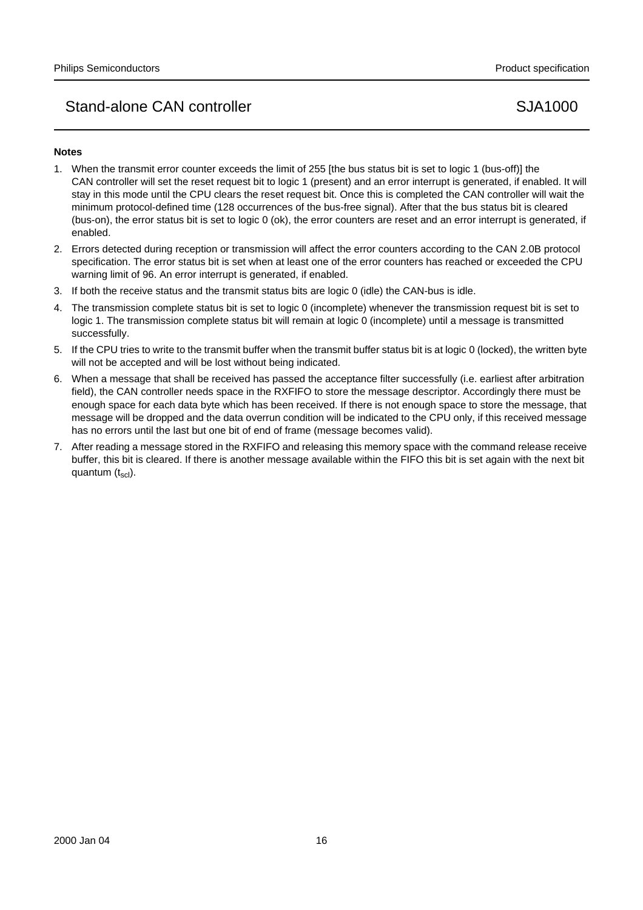**Notes**

1. When the transmit error counter exceeds the limit of 255 [the bus status bit is set to logic 1 (bus-off)] the CAN controller will set the reset request bit to logic 1 (present) and an error interrupt is generated, if enabled. It will stay in this mode until the CPU clears the reset request bit. Once this is completed the CAN controller will wait the minimum protocol-defined time (128 occurrences of the bus-free signal). After that the bus status bit is cleared (bus-on), the error status bit is set to logic 0 (ok), the error counters are reset and an error interrupt is generated, if enabled.
2. Errors detected during reception or transmission will affect the error counters according to the CAN 2.0B protocol specification. The error status bit is set when at least one of the error counters has reached or exceeded the CPU warning limit of 96. An error interrupt is generated, if enabled.
3. If both the receive status and the transmit status bits are logic 0 (idle) the CAN-bus is idle.
4. The transmission complete status bit is set to logic 0 (incomplete) whenever the transmission request bit is set to logic 1. The transmission complete status bit will remain at logic 0 (incomplete) until a message is transmitted successfully.
5. If the CPU tries to write to the transmit buffer when the transmit buffer status bit is at logic 0 (locked), the written byte will not be accepted and will be lost without being indicated.
6. When a message that shall be received has passed the acceptance filter successfully (i.e. earliest after arbitration field), the CAN controller needs space in the RXFIFO to store the message descriptor. Accordingly there must be enough space for each data byte which has been received. If there is not enough space to store the message, that message will be dropped and the data overrun condition will be indicated to the CPU only, if this received message has no errors until the last but one bit of end of frame (message becomes valid).
7. After reading a message stored in the RXFIFO and releasing this memory space with the command release receive buffer, this bit is cleared. If there is another message available within the FIFO this bit is set again with the next bit quantum ($t_{scl}$).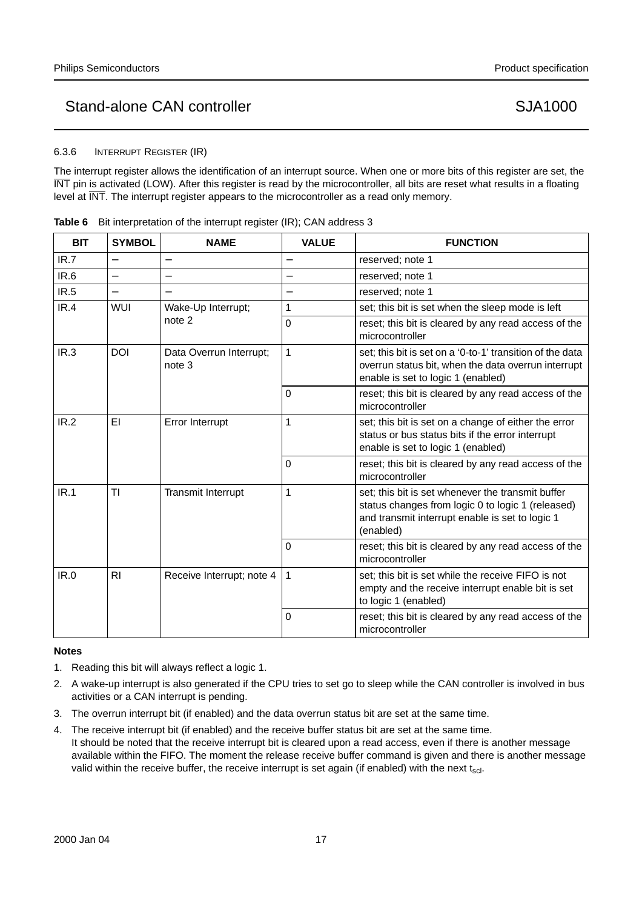### 6.3.6 INTERRUPT REGISTER (IR)

The interrupt register allows the identification of an interrupt source. When one or more bits of this register are set, the $\overline{INT}$ pin is activated (LOW). After this register is read by the microcontroller, all bits are reset what results in a floating level at $\overline{INT}$. The interrupt register appears to the microcontroller as a read only memory.

**Table 6** Bit interpretation of the interrupt register (IR); CAN address 3

| BIT | SYMBOL | NAME | VALUE | FUNCTION |
|---|---|---|---|---|
| IR.7 | – | – | – | reserved; note 1 |
| IR.6 | – | – | – | reserved; note 1 |
| IR.5 | – | – | – | reserved; note 1 |
| IR.4 | WUI | Wake-Up Interrupt; note 2 | 1 | set; this bit is set when the sleep mode is left |
| | | | 0 | reset; this bit is cleared by any read access of the microcontroller |
| IR.3 | DOI | Data Overrun Interrupt; note 3 | 1 | set; this bit is set on a '0-to-1' transition of the data overrun status bit, when the data overrun interrupt enable is set to logic 1 (enabled) |
| | | | 0 | reset; this bit is cleared by any read access of the microcontroller |
| IR.2 | EI | Error Interrupt | 1 | set; this bit is set on a change of either the error status or bus status bits if the error interrupt enable is set to logic 1 (enabled) |
| | | | 0 | reset; this bit is cleared by any read access of the microcontroller |
| IR.1 | TI | Transmit Interrupt | 1 | set; this bit is set whenever the transmit buffer status changes from logic 0 to logic 1 (released) and transmit interrupt enable is set to logic 1 (enabled) |
| | | | 0 | reset; this bit is cleared by any read access of the microcontroller |
| IR.0 | RI | Receive Interrupt; note 4 | 1 | set; this bit is set while the receive FIFO is not empty and the receive interrupt enable bit is set to logic 1 (enabled) |
| | | | 0 | reset; this bit is cleared by any read access of the microcontroller |

**Notes**

1. Reading this bit will always reflect a logic 1.
2. A wake-up interrupt is also generated if the CPU tries to set go to sleep while the CAN controller is involved in bus activities or a CAN interrupt is pending.
3. The overrun interrupt bit (if enabled) and the data overrun status bit are set at the same time.
4. The receive interrupt bit (if enabled) and the receive buffer status bit are set at the same time.
   It should be noted that the receive interrupt bit is cleared upon a read access, even if there is another message available within the FIFO. The moment the release receive buffer command is given and there is another message valid within the receive buffer, the receive interrupt is set again (if enabled) with the next $t_{scl}$.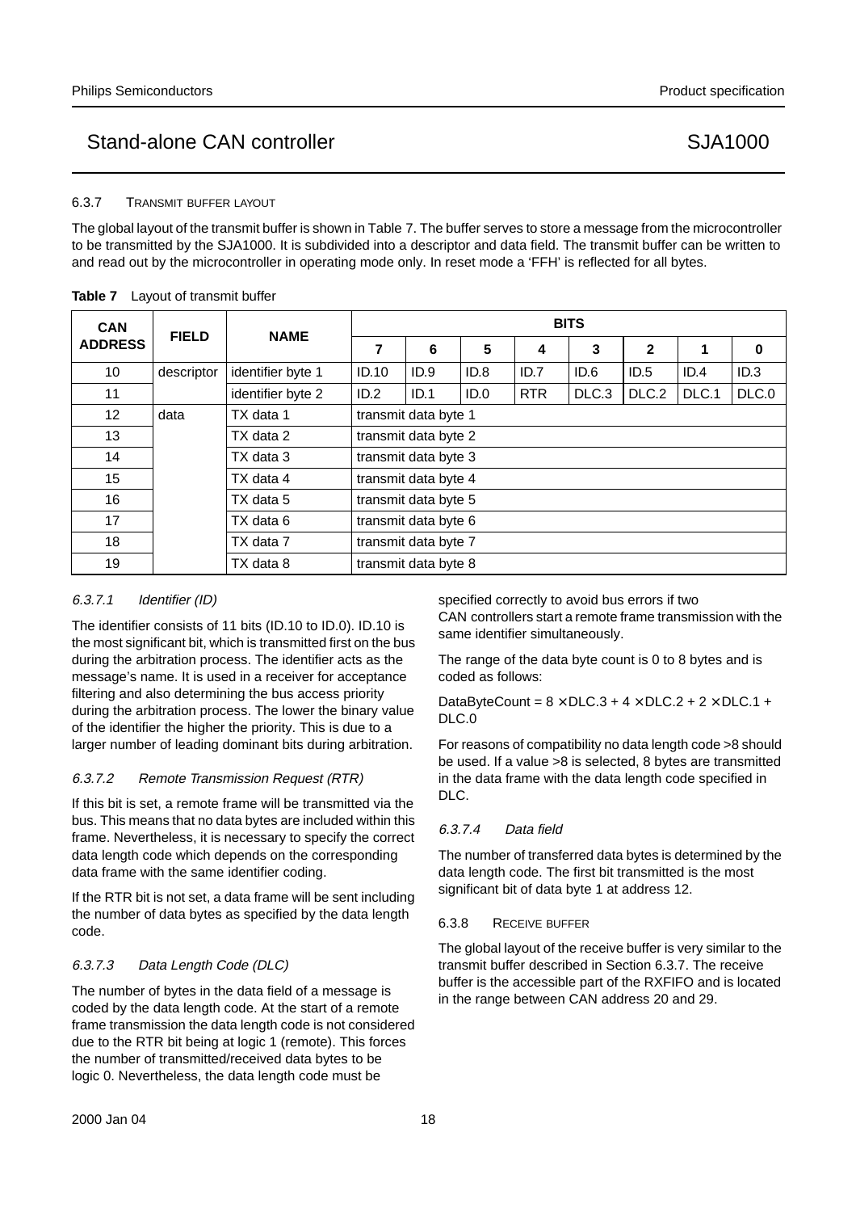#### 6.3.7 TRANSMIT BUFFER LAYOUT

The global layout of the transmit buffer is shown in Table 7. The buffer serves to store a message from the microcontroller to be transmitted by the SJA1000. It is subdivided into a descriptor and data field. The transmit buffer can be written to and read out by the microcontroller in operating mode only. In reset mode a ‘FFH’ is reflected for all bytes.

**Table 7** Layout of transmit buffer

| CAN ADDRESS | FIELD | NAME | BITS | | | | | | | |
|---|---|---|---|---|---|---|---|---|---|---|
| | | | 7 | 6 | 5 | 4 | 3 | 2 | 1 | 0 |
| 10 | descriptor | identifier byte 1 | ID.10 | ID.9 | ID.8 | ID.7 | ID.6 | ID.5 | ID.4 | ID.3 |
| 11 | | identifier byte 2 | ID.2 | ID.1 | ID.0 | RTR | DLC.3 | DLC.2 | DLC.1 | DLC.0 |
| 12 | data | TX data 1 | transmit data byte 1 | | | | | | | |
| 13 | | TX data 2 | transmit data byte 2 | | | | | | | |
| 14 | | TX data 3 | transmit data byte 3 | | | | | | | |
| 15 | | TX data 4 | transmit data byte 4 | | | | | | | |
| 16 | | TX data 5 | transmit data byte 5 | | | | | | | |
| 17 | | TX data 6 | transmit data byte 6 | | | | | | | |
| 18 | | TX data 7 | transmit data byte 7 | | | | | | | |
| 19 | | TX data 8 | transmit data byte 8 | | | | | | | |

##### *6.3.7.1 Identifier (ID)*

The identifier consists of 11 bits (ID.10 to ID.0). ID.10 is the most significant bit, which is transmitted first on the bus during the arbitration process. The identifier acts as the message’s name. It is used in a receiver for acceptance filtering and also determining the bus access priority during the arbitration process. The lower the binary value of the identifier the higher the priority. This is due to a larger number of leading dominant bits during arbitration.

##### *6.3.7.2 Remote Transmission Request (RTR)*

If this bit is set, a remote frame will be transmitted via the bus. This means that no data bytes are included within this frame. Nevertheless, it is necessary to specify the correct data length code which depends on the corresponding data frame with the same identifier coding.

If the RTR bit is not set, a data frame will be sent including the number of data bytes as specified by the data length code.

##### *6.3.7.3 Data Length Code (DLC)*

The number of bytes in the data field of a message is coded by the data length code. At the start of a remote frame transmission the data length code is not considered due to the RTR bit being at logic 1 (remote). This forces the number of transmitted/received data bytes to be logic 0. Nevertheless, the data length code must be specified correctly to avoid bus errors if two CAN controllers start a remote frame transmission with the same identifier simultaneously.

The range of the data byte count is 0 to 8 bytes and is coded as follows:

$$\text{DataByteCount} = 8 \times \text{DLC.3} + 4 \times \text{DLC.2} + 2 \times \text{DLC.1} + \text{DLC.0}$$

For reasons of compatibility no data length code >8 should be used. If a value >8 is selected, 8 bytes are transmitted in the data frame with the data length code specified in DLC.

##### *6.3.7.4 Data field*

The number of transferred data bytes is determined by the data length code. The first bit transmitted is the most significant bit of data byte 1 at address 12.

#### 6.3.8 RECEIVE BUFFER

The global layout of the receive buffer is very similar to the transmit buffer described in Section 6.3.7. The receive buffer is the accessible part of the RXFIFO and is located in the range between CAN address 20 and 29.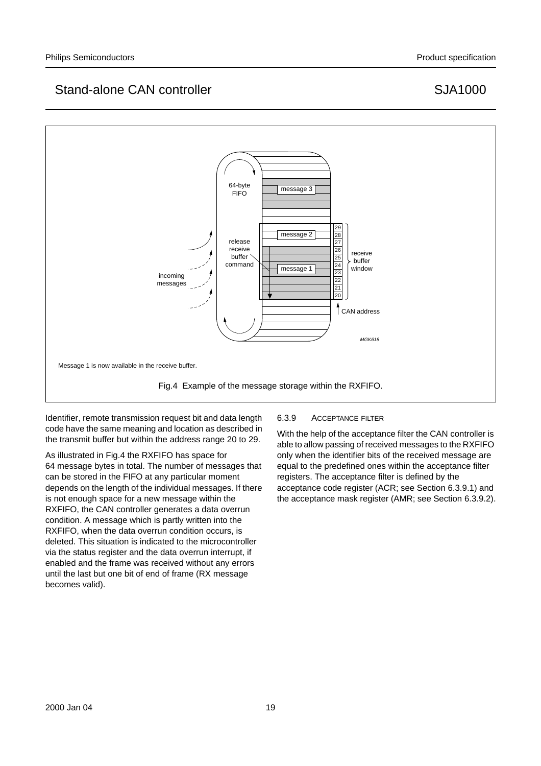Message 1 is now available in the receive buffer.

Fig.4 Example of the message storage within the RXFIFO.

Identifier, remote transmission request bit and data length code have the same meaning and location as described in the transmit buffer but within the address range 20 to 29.

As illustrated in Fig.4 the RXFIFO has space for 64 message bytes in total. The number of messages that can be stored in the FIFO at any particular moment depends on the length of the individual messages. If there is not enough space for a new message within the RXFIFO, the CAN controller generates a data overrun condition. A message which is partly written into the RXFIFO, when the data overrun condition occurs, is deleted. This situation is indicated to the microcontroller via the status register and the data overrun interrupt, if enabled and the frame was received without any errors until the last but one bit of end of frame (RX message becomes valid).

### 6.3.9 ACCEPTANCE FILTER

With the help of the acceptance filter the CAN controller is able to allow passing of received messages to the RXFIFO only when the identifier bits of the received message are equal to the predefined ones within the acceptance filter registers. The acceptance filter is defined by the acceptance code register (ACR; see Section 6.3.9.1) and the acceptance mask register (AMR; see Section 6.3.9.2).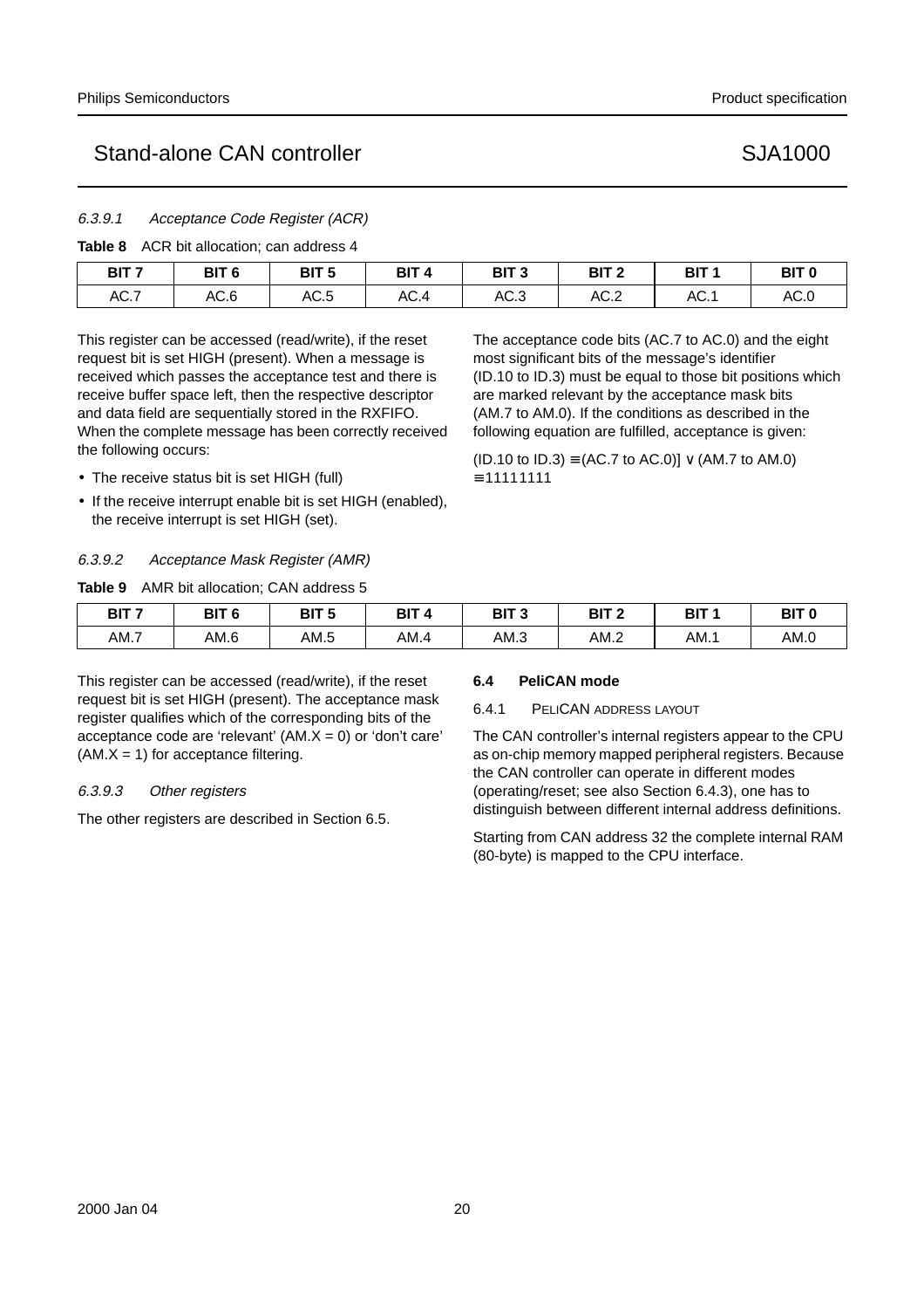#### 6.3.9.1 *Acceptance Code Register (ACR)*

**Table 8** ACR bit allocation; can address 4

| BIT 7 | BIT 6 | BIT 5 | BIT 4 | BIT 3 | BIT 2 | BIT 1 | BIT 0 |
|---|---|---|---|---|---|---|---|
| AC.7 | AC.6 | AC.5 | AC.4 | AC.3 | AC.2 | AC.1 | AC.0 |

This register can be accessed (read/write), if the reset request bit is set HIGH (present). When a message is received which passes the acceptance test and there is receive buffer space left, then the respective descriptor and data field are sequentially stored in the RXFIFO. When the complete message has been correctly received the following occurs:

- The receive status bit is set HIGH (full)
- If the receive interrupt enable bit is set HIGH (enabled), the receive interrupt is set HIGH (set).

The acceptance code bits (AC.7 to AC.0) and the eight most significant bits of the message's identifier (ID.10 to ID.3) must be equal to those bit positions which are marked relevant by the acceptance mask bits (AM.7 to AM.0). If the conditions as described in the following equation are fulfilled, acceptance is given:

(ID.10 to ID.3) ≡ (AC.7 to AC.0)] ∨ (AM.7 to AM.0) ≡ 11111111

#### 6.3.9.2 *Acceptance Mask Register (AMR)*

**Table 9** AMR bit allocation; CAN address 5

| BIT 7 | BIT 6 | BIT 5 | BIT 4 | BIT 3 | BIT 2 | BIT 1 | BIT 0 |
|---|---|---|---|---|---|---|---|
| AM.7 | AM.6 | AM.5 | AM.4 | AM.3 | AM.2 | AM.1 | AM.0 |

This register can be accessed (read/write), if the reset request bit is set HIGH (present). The acceptance mask register qualifies which of the corresponding bits of the acceptance code are 'relevant' (AM.X = 0) or 'don't care' (AM.X = 1) for acceptance filtering.

#### 6.3.9.3 *Other registers*

The other registers are described in Section 6.5.

## 6.4 PeliCAN mode

### 6.4.1 PELICAN ADDRESS LAYOUT

The CAN controller's internal registers appear to the CPU as on-chip memory mapped peripheral registers. Because the CAN controller can operate in different modes (operating/reset; see also Section 6.4.3), one has to distinguish between different internal address definitions.

Starting from CAN address 32 the complete internal RAM (80-byte) is mapped to the CPU interface.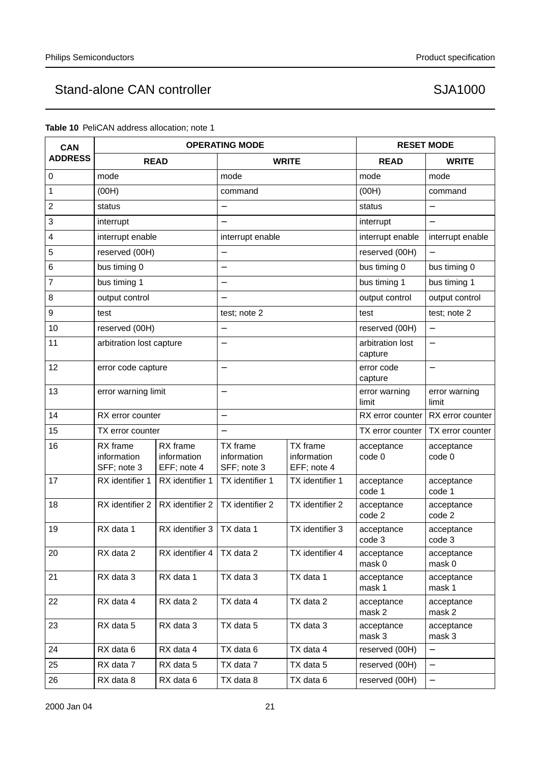**Table 10** PeliCAN address allocation; note 1

| CAN ADDRESS | OPERATING MODE | | | | RESET MODE | |
|---|---|---|---|---|---|---|
| | READ | | WRITE | | READ | WRITE |
| 0 | mode | | mode | | mode | mode |
| 1 | (00H) | | command | | (00H) | command |
| 2 | status | | – | | status | – |
| 3 | interrupt | | – | | interrupt | – |
| 4 | interrupt enable | | interrupt enable | | interrupt enable | interrupt enable |
| 5 | reserved (00H) | | – | | reserved (00H) | – |
| 6 | bus timing 0 | | – | | bus timing 0 | bus timing 0 |
| 7 | bus timing 1 | | – | | bus timing 1 | bus timing 1 |
| 8 | output control | | – | | output control | output control |
| 9 | test | | test; note 2 | | test | test; note 2 |
| 10 | reserved (00H) | | – | | reserved (00H) | – |
| 11 | arbitration lost capture | | – | | arbitration lost capture | – |
| 12 | error code capture | | – | | error code capture | – |
| 13 | error warning limit | | – | | error warning limit | error warning limit |
| 14 | RX error counter | | – | | RX error counter | RX error counter |
| 15 | TX error counter | | – | | TX error counter | TX error counter |
| 16 | RX frame information SFF; note 3 | RX frame information EFF; note 4 | TX frame information SFF; note 3 | TX frame information EFF; note 4 | acceptance code 0 | acceptance code 0 |
| 17 | RX identifier 1 | RX identifier 1 | TX identifier 1 | TX identifier 1 | acceptance code 1 | acceptance code 1 |
| 18 | RX identifier 2 | RX identifier 2 | TX identifier 2 | TX identifier 2 | acceptance code 2 | acceptance code 2 |
| 19 | RX data 1 | RX identifier 3 | TX data 1 | TX identifier 3 | acceptance code 3 | acceptance code 3 |
| 20 | RX data 2 | RX identifier 4 | TX data 2 | TX identifier 4 | acceptance mask 0 | acceptance mask 0 |
| 21 | RX data 3 | RX data 1 | TX data 3 | TX data 1 | acceptance mask 1 | acceptance mask 1 |
| 22 | RX data 4 | RX data 2 | TX data 4 | TX data 2 | acceptance mask 2 | acceptance mask 2 |
| 23 | RX data 5 | RX data 3 | TX data 5 | TX data 3 | acceptance mask 3 | acceptance mask 3 |
| 24 | RX data 6 | RX data 4 | TX data 6 | TX data 4 | reserved (00H) | – |
| 25 | RX data 7 | RX data 5 | TX data 7 | TX data 5 | reserved (00H) | – |
| 26 | RX data 8 | RX data 6 | TX data 8 | TX data 6 | reserved (00H) | – |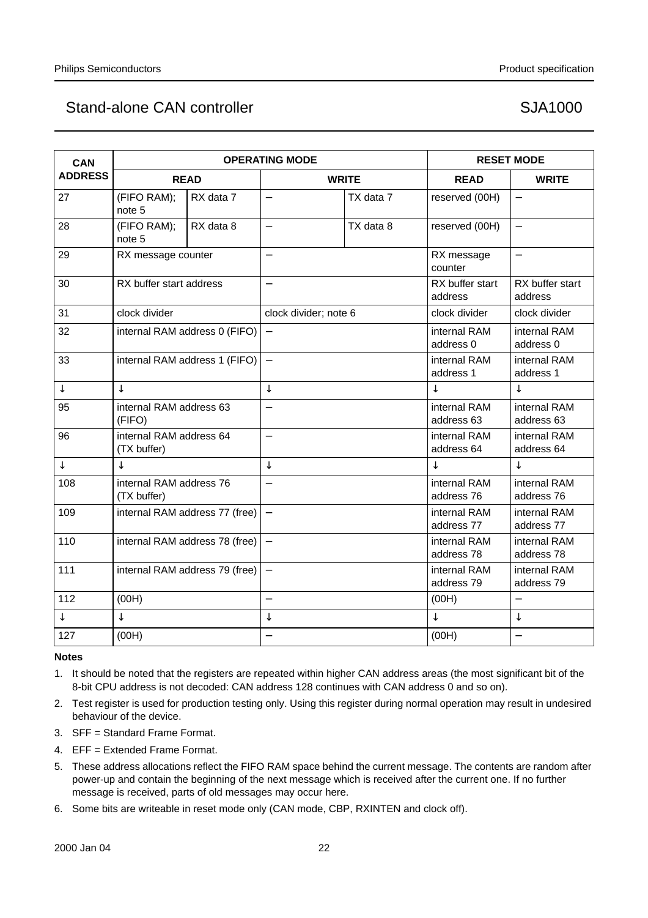| CAN ADDRESS | OPERATING MODE | | | | RESET MODE | |
|---|---|---|---|---|---|---|
| | READ | | WRITE | | READ | WRITE |
| 27 | (FIFO RAM); note 5 | RX data 7 | – | TX data 7 | reserved (00H) | – |
| 28 | (FIFO RAM); note 5 | RX data 8 | – | TX data 8 | reserved (00H) | – |
| 29 | RX message counter | | – | | RX message counter | – |
| 30 | RX buffer start address | | – | | RX buffer start address | RX buffer start address |
| 31 | clock divider | | clock divider; note 6 | | clock divider | clock divider |
| 32 | internal RAM address 0 (FIFO) | | – | | internal RAM address 0 | internal RAM address 0 |
| 33 | internal RAM address 1 (FIFO) | | – | | internal RAM address 1 | internal RAM address 1 |
| ↓ | ↓ | | ↓ | | ↓ | ↓ |
| 95 | internal RAM address 63 (FIFO) | | – | | internal RAM address 63 | internal RAM address 63 |
| 96 | internal RAM address 64 (TX buffer) | | – | | internal RAM address 64 | internal RAM address 64 |
| ↓ | ↓ | | ↓ | | ↓ | ↓ |
| 108 | internal RAM address 76 (TX buffer) | | – | | internal RAM address 76 | internal RAM address 76 |
| 109 | internal RAM address 77 (free) | | – | | internal RAM address 77 | internal RAM address 77 |
| 110 | internal RAM address 78 (free) | | – | | internal RAM address 78 | internal RAM address 78 |
| 111 | internal RAM address 79 (free) | | – | | internal RAM address 79 | internal RAM address 79 |
| 112 | (00H) | | – | | (00H) | – |
| ↓ | ↓ | | ↓ | | ↓ | ↓ |
| 127 | (00H) | | – | | (00H) | – |

**Notes**

1. It should be noted that the registers are repeated within higher CAN address areas (the most significant bit of the 8-bit CPU address is not decoded: CAN address 128 continues with CAN address 0 and so on).
2. Test register is used for production testing only. Using this register during normal operation may result in undesired behaviour of the device.
3. SFF = Standard Frame Format.
4. EFF = Extended Frame Format.
5. These address allocations reflect the FIFO RAM space behind the current message. The contents are random after power-up and contain the beginning of the next message which is received after the current one. If no further message is received, parts of old messages may occur here.
6. Some bits are writeable in reset mode only (CAN mode, CBP, RXINTEN and clock off).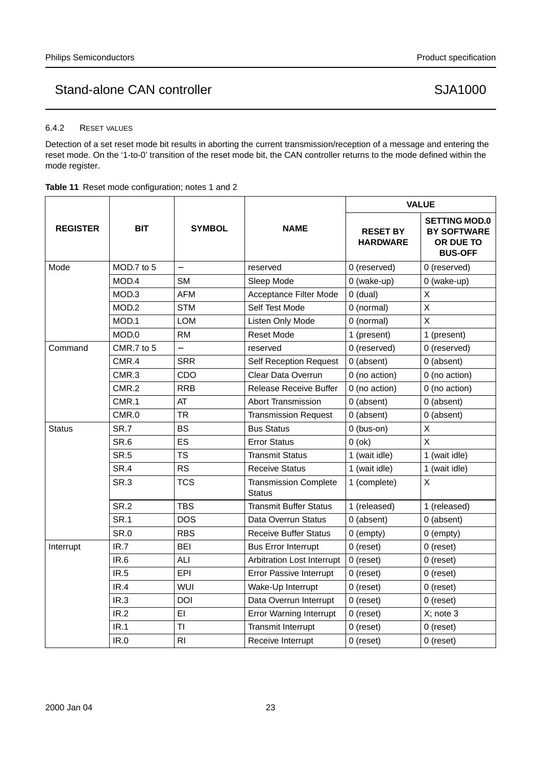#### 6.4.2 RESET VALUES

Detection of a set reset mode bit results in aborting the current transmission/reception of a message and entering the reset mode. On the '1-to-0' transition of the reset mode bit, the CAN controller returns to the mode defined within the mode register.

**Table 11** Reset mode configuration; notes 1 and 2

| REGISTER | BIT | SYMBOL | NAME | VALUE | |
|---|---|---|---|---|---|
| | | | | **RESET BY HARDWARE** | **SETTING MOD.0 BY SOFTWARE OR DUE TO BUS-OFF** |
| Mode | MOD.7 to 5 | – | reserved | 0 (reserved) | 0 (reserved) |
| | MOD.4 | SM | Sleep Mode | 0 (wake-up) | 0 (wake-up) |
| | MOD.3 | AFM | Acceptance Filter Mode | 0 (dual) | X |
| | MOD.2 | STM | Self Test Mode | 0 (normal) | X |
| | MOD.1 | LOM | Listen Only Mode | 0 (normal) | X |
| | MOD.0 | RM | Reset Mode | 1 (present) | 1 (present) |
| Command | CMR.7 to 5 | – | reserved | 0 (reserved) | 0 (reserved) |
| | CMR.4 | SRR | Self Reception Request | 0 (absent) | 0 (absent) |
| | CMR.3 | CDO | Clear Data Overrun | 0 (no action) | 0 (no action) |
| | CMR.2 | RRB | Release Receive Buffer | 0 (no action) | 0 (no action) |
| | CMR.1 | AT | Abort Transmission | 0 (absent) | 0 (absent) |
| | CMR.0 | TR | Transmission Request | 0 (absent) | 0 (absent) |
| Status | SR.7 | BS | Bus Status | 0 (bus-on) | X |
| | SR.6 | ES | Error Status | 0 (ok) | X |
| | SR.5 | TS | Transmit Status | 1 (wait idle) | 1 (wait idle) |
| | SR.4 | RS | Receive Status | 1 (wait idle) | 1 (wait idle) |
| | SR.3 | TCS | Transmission Complete Status | 1 (complete) | X |
| | SR.2 | TBS | Transmit Buffer Status | 1 (released) | 1 (released) |
| | SR.1 | DOS | Data Overrun Status | 0 (absent) | 0 (absent) |
| | SR.0 | RBS | Receive Buffer Status | 0 (empty) | 0 (empty) |
| Interrupt | IR.7 | BEI | Bus Error Interrupt | 0 (reset) | 0 (reset) |
| | IR.6 | ALI | Arbitration Lost Interrupt | 0 (reset) | 0 (reset) |
| | IR.5 | EPI | Error Passive Interrupt | 0 (reset) | 0 (reset) |
| | IR.4 | WUI | Wake-Up Interrupt | 0 (reset) | 0 (reset) |
| | IR.3 | DOI | Data Overrun Interrupt | 0 (reset) | 0 (reset) |
| | IR.2 | EI | Error Warning Interrupt | 0 (reset) | X; note 3 |
| | IR.1 | TI | Transmit Interrupt | 0 (reset) | 0 (reset) |
| | IR.0 | RI | Receive Interrupt | 0 (reset) | 0 (reset) |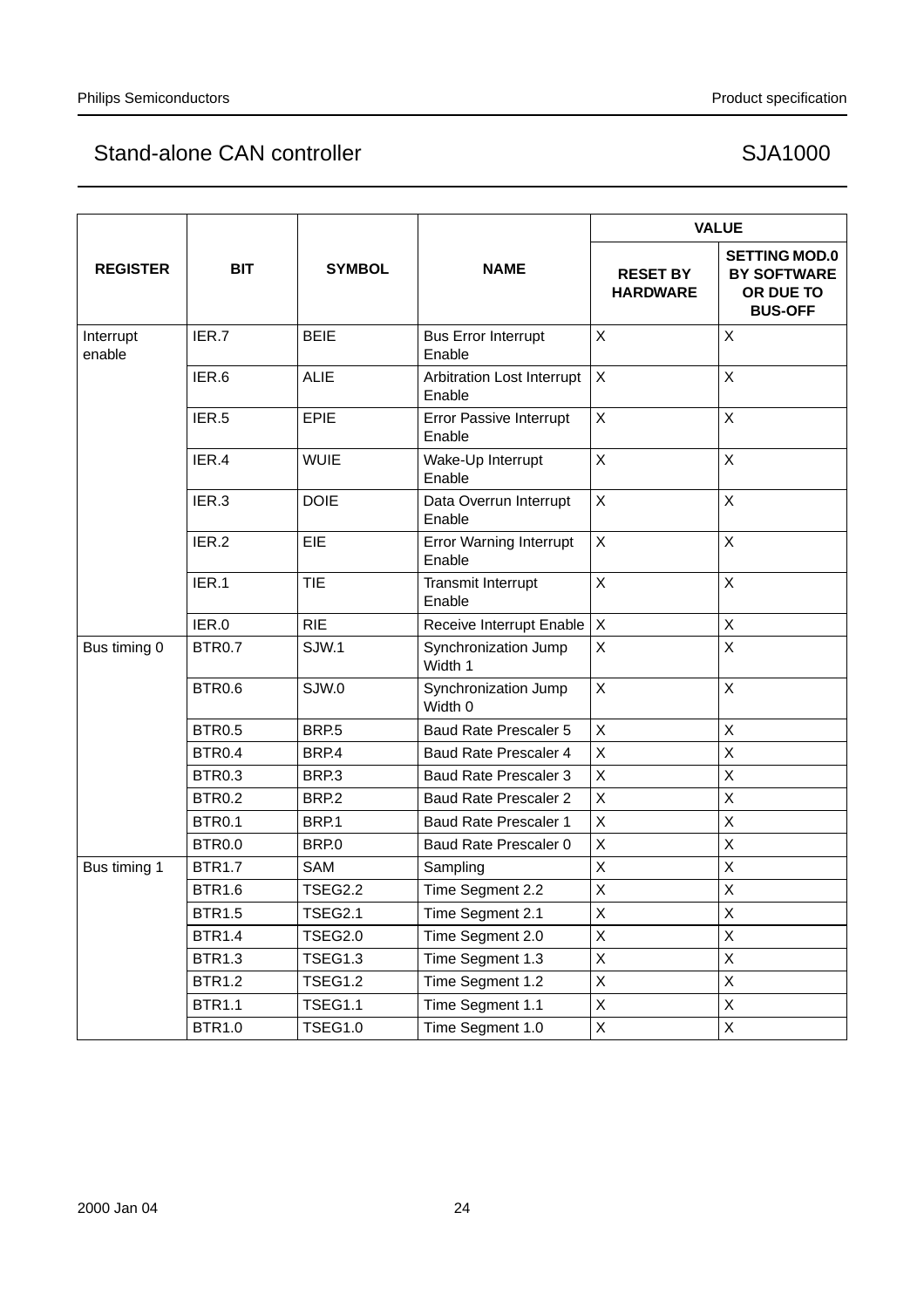| REGISTER | BIT | SYMBOL | NAME | VALUE | |
|---|---|---|---|---|---|
| | | | | **RESET BY HARDWARE** | **SETTING MOD.0 BY SOFTWARE OR DUE TO BUS-OFF** |
| Interrupt enable | IER.7 | BEIE | Bus Error Interrupt Enable | X | X |
| | IER.6 | ALIE | Arbitration Lost Interrupt Enable | X | X |
| | IER.5 | EPIE | Error Passive Interrupt Enable | X | X |
| | IER.4 | WUIE | Wake-Up Interrupt Enable | X | X |
| | IER.3 | DOIE | Data Overrun Interrupt Enable | X | X |
| | IER.2 | EIE | Error Warning Interrupt Enable | X | X |
| | IER.1 | TIE | Transmit Interrupt Enable | X | X |
| | IER.0 | RIE | Receive Interrupt Enable | X | X |
| Bus timing 0 | BTR0.7 | SJW.1 | Synchronization Jump Width 1 | X | X |
| | BTR0.6 | SJW.0 | Synchronization Jump Width 0 | X | X |
| | BTR0.5 | BRP.5 | Baud Rate Prescaler 5 | X | X |
| | BTR0.4 | BRP.4 | Baud Rate Prescaler 4 | X | X |
| | BTR0.3 | BRP.3 | Baud Rate Prescaler 3 | X | X |
| | BTR0.2 | BRP.2 | Baud Rate Prescaler 2 | X | X |
| | BTR0.1 | BRP.1 | Baud Rate Prescaler 1 | X | X |
| | BTR0.0 | BRP.0 | Baud Rate Prescaler 0 | X | X |
| Bus timing 1 | BTR1.7 | SAM | Sampling | X | X |
| | BTR1.6 | TSEG2.2 | Time Segment 2.2 | X | X |
| | BTR1.5 | TSEG2.1 | Time Segment 2.1 | X | X |
| | BTR1.4 | TSEG2.0 | Time Segment 2.0 | X | X |
| | BTR1.3 | TSEG1.3 | Time Segment 1.3 | X | X |
| | BTR1.2 | TSEG1.2 | Time Segment 1.2 | X | X |
| | BTR1.1 | TSEG1.1 | Time Segment 1.1 | X | X |
| | BTR1.0 | TSEG1.0 | Time Segment 1.0 | X | X |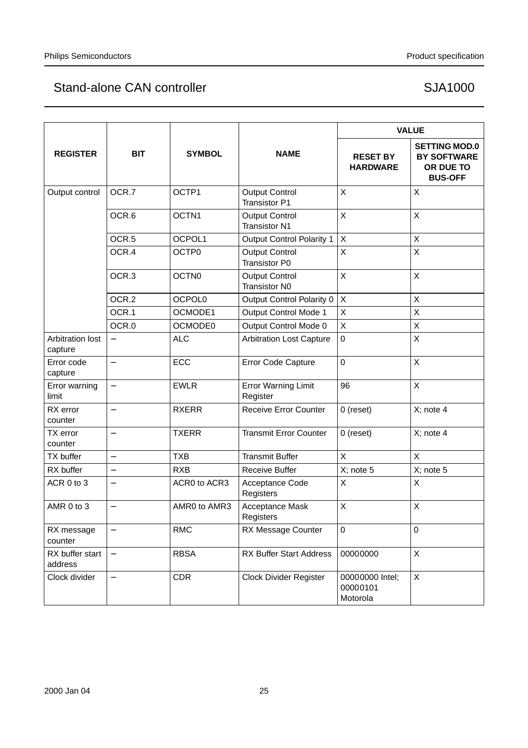| REGISTER | BIT | SYMBOL | NAME | VALUE | |
|---|---|---|---|---|---|
| | | | | RESET BY HARDWARE | SETTING MOD.0 BY SOFTWARE OR DUE TO BUS-OFF |
| Output control | OCR.7 | OCTP1 | Output Control Transistor P1 | X | X |
| | OCR.6 | OCTN1 | Output Control Transistor N1 | X | X |
| | OCR.5 | OCPOL1 | Output Control Polarity 1 | X | X |
| | OCR.4 | OCTP0 | Output Control Transistor P0 | X | X |
| | OCR.3 | OCTN0 | Output Control Transistor N0 | X | X |
| | OCR.2 | OCPOL0 | Output Control Polarity 0 | X | X |
| | OCR.1 | OCMODE1 | Output Control Mode 1 | X | X |
| | OCR.0 | OCMODE0 | Output Control Mode 0 | X | X |
| Arbitration lost capture | – | ALC | Arbitration Lost Capture | 0 | X |
| Error code capture | – | ECC | Error Code Capture | 0 | X |
| Error warning limit | – | EWLR | Error Warning Limit Register | 96 | X |
| RX error counter | – | RXERR | Receive Error Counter | 0 (reset) | X; note 4 |
| TX error counter | – | TXERR | Transmit Error Counter | 0 (reset) | X; note 4 |
| TX buffer | – | TXB | Transmit Buffer | X | X |
| RX buffer | – | RXB | Receive Buffer | X; note 5 | X; note 5 |
| ACR 0 to 3 | – | ACR0 to ACR3 | Acceptance Code Registers | X | X |
| AMR 0 to 3 | – | AMR0 to AMR3 | Acceptance Mask Registers | X | X |
| RX message counter | – | RMC | RX Message Counter | 0 | 0 |
| RX buffer start address | – | RBSA | RX Buffer Start Address | 00000000 | X |
| Clock divider | – | CDR | Clock Divider Register | 00000000 Intel; 00000101 Motorola | X |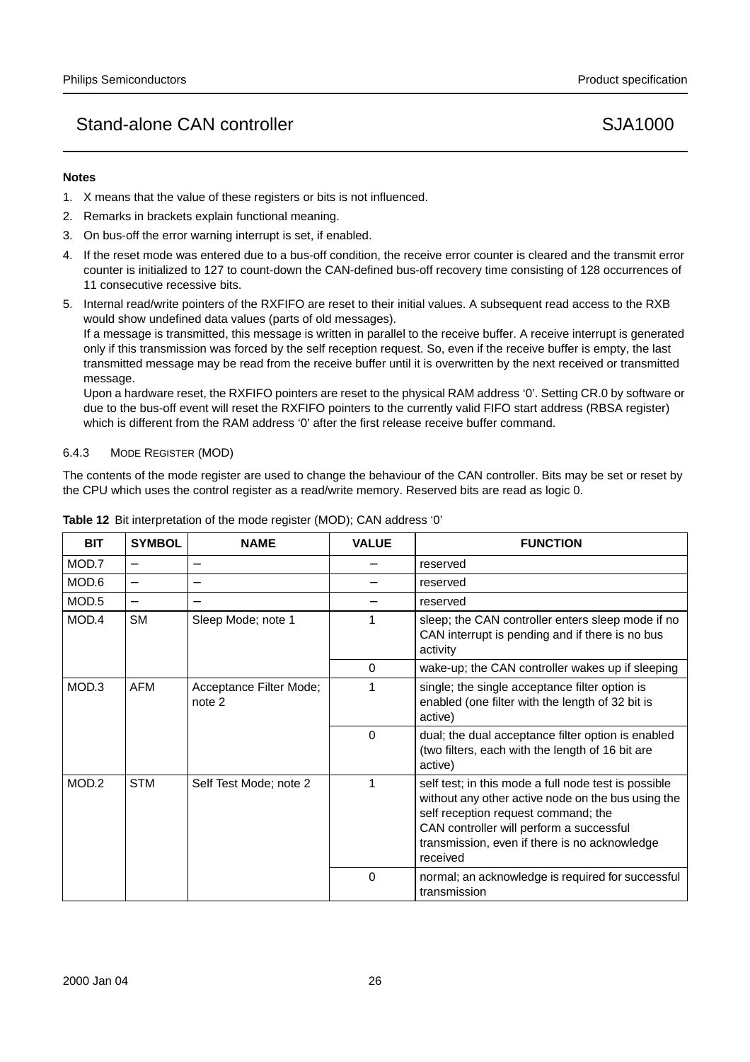**Notes**

1. X means that the value of these registers or bits is not influenced.
2. Remarks in brackets explain functional meaning.
3. On bus-off the error warning interrupt is set, if enabled.
4. If the reset mode was entered due to a bus-off condition, the receive error counter is cleared and the transmit error counter is initialized to 127 to count-down the CAN-defined bus-off recovery time consisting of 128 occurrences of 11 consecutive recessive bits.
5. Internal read/write pointers of the RXFIFO are reset to their initial values. A subsequent read access to the RXB would show undefined data values (parts of old messages).
   If a message is transmitted, this message is written in parallel to the receive buffer. A receive interrupt is generated only if this transmission was forced by the self reception request. So, even if the receive buffer is empty, the last transmitted message may be read from the receive buffer until it is overwritten by the next received or transmitted message.
   Upon a hardware reset, the RXFIFO pointers are reset to the physical RAM address '0'. Setting CR.0 by software or due to the bus-off event will reset the RXFIFO pointers to the currently valid FIFO start address (RBSA register) which is different from the RAM address '0' after the first release receive buffer command.

### 6.4.3 MODE REGISTER (MOD)

The contents of the mode register are used to change the behaviour of the CAN controller. Bits may be set or reset by the CPU which uses the control register as a read/write memory. Reserved bits are read as logic 0.

**Table 12** Bit interpretation of the mode register (MOD); CAN address '0'

| BIT | SYMBOL | NAME | VALUE | FUNCTION |
|---|---|---|---|---|
| MOD.7 | − | − | − | reserved |
| MOD.6 | − | − | − | reserved |
| MOD.5 | − | − | − | reserved |
| MOD.4 | SM | Sleep Mode; note 1 | 1 | sleep; the CAN controller enters sleep mode if no CAN interrupt is pending and if there is no bus activity |
| | | | 0 | wake-up; the CAN controller wakes up if sleeping |
| MOD.3 | AFM | Acceptance Filter Mode; note 2 | 1 | single; the single acceptance filter option is enabled (one filter with the length of 32 bit is active) |
| | | | 0 | dual; the dual acceptance filter option is enabled (two filters, each with the length of 16 bit are active) |
| MOD.2 | STM | Self Test Mode; note 2 | 1 | self test; in this mode a full node test is possible without any other active node on the bus using the self reception request command; the CAN controller will perform a successful transmission, even if there is no acknowledge received |
| | | | 0 | normal; an acknowledge is required for successful transmission |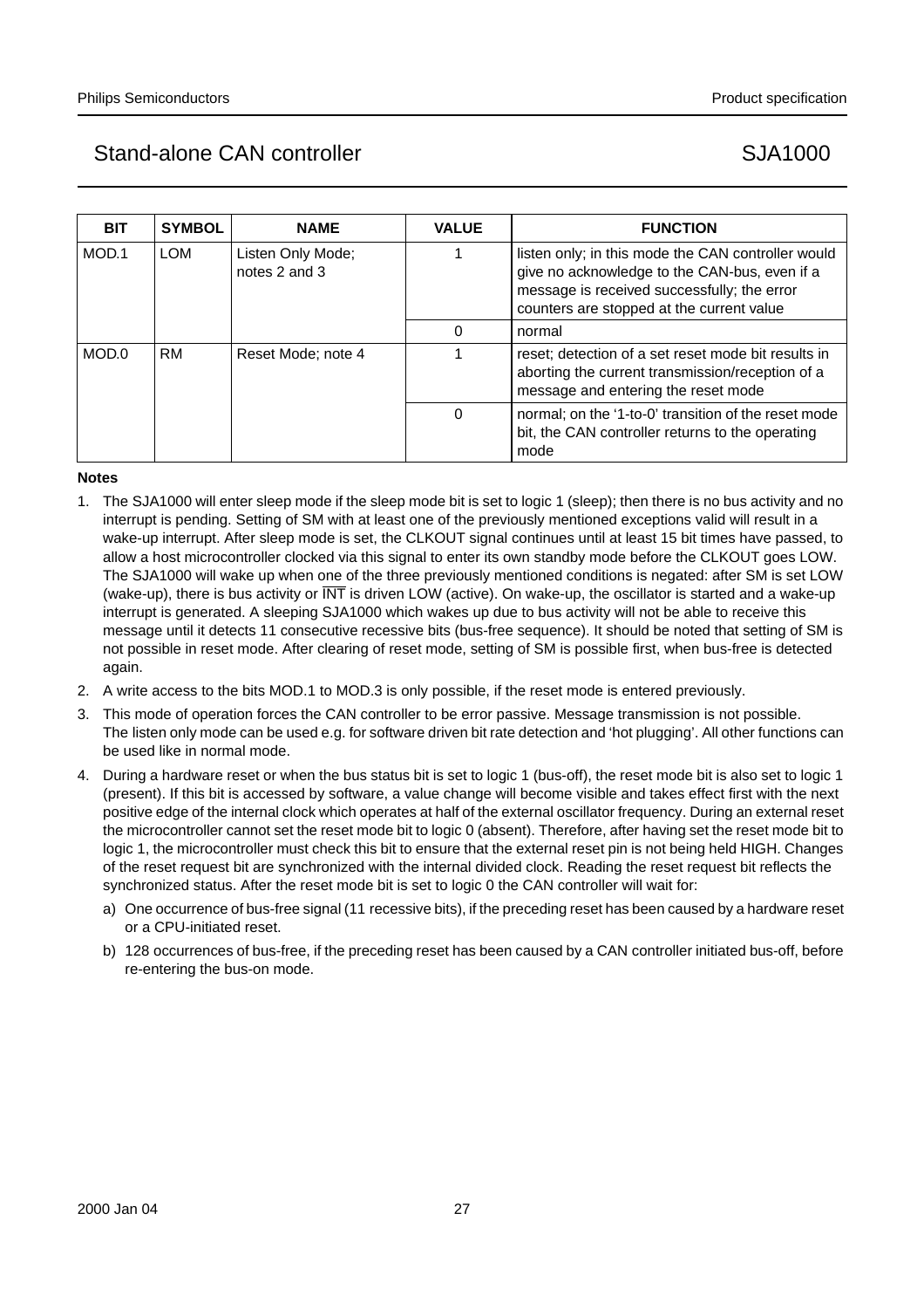| BIT | SYMBOL | NAME | VALUE | FUNCTION |
|---|---|---|---|---|
| MOD.1 | LOM | Listen Only Mode; notes 2 and 3 | 1 | listen only; in this mode the CAN controller would give no acknowledge to the CAN-bus, even if a message is received successfully; the error counters are stopped at the current value |
| | | | 0 | normal |
| MOD.0 | RM | Reset Mode; note 4 | 1 | reset; detection of a set reset mode bit results in aborting the current transmission/reception of a message and entering the reset mode |
| | | | 0 | normal; on the '1-to-0' transition of the reset mode bit, the CAN controller returns to the operating mode |

**Notes**

1. The SJA1000 will enter sleep mode if the sleep mode bit is set to logic 1 (sleep); then there is no bus activity and no interrupt is pending. Setting of SM with at least one of the previously mentioned exceptions valid will result in a wake-up interrupt. After sleep mode is set, the CLKOUT signal continues until at least 15 bit times have passed, to allow a host microcontroller clocked via this signal to enter its own standby mode before the CLKOUT goes LOW. The SJA1000 will wake up when one of the three previously mentioned conditions is negated: after SM is set LOW (wake-up), there is bus activity or $\overline{\text{INT}}$ is driven LOW (active). On wake-up, the oscillator is started and a wake-up interrupt is generated. A sleeping SJA1000 which wakes up due to bus activity will not be able to receive this message until it detects 11 consecutive recessive bits (bus-free sequence). It should be noted that setting of SM is not possible in reset mode. After clearing of reset mode, setting of SM is possible first, when bus-free is detected again.
2. A write access to the bits MOD.1 to MOD.3 is only possible, if the reset mode is entered previously.
3. This mode of operation forces the CAN controller to be error passive. Message transmission is not possible. The listen only mode can be used e.g. for software driven bit rate detection and 'hot plugging'. All other functions can be used like in normal mode.
4. During a hardware reset or when the bus status bit is set to logic 1 (bus-off), the reset mode bit is also set to logic 1 (present). If this bit is accessed by software, a value change will become visible and takes effect first with the next positive edge of the internal clock which operates at half of the external oscillator frequency. During an external reset the microcontroller cannot set the reset mode bit to logic 0 (absent). Therefore, after having set the reset mode bit to logic 1, the microcontroller must check this bit to ensure that the external reset pin is not being held HIGH. Changes of the reset request bit are synchronized with the internal divided clock. Reading the reset request bit reflects the synchronized status. After the reset mode bit is set to logic 0 the CAN controller will wait for:
   a) One occurrence of bus-free signal (11 recessive bits), if the preceding reset has been caused by a hardware reset or a CPU-initiated reset.
   b) 128 occurrences of bus-free, if the preceding reset has been caused by a CAN controller initiated bus-off, before re-entering the bus-on mode.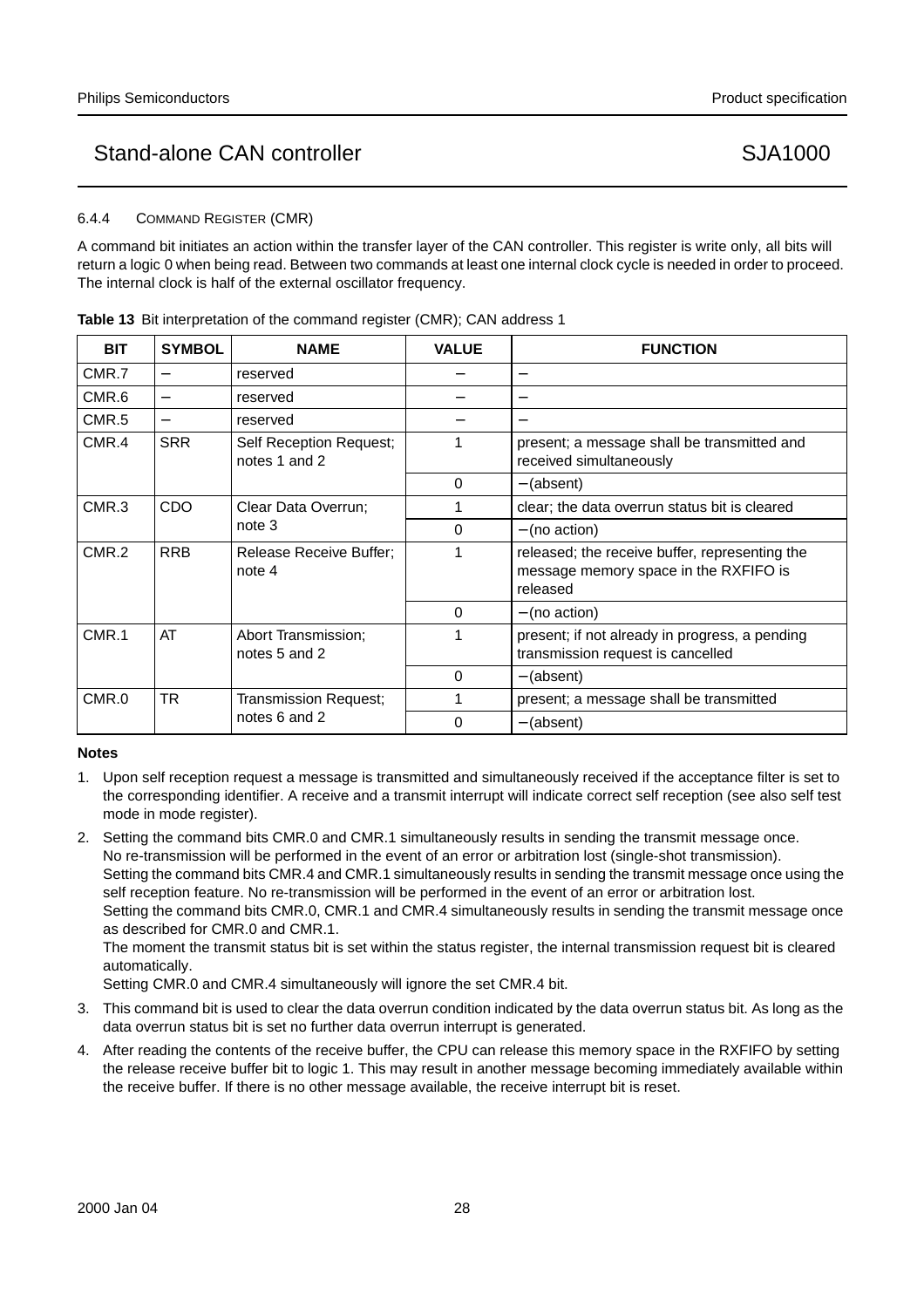### 6.4.4 COMMAND REGISTER (CMR)

A command bit initiates an action within the transfer layer of the CAN controller. This register is write only, all bits will return a logic 0 when being read. Between two commands at least one internal clock cycle is needed in order to proceed. The internal clock is half of the external oscillator frequency.

**Table 13** Bit interpretation of the command register (CMR); CAN address 1

| BIT | SYMBOL | NAME | VALUE | FUNCTION |
|---|---|---|---|---|
| CMR.7 | − | reserved | − | − |
| CMR.6 | − | reserved | − | − |
| CMR.5 | − | reserved | − | − |
| CMR.4 | SRR | Self Reception Request; notes 1 and 2 | 1 | present; a message shall be transmitted and received simultaneously |
| | | | 0 | −(absent) |
| CMR.3 | CDO | Clear Data Overrun; note 3 | 1 | clear; the data overrun status bit is cleared |
| | | | 0 | −(no action) |
| CMR.2 | RRB | Release Receive Buffer; note 4 | 1 | released; the receive buffer, representing the message memory space in the RXFIFO is released |
| | | | 0 | −(no action) |
| CMR.1 | AT | Abort Transmission; notes 5 and 2 | 1 | present; if not already in progress, a pending transmission request is cancelled |
| | | | 0 | −(absent) |
| CMR.0 | TR | Transmission Request; notes 6 and 2 | 1 | present; a message shall be transmitted |
| | | | 0 | −(absent) |

**Notes**

1. Upon self reception request a message is transmitted and simultaneously received if the acceptance filter is set to the corresponding identifier. A receive and a transmit interrupt will indicate correct self reception (see also self test mode in mode register).
2. Setting the command bits CMR.0 and CMR.1 simultaneously results in sending the transmit message once. No re-transmission will be performed in the event of an error or arbitration lost (single-shot transmission). Setting the command bits CMR.4 and CMR.1 simultaneously results in sending the transmit message once using the self reception feature. No re-transmission will be performed in the event of an error or arbitration lost. Setting the command bits CMR.0, CMR.1 and CMR.4 simultaneously results in sending the transmit message once as described for CMR.0 and CMR.1.
   The moment the transmit status bit is set within the status register, the internal transmission request bit is cleared automatically.
   Setting CMR.0 and CMR.4 simultaneously will ignore the set CMR.4 bit.
3. This command bit is used to clear the data overrun condition indicated by the data overrun status bit. As long as the data overrun status bit is set no further data overrun interrupt is generated.
4. After reading the contents of the receive buffer, the CPU can release this memory space in the RXFIFO by setting the release receive buffer bit to logic 1. This may result in another message becoming immediately available within the receive buffer. If there is no other message available, the receive interrupt bit is reset.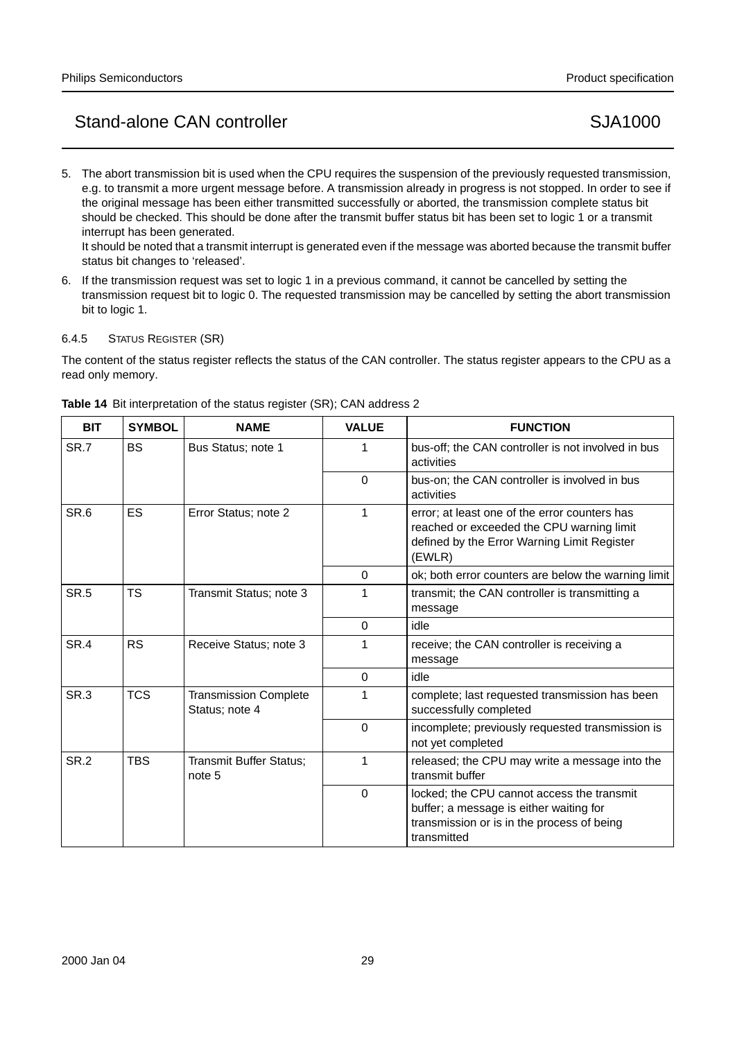5. The abort transmission bit is used when the CPU requires the suspension of the previously requested transmission, e.g. to transmit a more urgent message before. A transmission already in progress is not stopped. In order to see if the original message has been either transmitted successfully or aborted, the transmission complete status bit should be checked. This should be done after the transmit buffer status bit has been set to logic 1 or a transmit interrupt has been generated.

   It should be noted that a transmit interrupt is generated even if the message was aborted because the transmit buffer status bit changes to 'released'.

6. If the transmission request was set to logic 1 in a previous command, it cannot be cancelled by setting the transmission request bit to logic 0. The requested transmission may be cancelled by setting the abort transmission bit to logic 1.

#### 6.4.5 STATUS REGISTER (SR)

The content of the status register reflects the status of the CAN controller. The status register appears to the CPU as a read only memory.

**Table 14** Bit interpretation of the status register (SR); CAN address 2

| BIT | SYMBOL | NAME | VALUE | FUNCTION |
|---|---|---|---|---|
| SR.7 | BS | Bus Status; note 1 | 1 | bus-off; the CAN controller is not involved in bus activities |
| | | | 0 | bus-on; the CAN controller is involved in bus activities |
| SR.6 | ES | Error Status; note 2 | 1 | error; at least one of the error counters has reached or exceeded the CPU warning limit defined by the Error Warning Limit Register (EWLR) |
| | | | 0 | ok; both error counters are below the warning limit |
| SR.5 | TS | Transmit Status; note 3 | 1 | transmit; the CAN controller is transmitting a message |
| | | | 0 | idle |
| SR.4 | RS | Receive Status; note 3 | 1 | receive; the CAN controller is receiving a message |
| | | | 0 | idle |
| SR.3 | TCS | Transmission Complete Status; note 4 | 1 | complete; last requested transmission has been successfully completed |
| | | | 0 | incomplete; previously requested transmission is not yet completed |
| SR.2 | TBS | Transmit Buffer Status; note 5 | 1 | released; the CPU may write a message into the transmit buffer |
| | | | 0 | locked; the CPU cannot access the transmit buffer; a message is either waiting for transmission or is in the process of being transmitted |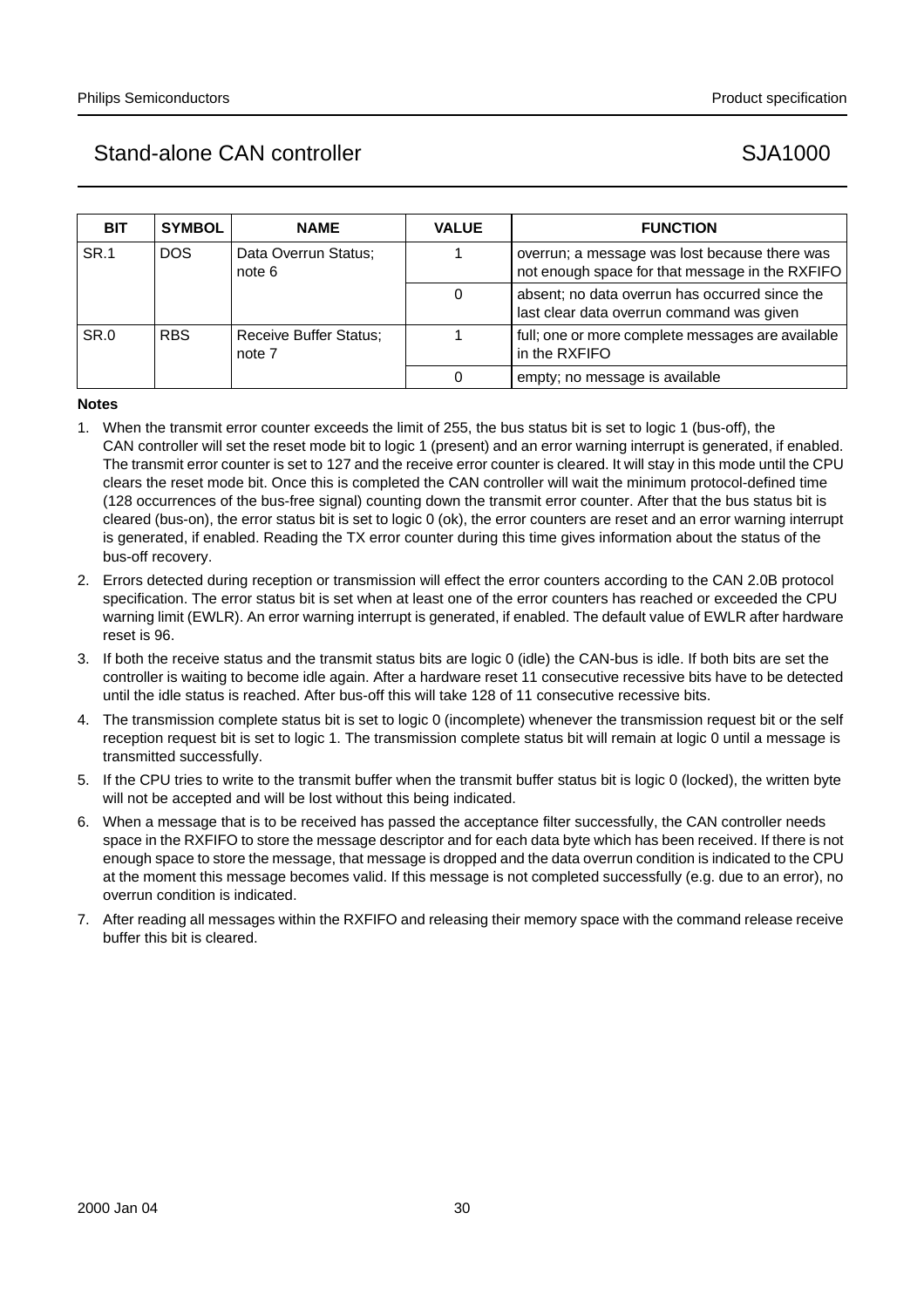| BIT | SYMBOL | NAME | VALUE | FUNCTION |
|---|---|---|---|---|
| SR.1 | DOS | Data Overrun Status; note 6 | 1 | overrun; a message was lost because there was not enough space for that message in the RXFIFO |
| | | | 0 | absent; no data overrun has occurred since the last clear data overrun command was given |
| SR.0 | RBS | Receive Buffer Status; note 7 | 1 | full; one or more complete messages are available in the RXFIFO |
| | | | 0 | empty; no message is available |

**Notes**

1. When the transmit error counter exceeds the limit of 255, the bus status bit is set to logic 1 (bus-off), the CAN controller will set the reset mode bit to logic 1 (present) and an error warning interrupt is generated, if enabled. The transmit error counter is set to 127 and the receive error counter is cleared. It will stay in this mode until the CPU clears the reset mode bit. Once this is completed the CAN controller will wait the minimum protocol-defined time (128 occurrences of the bus-free signal) counting down the transmit error counter. After that the bus status bit is cleared (bus-on), the error status bit is set to logic 0 (ok), the error counters are reset and an error warning interrupt is generated, if enabled. Reading the TX error counter during this time gives information about the status of the bus-off recovery.
2. Errors detected during reception or transmission will effect the error counters according to the CAN 2.0B protocol specification. The error status bit is set when at least one of the error counters has reached or exceeded the CPU warning limit (EWLR). An error warning interrupt is generated, if enabled. The default value of EWLR after hardware reset is 96.
3. If both the receive status and the transmit status bits are logic 0 (idle) the CAN-bus is idle. If both bits are set the controller is waiting to become idle again. After a hardware reset 11 consecutive recessive bits have to be detected until the idle status is reached. After bus-off this will take 128 of 11 consecutive recessive bits.
4. The transmission complete status bit is set to logic 0 (incomplete) whenever the transmission request bit or the self reception request bit is set to logic 1. The transmission complete status bit will remain at logic 0 until a message is transmitted successfully.
5. If the CPU tries to write to the transmit buffer when the transmit buffer status bit is logic 0 (locked), the written byte will not be accepted and will be lost without this being indicated.
6. When a message that is to be received has passed the acceptance filter successfully, the CAN controller needs space in the RXFIFO to store the message descriptor and for each data byte which has been received. If there is not enough space to store the message, that message is dropped and the data overrun condition is indicated to the CPU at the moment this message becomes valid. If this message is not completed successfully (e.g. due to an error), no overrun condition is indicated.
7. After reading all messages within the RXFIFO and releasing their memory space with the command release receive buffer this bit is cleared.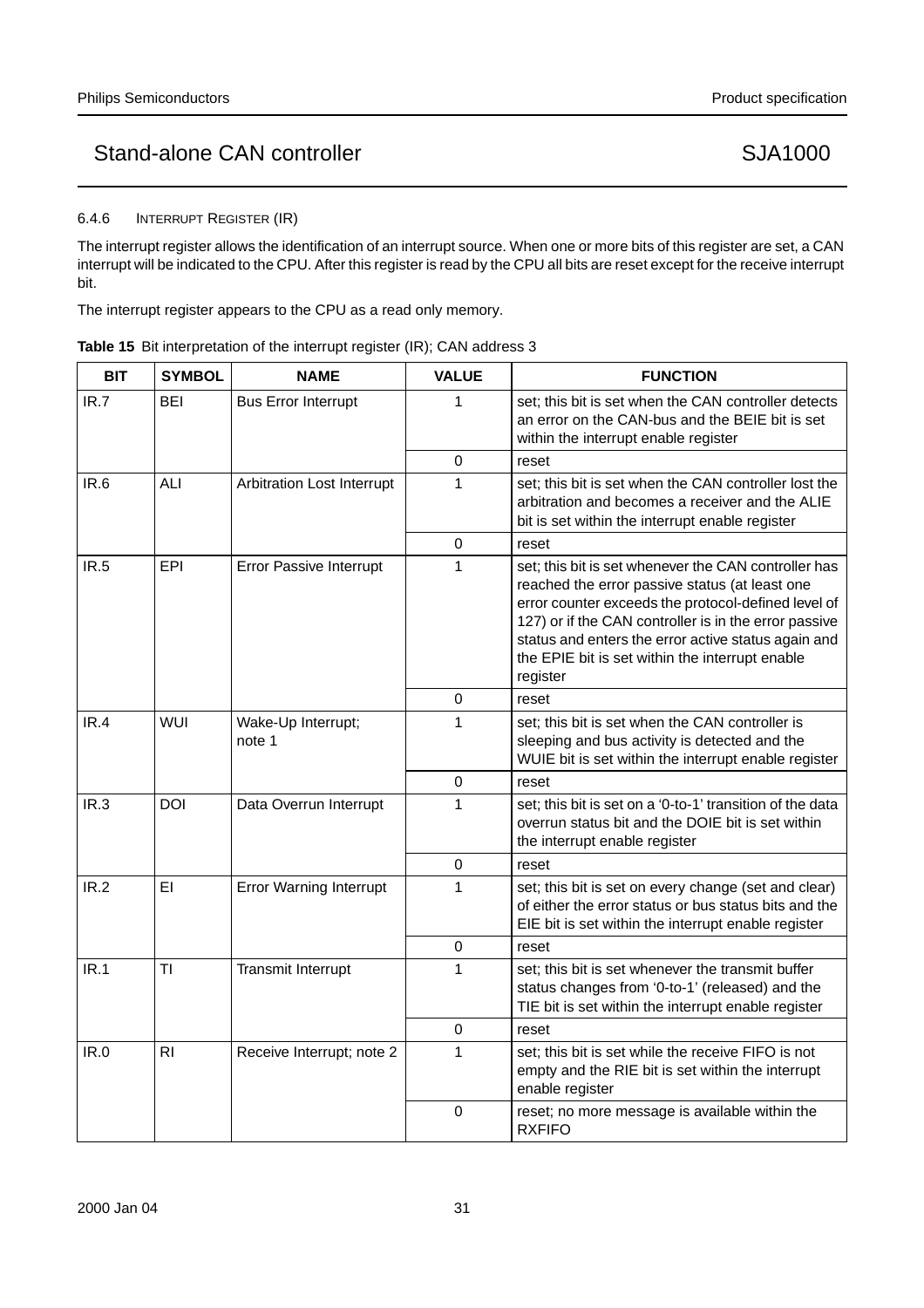#### 6.4.6 INTERRUPT REGISTER (IR)

The interrupt register allows the identification of an interrupt source. When one or more bits of this register are set, a CAN interrupt will be indicated to the CPU. After this register is read by the CPU all bits are reset except for the receive interrupt bit.

The interrupt register appears to the CPU as a read only memory.

**Table 15** Bit interpretation of the interrupt register (IR); CAN address 3

| BIT | SYMBOL | NAME | VALUE | FUNCTION |
|---|---|---|---|---|
| IR.7 | BEI | Bus Error Interrupt | 1 | set; this bit is set when the CAN controller detects an error on the CAN-bus and the BEIE bit is set within the interrupt enable register |
| | | | 0 | reset |
| IR.6 | ALI | Arbitration Lost Interrupt | 1 | set; this bit is set when the CAN controller lost the arbitration and becomes a receiver and the ALIE bit is set within the interrupt enable register |
| | | | 0 | reset |
| IR.5 | EPI | Error Passive Interrupt | 1 | set; this bit is set whenever the CAN controller has reached the error passive status (at least one error counter exceeds the protocol-defined level of 127) or if the CAN controller is in the error passive status and enters the error active status again and the EPIE bit is set within the interrupt enable register |
| | | | 0 | reset |
| IR.4 | WUI | Wake-Up Interrupt; note 1 | 1 | set; this bit is set when the CAN controller is sleeping and bus activity is detected and the WUIE bit is set within the interrupt enable register |
| | | | 0 | reset |
| IR.3 | DOI | Data Overrun Interrupt | 1 | set; this bit is set on a '0-to-1' transition of the data overrun status bit and the DOIE bit is set within the interrupt enable register |
| | | | 0 | reset |
| IR.2 | EI | Error Warning Interrupt | 1 | set; this bit is set on every change (set and clear) of either the error status or bus status bits and the EIE bit is set within the interrupt enable register |
| | | | 0 | reset |
| IR.1 | TI | Transmit Interrupt | 1 | set; this bit is set whenever the transmit buffer status changes from '0-to-1' (released) and the TIE bit is set within the interrupt enable register |
| | | | 0 | reset |
| IR.0 | RI | Receive Interrupt; note 2 | 1 | set; this bit is set while the receive FIFO is not empty and the RIE bit is set within the interrupt enable register |
| | | | 0 | reset; no more message is available within the RXFIFO |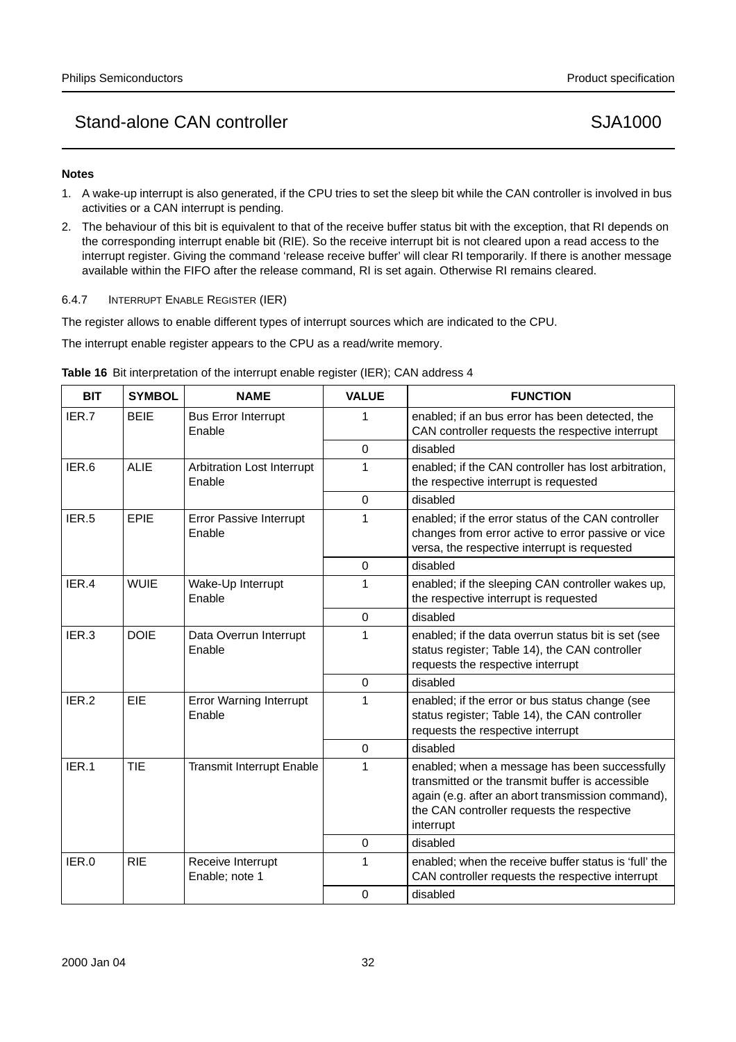**Notes**

1. A wake-up interrupt is also generated, if the CPU tries to set the sleep bit while the CAN controller is involved in bus activities or a CAN interrupt is pending.
2. The behaviour of this bit is equivalent to that of the receive buffer status bit with the exception, that RI depends on the corresponding interrupt enable bit (RIE). So the receive interrupt bit is not cleared upon a read access to the interrupt register. Giving the command 'release receive buffer' will clear RI temporarily. If there is another message available within the FIFO after the release command, RI is set again. Otherwise RI remains cleared.

#### 6.4.7 INTERRUPT ENABLE REGISTER (IER)

The register allows to enable different types of interrupt sources which are indicated to the CPU.

The interrupt enable register appears to the CPU as a read/write memory.

**Table 16** Bit interpretation of the interrupt enable register (IER); CAN address 4

| BIT | SYMBOL | NAME | VALUE | FUNCTION |
|---|---|---|---|---|
| IER.7 | BEIE | Bus Error Interrupt Enable | 1 | enabled; if an bus error has been detected, the CAN controller requests the respective interrupt |
| | | | 0 | disabled |
| IER.6 | ALIE | Arbitration Lost Interrupt Enable | 1 | enabled; if the CAN controller has lost arbitration, the respective interrupt is requested |
| | | | 0 | disabled |
| IER.5 | EPIE | Error Passive Interrupt Enable | 1 | enabled; if the error status of the CAN controller changes from error active to error passive or vice versa, the respective interrupt is requested |
| | | | 0 | disabled |
| IER.4 | WUIE | Wake-Up Interrupt Enable | 1 | enabled; if the sleeping CAN controller wakes up, the respective interrupt is requested |
| | | | 0 | disabled |
| IER.3 | DOIE | Data Overrun Interrupt Enable | 1 | enabled; if the data overrun status bit is set (see status register; Table 14), the CAN controller requests the respective interrupt |
| | | | 0 | disabled |
| IER.2 | EIE | Error Warning Interrupt Enable | 1 | enabled; if the error or bus status change (see status register; Table 14), the CAN controller requests the respective interrupt |
| | | | 0 | disabled |
| IER.1 | TIE | Transmit Interrupt Enable | 1 | enabled; when a message has been successfully transmitted or the transmit buffer is accessible again (e.g. after an abort transmission command), the CAN controller requests the respective interrupt |
| | | | 0 | disabled |
| IER.0 | RIE | Receive Interrupt Enable; note 1 | 1 | enabled; when the receive buffer status is 'full' the CAN controller requests the respective interrupt |
| | | | 0 | disabled |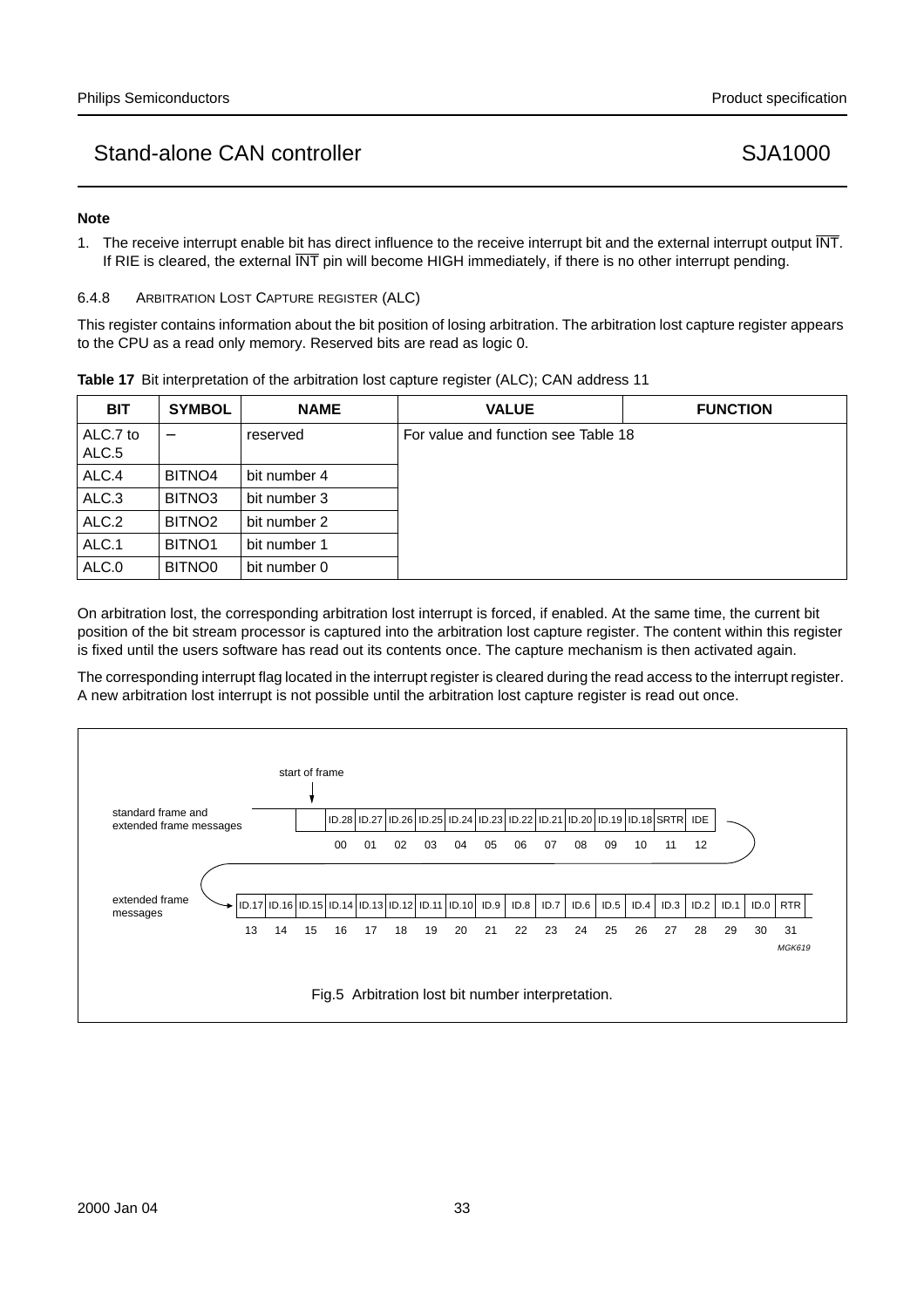**Note**

1. The receive interrupt enable bit has direct influence to the receive interrupt bit and the external interrupt output $\overline{\text{INT}}$. If RIE is cleared, the external $\overline{\text{INT}}$ pin will become HIGH immediately, if there is no other interrupt pending.

### 6.4.8 ARBITRATION LOST CAPTURE REGISTER (ALC)

This register contains information about the bit position of losing arbitration. The arbitration lost capture register appears to the CPU as a read only memory. Reserved bits are read as logic 0.

**Table 17** Bit interpretation of the arbitration lost capture register (ALC); CAN address 11

| BIT | SYMBOL | NAME | VALUE | FUNCTION |
|---|---|---|---|---|
| ALC.7 to ALC.5 | − | reserved | For value and function see Table 18 | |
| ALC.4 | BITNO4 | bit number 4 | | |
| ALC.3 | BITNO3 | bit number 3 | | |
| ALC.2 | BITNO2 | bit number 2 | | |
| ALC.1 | BITNO1 | bit number 1 | | |
| ALC.0 | BITNO0 | bit number 0 | | |

On arbitration lost, the corresponding arbitration lost interrupt is forced, if enabled. At the same time, the current bit position of the bit stream processor is captured into the arbitration lost capture register. The content within this register is fixed until the users software has read out its contents once. The capture mechanism is then activated again.

The corresponding interrupt flag located in the interrupt register is cleared during the read access to the interrupt register. A new arbitration lost interrupt is not possible until the arbitration lost capture register is read out once.

start of frame

standard frame and extended frame messages

ID.28 ID.27 ID.26 ID.25 ID.24 ID.23 ID.22 ID.21 ID.20 ID.19 ID.18 SRTR IDE

00 01 02 03 04 05 06 07 08 09 10 11 12

extended frame messages

ID.17 ID.16 ID.15 ID.14 ID.13 ID.12 ID.11 ID.10 ID.9 ID.8 ID.7 ID.6 ID.5 ID.4 ID.3 ID.2 ID.1 ID.0 RTR

13 14 15 16 17 18 19 20 21 22 23 24 25 26 27 28 29 30 31

MGK619

Fig.5 Arbitration lost bit number interpretation.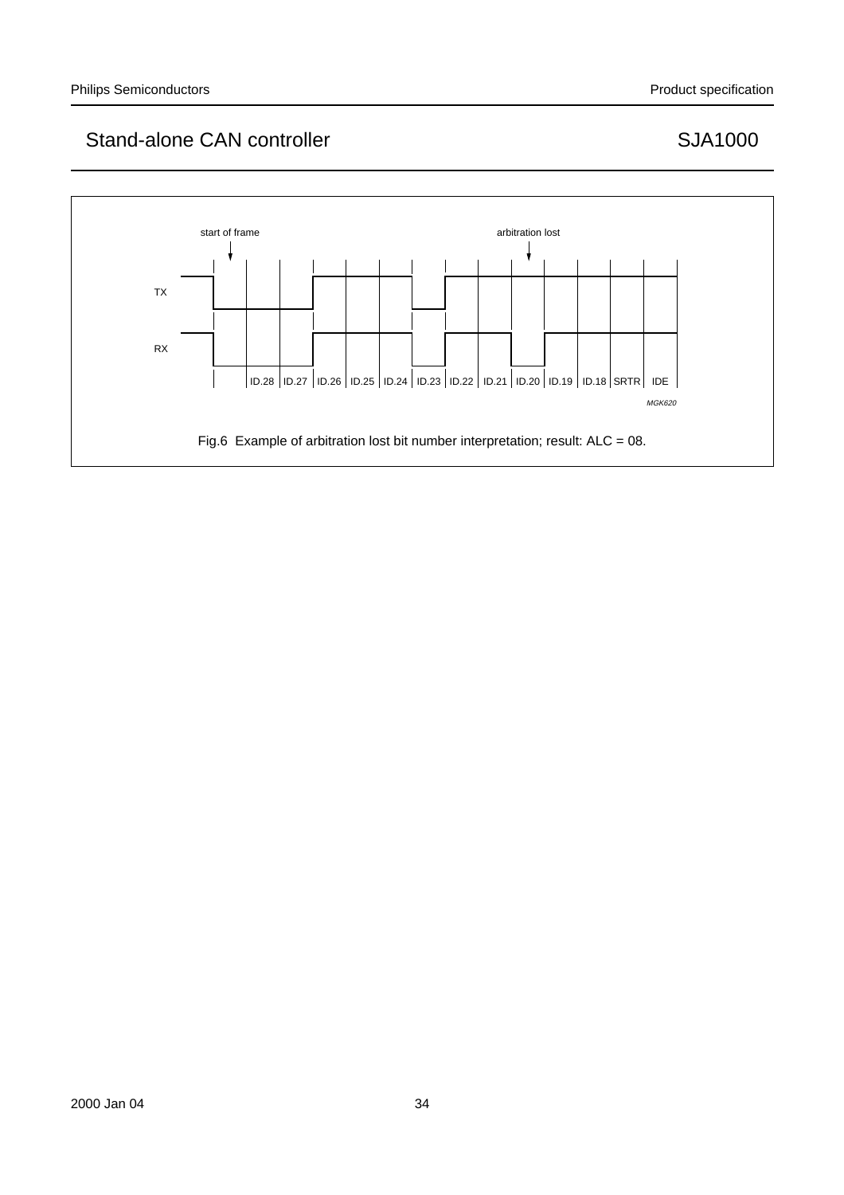start of frame

arbitration lost

TX

RX

ID.28 ID.27 ID.26 ID.25 ID.24 ID.23 ID.22 ID.21 ID.20 ID.19 ID.18 SRTR IDE

MGK620

Fig.6 Example of arbitration lost bit number interpretation; result: ALC = 08.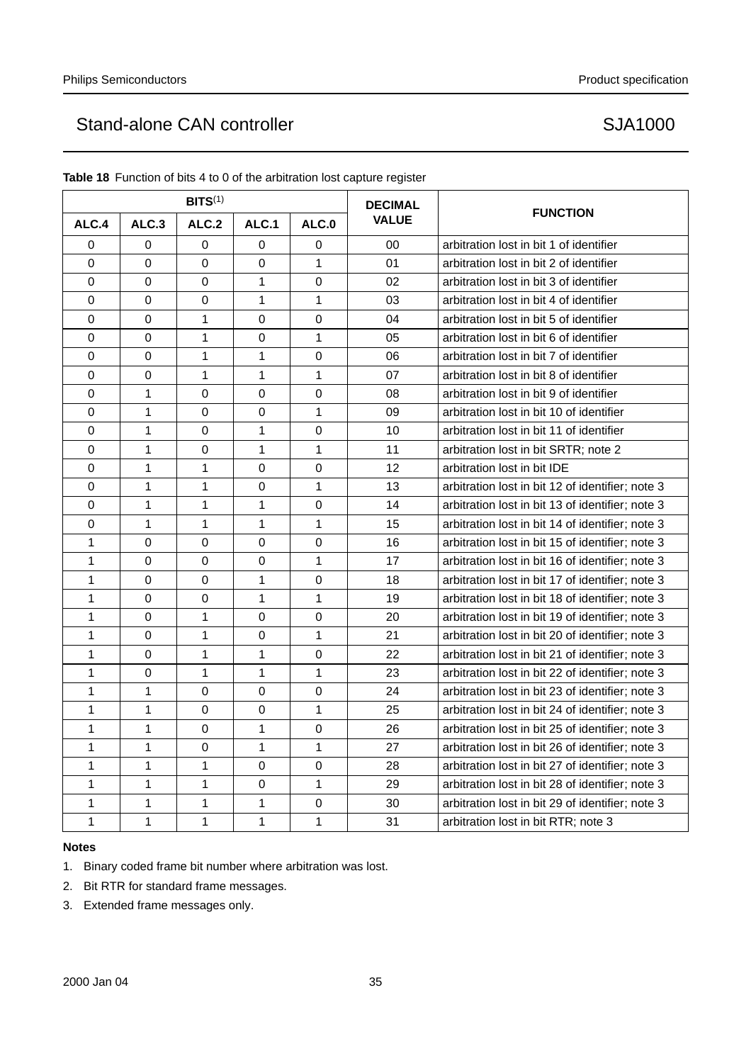**Table 18** Function of bits 4 to 0 of the arbitration lost capture register

| BITS[1] | | | | | DECIMAL VALUE | FUNCTION |
|---|---|---|---|---|---|---|
| ALC.4 | ALC.3 | ALC.2 | ALC.1 | ALC.0 | | |
| 0 | 0 | 0 | 0 | 0 | 00 | arbitration lost in bit 1 of identifier |
| 0 | 0 | 0 | 0 | 1 | 01 | arbitration lost in bit 2 of identifier |
| 0 | 0 | 0 | 1 | 0 | 02 | arbitration lost in bit 3 of identifier |
| 0 | 0 | 0 | 1 | 1 | 03 | arbitration lost in bit 4 of identifier |
| 0 | 0 | 1 | 0 | 0 | 04 | arbitration lost in bit 5 of identifier |
| 0 | 0 | 1 | 0 | 1 | 05 | arbitration lost in bit 6 of identifier |
| 0 | 0 | 1 | 1 | 0 | 06 | arbitration lost in bit 7 of identifier |
| 0 | 0 | 1 | 1 | 1 | 07 | arbitration lost in bit 8 of identifier |
| 0 | 1 | 0 | 0 | 0 | 08 | arbitration lost in bit 9 of identifier |
| 0 | 1 | 0 | 0 | 1 | 09 | arbitration lost in bit 10 of identifier |
| 0 | 1 | 0 | 1 | 0 | 10 | arbitration lost in bit 11 of identifier |
| 0 | 1 | 0 | 1 | 1 | 11 | arbitration lost in bit SRTR; note 2 |
| 0 | 1 | 1 | 0 | 0 | 12 | arbitration lost in bit IDE |
| 0 | 1 | 1 | 0 | 1 | 13 | arbitration lost in bit 12 of identifier; note 3 |
| 0 | 1 | 1 | 1 | 0 | 14 | arbitration lost in bit 13 of identifier; note 3 |
| 0 | 1 | 1 | 1 | 1 | 15 | arbitration lost in bit 14 of identifier; note 3 |
| 1 | 0 | 0 | 0 | 0 | 16 | arbitration lost in bit 15 of identifier; note 3 |
| 1 | 0 | 0 | 0 | 1 | 17 | arbitration lost in bit 16 of identifier; note 3 |
| 1 | 0 | 0 | 1 | 0 | 18 | arbitration lost in bit 17 of identifier; note 3 |
| 1 | 0 | 0 | 1 | 1 | 19 | arbitration lost in bit 18 of identifier; note 3 |
| 1 | 0 | 1 | 0 | 0 | 20 | arbitration lost in bit 19 of identifier; note 3 |
| 1 | 0 | 1 | 0 | 1 | 21 | arbitration lost in bit 20 of identifier; note 3 |
| 1 | 0 | 1 | 1 | 0 | 22 | arbitration lost in bit 21 of identifier; note 3 |
| 1 | 0 | 1 | 1 | 1 | 23 | arbitration lost in bit 22 of identifier; note 3 |
| 1 | 1 | 0 | 0 | 0 | 24 | arbitration lost in bit 23 of identifier; note 3 |
| 1 | 1 | 0 | 0 | 1 | 25 | arbitration lost in bit 24 of identifier; note 3 |
| 1 | 1 | 0 | 1 | 0 | 26 | arbitration lost in bit 25 of identifier; note 3 |
| 1 | 1 | 0 | 1 | 1 | 27 | arbitration lost in bit 26 of identifier; note 3 |
| 1 | 1 | 1 | 0 | 0 | 28 | arbitration lost in bit 27 of identifier; note 3 |
| 1 | 1 | 1 | 0 | 1 | 29 | arbitration lost in bit 28 of identifier; note 3 |
| 1 | 1 | 1 | 1 | 0 | 30 | arbitration lost in bit 29 of identifier; note 3 |
| 1 | 1 | 1 | 1 | 1 | 31 | arbitration lost in bit RTR; note 3 |

**Notes**

1. Binary coded frame bit number where arbitration was lost.
2. Bit RTR for standard frame messages.
3. Extended frame messages only.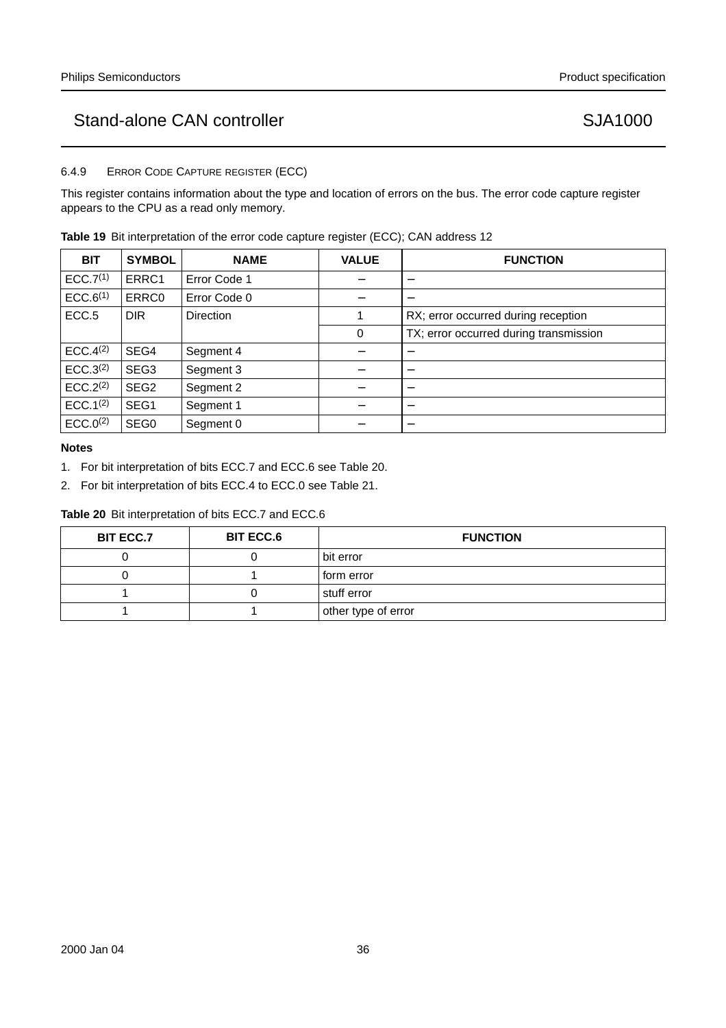#### 6.4.9 ERROR CODE CAPTURE REGISTER (ECC)

This register contains information about the type and location of errors on the bus. The error code capture register appears to the CPU as a read only memory.

**Table 19** Bit interpretation of the error code capture register (ECC); CAN address 12

| BIT | SYMBOL | NAME | VALUE | FUNCTION |
|---|---|---|---|---|
| ECC.7[(1)] | ERRC1 | Error Code 1 | − | − |
| ECC.6[(1)] | ERRC0 | Error Code 0 | − | − |
| ECC.5 | DIR | Direction | 1 | RX; error occurred during reception |
| | | | 0 | TX; error occurred during transmission |
| ECC.4[(2)] | SEG4 | Segment 4 | − | − |
| ECC.3[(2)] | SEG3 | Segment 3 | − | − |
| ECC.2[(2)] | SEG2 | Segment 2 | − | − |
| ECC.1[(2)] | SEG1 | Segment 1 | − | − |
| ECC.0[(2)] | SEG0 | Segment 0 | − | − |

**Notes**

1. For bit interpretation of bits ECC.7 and ECC.6 see Table 20.
2. For bit interpretation of bits ECC.4 to ECC.0 see Table 21.

**Table 20** Bit interpretation of bits ECC.7 and ECC.6

| BIT ECC.7 | BIT ECC.6 | FUNCTION |
|---|---|---|
| 0 | 0 | bit error |
| 0 | 1 | form error |
| 1 | 0 | stuff error |
| 1 | 1 | other type of error |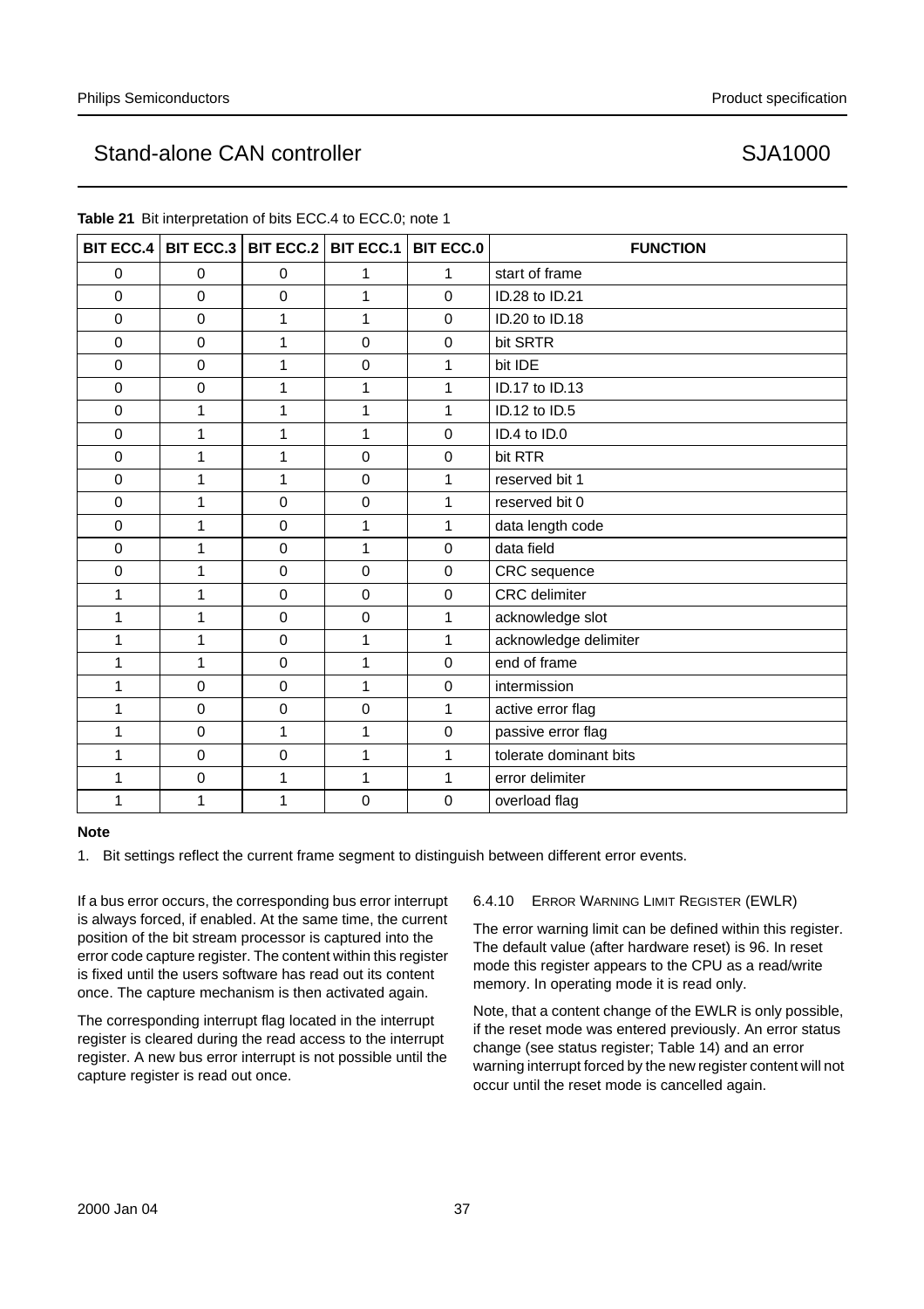**Table 21** Bit interpretation of bits ECC.4 to ECC.0; note 1

| BIT ECC.4 | BIT ECC.3 | BIT ECC.2 | BIT ECC.1 | BIT ECC.0 | FUNCTION |
|---|---|---|---|---|---|
| 0 | 0 | 0 | 1 | 1 | start of frame |
| 0 | 0 | 0 | 1 | 0 | ID.28 to ID.21 |
| 0 | 0 | 1 | 1 | 0 | ID.20 to ID.18 |
| 0 | 0 | 1 | 0 | 0 | bit SRTR |
| 0 | 0 | 1 | 0 | 1 | bit IDE |
| 0 | 0 | 1 | 1 | 1 | ID.17 to ID.13 |
| 0 | 1 | 1 | 1 | 1 | ID.12 to ID.5 |
| 0 | 1 | 1 | 1 | 0 | ID.4 to ID.0 |
| 0 | 1 | 1 | 0 | 0 | bit RTR |
| 0 | 1 | 1 | 0 | 1 | reserved bit 1 |
| 0 | 1 | 0 | 0 | 1 | reserved bit 0 |
| 0 | 1 | 0 | 1 | 1 | data length code |
| 0 | 1 | 0 | 1 | 0 | data field |
| 0 | 1 | 0 | 0 | 0 | CRC sequence |
| 1 | 1 | 0 | 0 | 0 | CRC delimiter |
| 1 | 1 | 0 | 0 | 1 | acknowledge slot |
| 1 | 1 | 0 | 1 | 1 | acknowledge delimiter |
| 1 | 1 | 0 | 1 | 0 | end of frame |
| 1 | 0 | 0 | 1 | 0 | intermission |
| 1 | 0 | 0 | 0 | 1 | active error flag |
| 1 | 0 | 1 | 1 | 0 | passive error flag |
| 1 | 0 | 0 | 1 | 1 | tolerate dominant bits |
| 1 | 0 | 1 | 1 | 1 | error delimiter |
| 1 | 1 | 1 | 0 | 0 | overload flag |

**Note**

1. Bit settings reflect the current frame segment to distinguish between different error events.

If a bus error occurs, the corresponding bus error interrupt is always forced, if enabled. At the same time, the current position of the bit stream processor is captured into the error code capture register. The content within this register is fixed until the users software has read out its content once. The capture mechanism is then activated again.

The corresponding interrupt flag located in the interrupt register is cleared during the read access to the interrupt register. A new bus error interrupt is not possible until the capture register is read out once.

#### 6.4.10 ERROR WARNING LIMIT REGISTER (EWLR)

The error warning limit can be defined within this register. The default value (after hardware reset) is 96. In reset mode this register appears to the CPU as a read/write memory. In operating mode it is read only.

Note, that a content change of the EWLR is only possible, if the reset mode was entered previously. An error status change (see status register; Table 14) and an error warning interrupt forced by the new register content will not occur until the reset mode is cancelled again.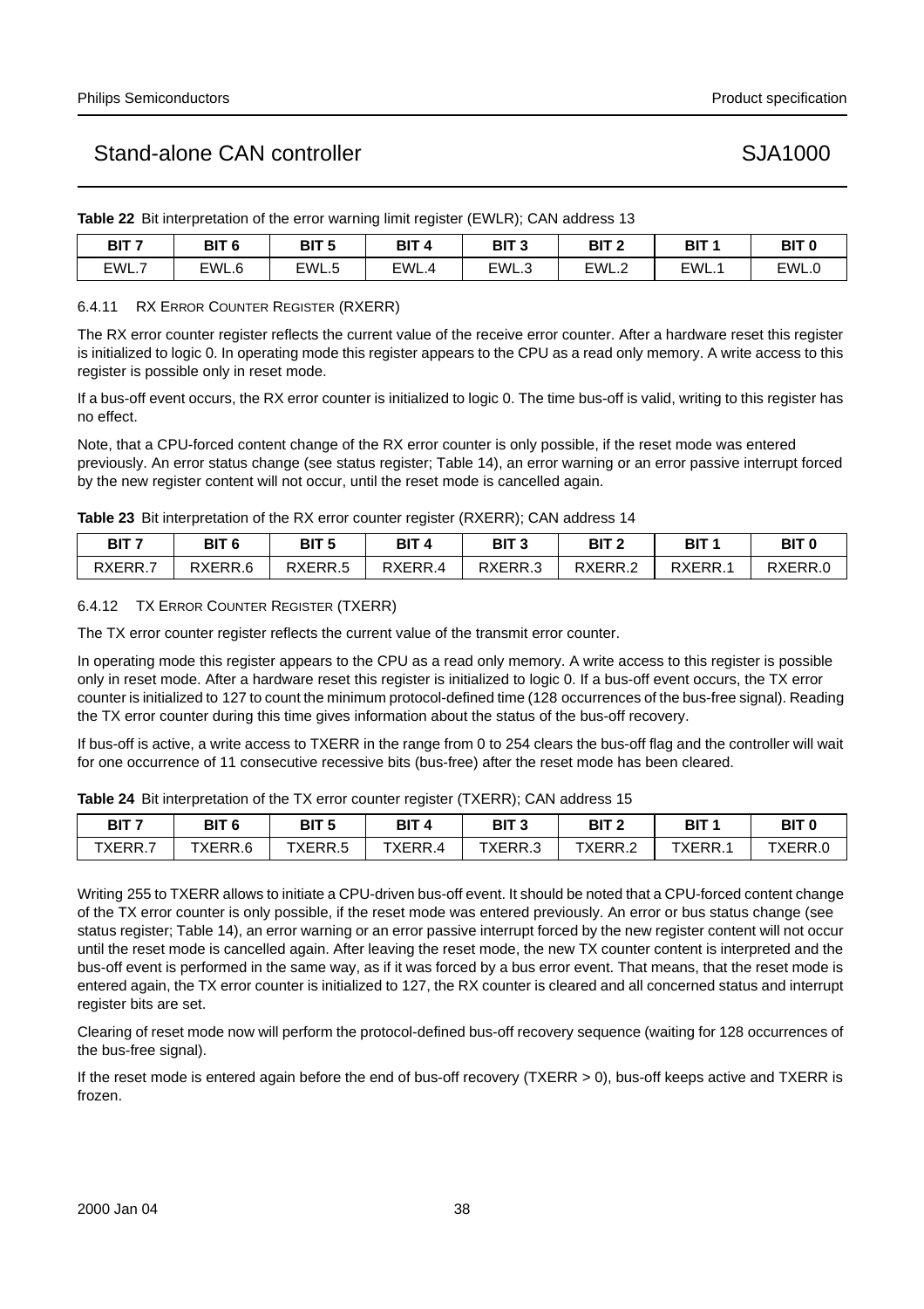**Table 22** Bit interpretation of the error warning limit register (EWLR); CAN address 13

| BIT 7 | BIT 6 | BIT 5 | BIT 4 | BIT 3 | BIT 2 | BIT 1 | BIT 0 |
|---|---|---|---|---|---|---|---|
| EWL.7 | EWL.6 | EWL.5 | EWL.4 | EWL.3 | EWL.2 | EWL.1 | EWL.0 |

#### 6.4.11 RX ERROR COUNTER REGISTER (RXERR)

The RX error counter register reflects the current value of the receive error counter. After a hardware reset this register is initialized to logic 0. In operating mode this register appears to the CPU as a read only memory. A write access to this register is possible only in reset mode.

If a bus-off event occurs, the RX error counter is initialized to logic 0. The time bus-off is valid, writing to this register has no effect.

Note, that a CPU-forced content change of the RX error counter is only possible, if the reset mode was entered previously. An error status change (see status register; Table 14), an error warning or an error passive interrupt forced by the new register content will not occur, until the reset mode is cancelled again.

**Table 23** Bit interpretation of the RX error counter register (RXERR); CAN address 14

| BIT 7 | BIT 6 | BIT 5 | BIT 4 | BIT 3 | BIT 2 | BIT 1 | BIT 0 |
|---|---|---|---|---|---|---|---|
| RXERR.7 | RXERR.6 | RXERR.5 | RXERR.4 | RXERR.3 | RXERR.2 | RXERR.1 | RXERR.0 |

#### 6.4.12 TX ERROR COUNTER REGISTER (TXERR)

The TX error counter register reflects the current value of the transmit error counter.

In operating mode this register appears to the CPU as a read only memory. A write access to this register is possible only in reset mode. After a hardware reset this register is initialized to logic 0. If a bus-off event occurs, the TX error counter is initialized to 127 to count the minimum protocol-defined time (128 occurrences of the bus-free signal). Reading the TX error counter during this time gives information about the status of the bus-off recovery.

If bus-off is active, a write access to TXERR in the range from 0 to 254 clears the bus-off flag and the controller will wait for one occurrence of 11 consecutive recessive bits (bus-free) after the reset mode has been cleared.

**Table 24** Bit interpretation of the TX error counter register (TXERR); CAN address 15

| BIT 7 | BIT 6 | BIT 5 | BIT 4 | BIT 3 | BIT 2 | BIT 1 | BIT 0 |
|---|---|---|---|---|---|---|---|
| TXERR.7 | TXERR.6 | TXERR.5 | TXERR.4 | TXERR.3 | TXERR.2 | TXERR.1 | TXERR.0 |

Writing 255 to TXERR allows to initiate a CPU-driven bus-off event. It should be noted that a CPU-forced content change of the TX error counter is only possible, if the reset mode was entered previously. An error or bus status change (see status register; Table 14), an error warning or an error passive interrupt forced by the new register content will not occur until the reset mode is cancelled again. After leaving the reset mode, the new TX counter content is interpreted and the bus-off event is performed in the same way, as if it was forced by a bus error event. That means, that the reset mode is entered again, the TX error counter is initialized to 127, the RX counter is cleared and all concerned status and interrupt register bits are set.

Clearing of reset mode now will perform the protocol-defined bus-off recovery sequence (waiting for 128 occurrences of the bus-free signal).

If the reset mode is entered again before the end of bus-off recovery (TXERR > 0), bus-off keeps active and TXERR is frozen.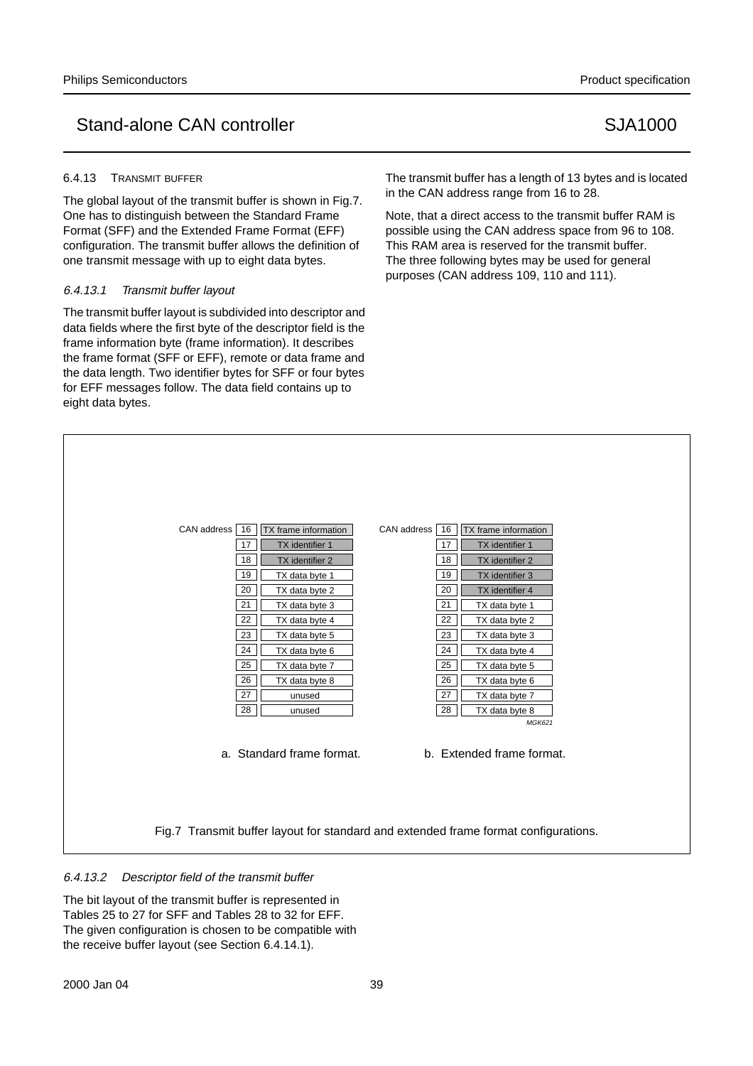#### 6.4.13 TRANSMIT BUFFER

The global layout of the transmit buffer is shown in Fig.7. One has to distinguish between the Standard Frame Format (SFF) and the Extended Frame Format (EFF) configuration. The transmit buffer allows the definition of one transmit message with up to eight data bytes.

##### *6.4.13.1 Transmit buffer layout*

The transmit buffer layout is subdivided into descriptor and data fields where the first byte of the descriptor field is the frame information byte (frame information). It describes the frame format (SFF or EFF), remote or data frame and the data length. Two identifier bytes for SFF or four bytes for EFF messages follow. The data field contains up to eight data bytes.

The transmit buffer has a length of 13 bytes and is located in the CAN address range from 16 to 28.

Note, that a direct access to the transmit buffer RAM is possible using the CAN address space from 96 to 108. This RAM area is reserved for the transmit buffer. The three following bytes may be used for general purposes (CAN address 109, 110 and 111).

a. Standard frame format.

| CAN address | |
|---|---|
| 16 | TX frame information |
| 17 | TX identifier 1 |
| 18 | TX identifier 2 |
| 19 | TX data byte 1 |
| 20 | TX data byte 2 |
| 21 | TX data byte 3 |
| 22 | TX data byte 4 |
| 23 | TX data byte 5 |
| 24 | TX data byte 6 |
| 25 | TX data byte 7 |
| 26 | TX data byte 8 |
| 27 | unused |
| 28 | unused |

b. Extended frame format.

| CAN address | |
|---|---|
| 16 | TX frame information |
| 17 | TX identifier 1 |
| 18 | TX identifier 2 |
| 19 | TX identifier 3 |
| 20 | TX identifier 4 |
| 21 | TX data byte 1 |
| 22 | TX data byte 2 |
| 23 | TX data byte 3 |
| 24 | TX data byte 4 |
| 25 | TX data byte 5 |
| 26 | TX data byte 6 |
| 27 | TX data byte 7 |
| 28 | TX data byte 8 |

MGK621

Fig.7 Transmit buffer layout for standard and extended frame format configurations.

##### *6.4.13.2 Descriptor field of the transmit buffer*

The bit layout of the transmit buffer is represented in Tables 25 to 27 for SFF and Tables 28 to 32 for EFF. The given configuration is chosen to be compatible with the receive buffer layout (see Section 6.4.14.1).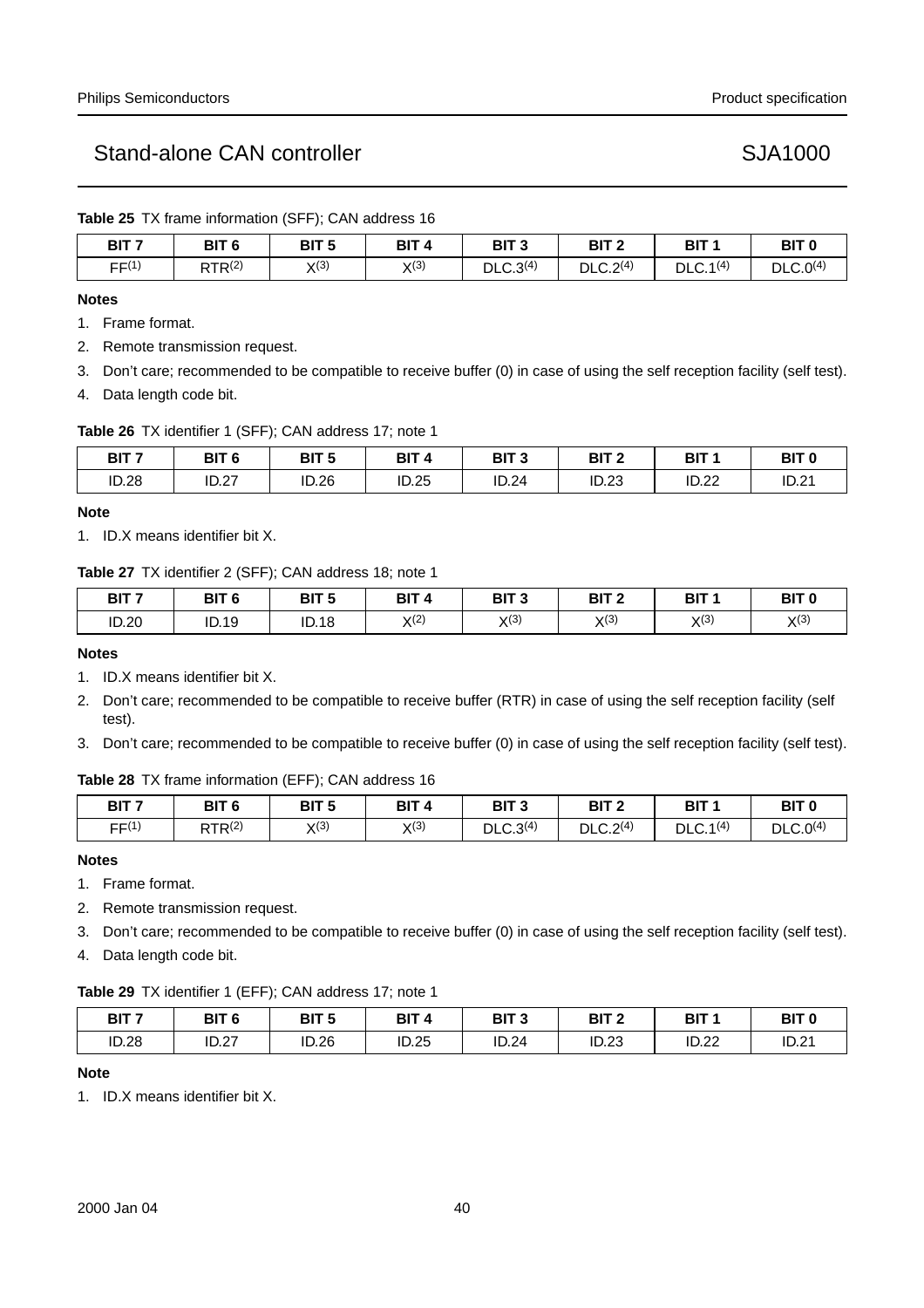**Table 25** TX frame information (SFF); CAN address 16

| BIT 7 | BIT 6 | BIT 5 | BIT 4 | BIT 3 | BIT 2 | BIT 1 | BIT 0 |
|---|---|---|---|---|---|---|---|
| FF[1] | RTR[2] | X[3] | X[3] | DLC.3[4] | DLC.2[4] | DLC.1[4] | DLC.0[4] |

**Notes**

1. Frame format.
2. Remote transmission request.
3. Don't care; recommended to be compatible to receive buffer (0) in case of using the self reception facility (self test).
4. Data length code bit.

**Table 26** TX identifier 1 (SFF); CAN address 17; note 1

| BIT 7 | BIT 6 | BIT 5 | BIT 4 | BIT 3 | BIT 2 | BIT 1 | BIT 0 |
|---|---|---|---|---|---|---|---|
| ID.28 | ID.27 | ID.26 | ID.25 | ID.24 | ID.23 | ID.22 | ID.21 |

**Note**

1. ID.X means identifier bit X.

**Table 27** TX identifier 2 (SFF); CAN address 18; note 1

| BIT 7 | BIT 6 | BIT 5 | BIT 4 | BIT 3 | BIT 2 | BIT 1 | BIT 0 |
|---|---|---|---|---|---|---|---|
| ID.20 | ID.19 | ID.18 | X[2] | X[3] | X[3] | X[3] | X[3] |

**Notes**

1. ID.X means identifier bit X.
2. Don't care; recommended to be compatible to receive buffer (RTR) in case of using the self reception facility (self test).
3. Don't care; recommended to be compatible to receive buffer (0) in case of using the self reception facility (self test).

**Table 28** TX frame information (EFF); CAN address 16

| BIT 7 | BIT 6 | BIT 5 | BIT 4 | BIT 3 | BIT 2 | BIT 1 | BIT 0 |
|---|---|---|---|---|---|---|---|
| FF[1] | RTR[2] | X[3] | X[3] | DLC.3[4] | DLC.2[4] | DLC.1[4] | DLC.0[4] |

**Notes**

1. Frame format.
2. Remote transmission request.
3. Don't care; recommended to be compatible to receive buffer (0) in case of using the self reception facility (self test).
4. Data length code bit.

**Table 29** TX identifier 1 (EFF); CAN address 17; note 1

| BIT 7 | BIT 6 | BIT 5 | BIT 4 | BIT 3 | BIT 2 | BIT 1 | BIT 0 |
|---|---|---|---|---|---|---|---|
| ID.28 | ID.27 | ID.26 | ID.25 | ID.24 | ID.23 | ID.22 | ID.21 |

**Note**

1. ID.X means identifier bit X.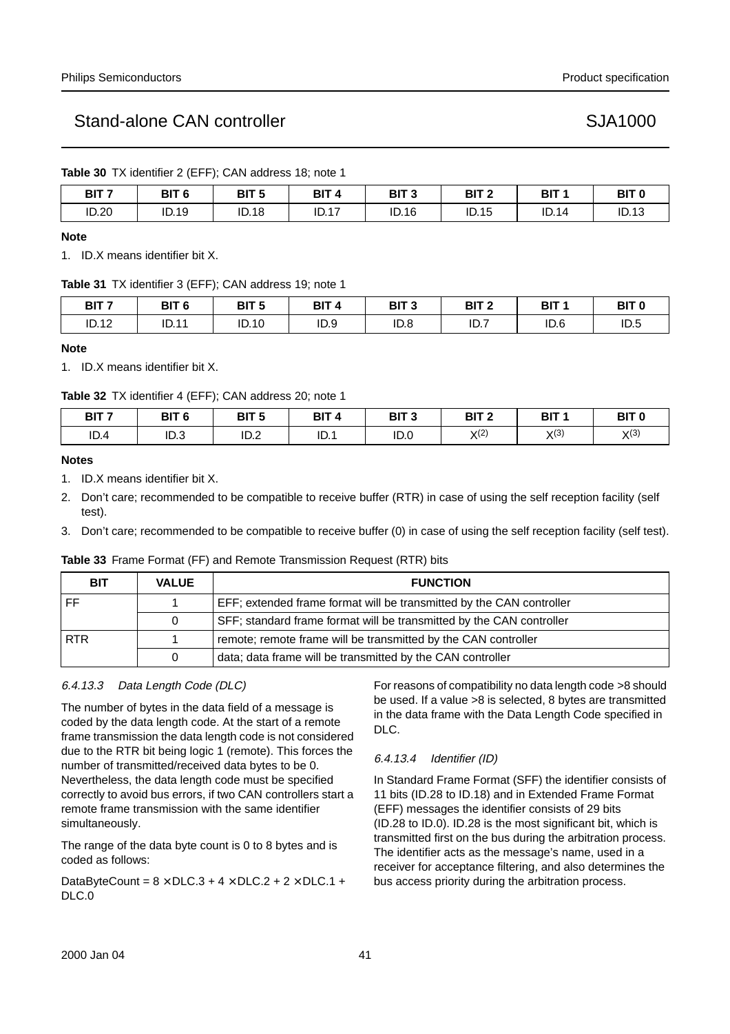**Table 30** TX identifier 2 (EFF); CAN address 18; note 1

| BIT 7 | BIT 6 | BIT 5 | BIT 4 | BIT 3 | BIT 2 | BIT 1 | BIT 0 |
|---|---|---|---|---|---|---|---|
| ID.20 | ID.19 | ID.18 | ID.17 | ID.16 | ID.15 | ID.14 | ID.13 |

**Note**

1. ID.X means identifier bit X.

**Table 31** TX identifier 3 (EFF); CAN address 19; note 1

| BIT 7 | BIT 6 | BIT 5 | BIT 4 | BIT 3 | BIT 2 | BIT 1 | BIT 0 |
|---|---|---|---|---|---|---|---|
| ID.12 | ID.11 | ID.10 | ID.9 | ID.8 | ID.7 | ID.6 | ID.5 |

**Note**

1. ID.X means identifier bit X.

**Table 32** TX identifier 4 (EFF); CAN address 20; note 1

| BIT 7 | BIT 6 | BIT 5 | BIT 4 | BIT 3 | BIT 2 | BIT 1 | BIT 0 |
|---|---|---|---|---|---|---|---|
| ID.4 | ID.3 | ID.2 | ID.1 | ID.0 | X[2] | X[3] | X[3] |

**Notes**

1. ID.X means identifier bit X.
2. Don't care; recommended to be compatible to receive buffer (RTR) in case of using the self reception facility (self test).
3. Don't care; recommended to be compatible to receive buffer (0) in case of using the self reception facility (self test).

**Table 33** Frame Format (FF) and Remote Transmission Request (RTR) bits

| BIT | VALUE | FUNCTION |
|---|---|---|
| FF | 1 | EFF; extended frame format will be transmitted by the CAN controller |
| | 0 | SFF; standard frame format will be transmitted by the CAN controller |
| RTR | 1 | remote; remote frame will be transmitted by the CAN controller |
| | 0 | data; data frame will be transmitted by the CAN controller |

#### *6.4.13.3 Data Length Code (DLC)*

The number of bytes in the data field of a message is coded by the data length code. At the start of a remote frame transmission the data length code is not considered due to the RTR bit being logic 1 (remote). This forces the number of transmitted/received data bytes to be 0. Nevertheless, the data length code must be specified correctly to avoid bus errors, if two CAN controllers start a remote frame transmission with the same identifier simultaneously.

The range of the data byte count is 0 to 8 bytes and is coded as follows:

$$\text{DataByteCount} = 8 \times \text{DLC.3} + 4 \times \text{DLC.2} + 2 \times \text{DLC.1} + \text{DLC.0}$$

For reasons of compatibility no data length code >8 should be used. If a value >8 is selected, 8 bytes are transmitted in the data frame with the Data Length Code specified in DLC.

#### *6.4.13.4 Identifier (ID)*

In Standard Frame Format (SFF) the identifier consists of 11 bits (ID.28 to ID.18) and in Extended Frame Format (EFF) messages the identifier consists of 29 bits (ID.28 to ID.0). ID.28 is the most significant bit, which is transmitted first on the bus during the arbitration process. The identifier acts as the message's name, used in a receiver for acceptance filtering, and also determines the bus access priority during the arbitration process.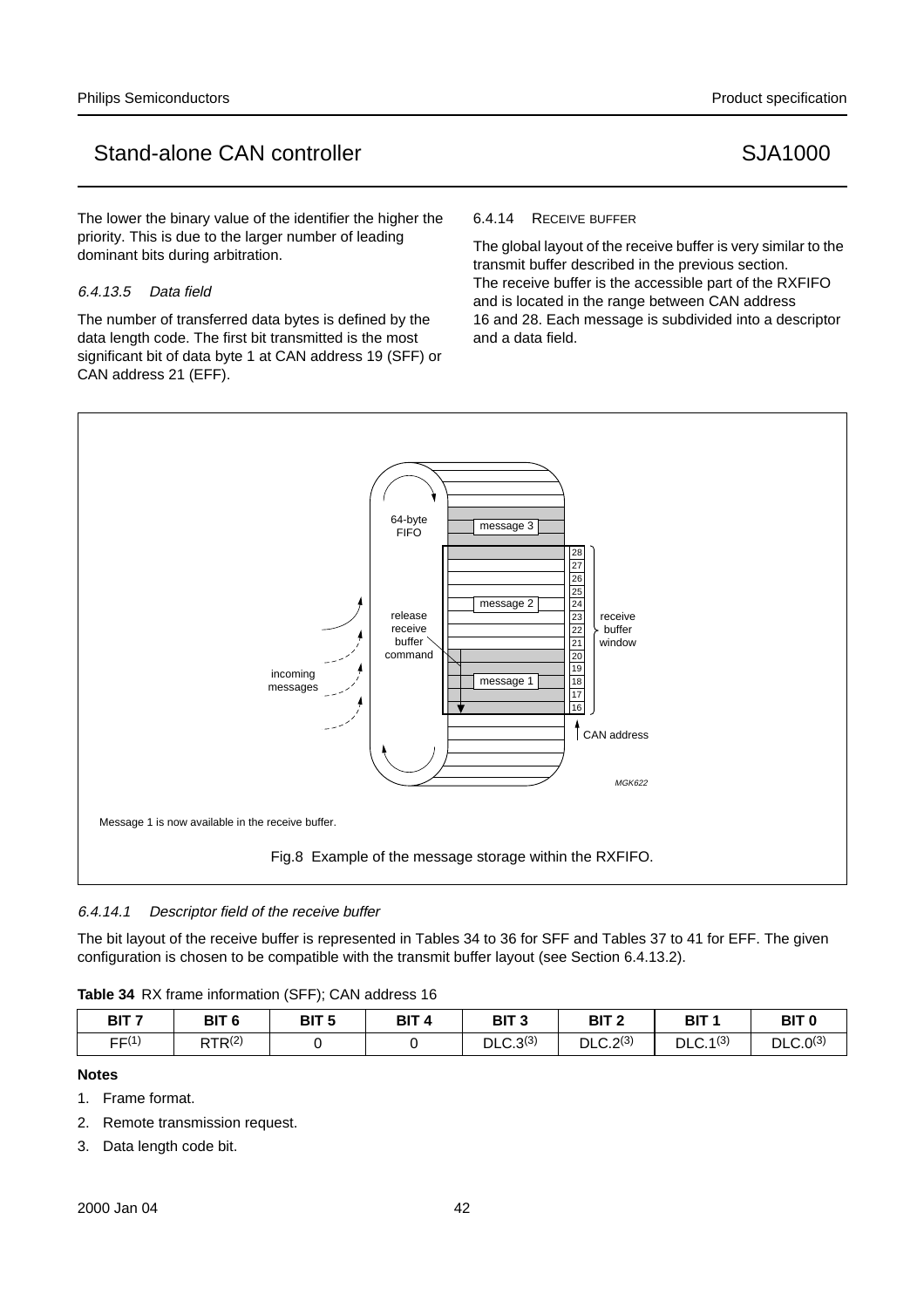The lower the binary value of the identifier the higher the priority. This is due to the larger number of leading dominant bits during arbitration.

#### 6.4.13.5 Data field

The number of transferred data bytes is defined by the data length code. The first bit transmitted is the most significant bit of data byte 1 at CAN address 19 (SFF) or CAN address 21 (EFF).

### 6.4.14 RECEIVE BUFFER

The global layout of the receive buffer is very similar to the transmit buffer described in the previous section. The receive buffer is the accessible part of the RXFIFO and is located in the range between CAN address 16 and 28. Each message is subdivided into a descriptor and a data field.

64-byte FIFO
message 3
message 2
message 1
release receive buffer command
incoming messages
28
27
26
25
24
23
22
21
20
19
18
17
16
receive buffer window
CAN address
MGK622

Message 1 is now available in the receive buffer.

Fig.8 Example of the message storage within the RXFIFO.

#### 6.4.14.1 Descriptor field of the receive buffer

The bit layout of the receive buffer is represented in Tables 34 to 36 for SFF and Tables 37 to 41 for EFF. The given configuration is chosen to be compatible with the transmit buffer layout (see Section 6.4.13.2).

**Table 34** RX frame information (SFF); CAN address 16

| BIT 7 | BIT 6 | BIT 5 | BIT 4 | BIT 3 | BIT 2 | BIT 1 | BIT 0 |
|---|---|---|---|---|---|---|---|
| FF(1) | RTR(2) | 0 | 0 | DLC.3(3) | DLC.2(3) | DLC.1(3) | DLC.0(3) |

**Notes**

1. Frame format.
2. Remote transmission request.
3. Data length code bit.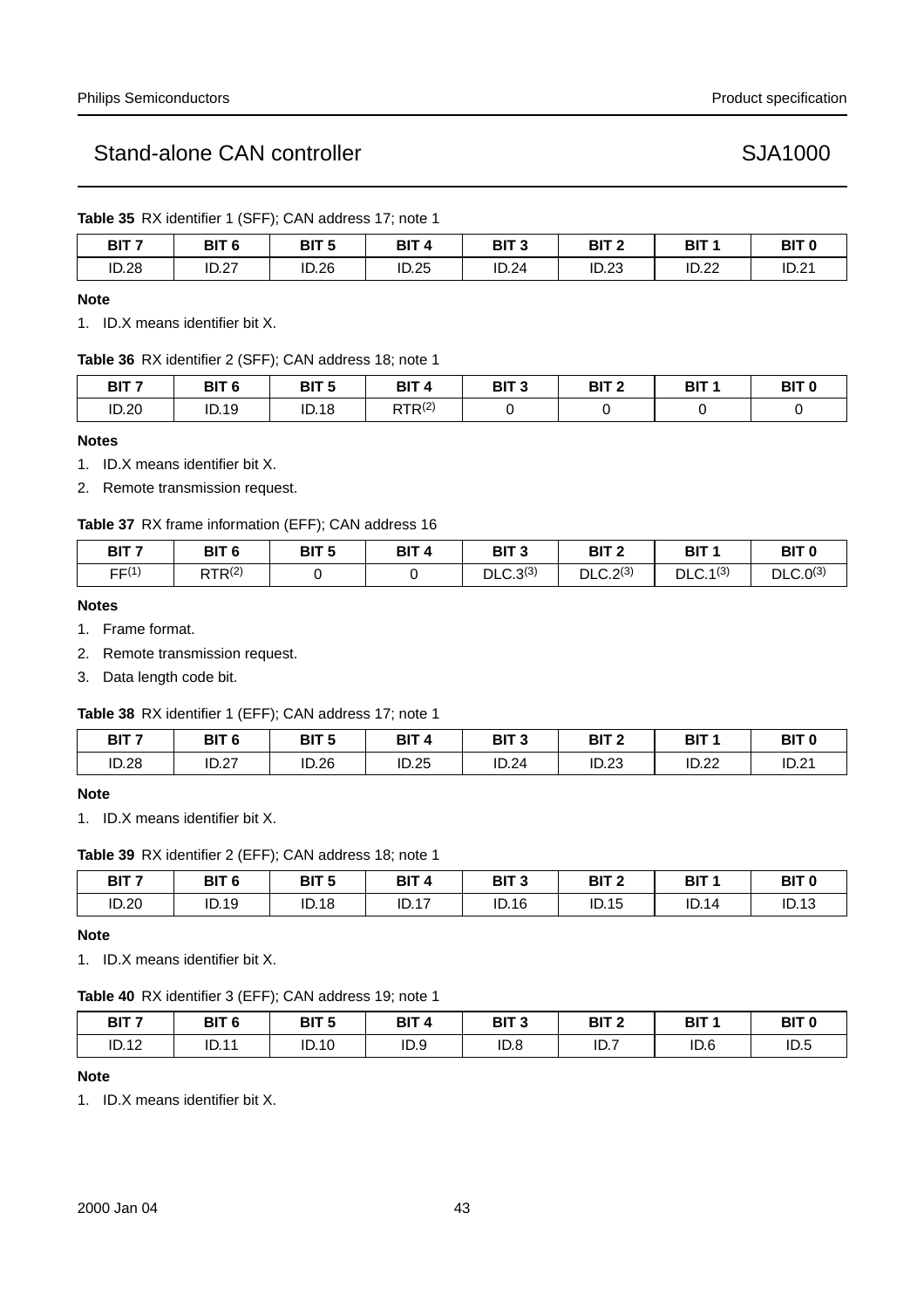**Table 35** RX identifier 1 (SFF); CAN address 17; note 1

| BIT 7 | BIT 6 | BIT 5 | BIT 4 | BIT 3 | BIT 2 | BIT 1 | BIT 0 |
|---|---|---|---|---|---|---|---|
| ID.28 | ID.27 | ID.26 | ID.25 | ID.24 | ID.23 | ID.22 | ID.21 |

**Note**

1. ID.X means identifier bit X.

**Table 36** RX identifier 2 (SFF); CAN address 18; note 1

| BIT 7 | BIT 6 | BIT 5 | BIT 4 | BIT 3 | BIT 2 | BIT 1 | BIT 0 |
|---|---|---|---|---|---|---|---|
| ID.20 | ID.19 | ID.18 | RTR(2) | 0 | 0 | 0 | 0 |

**Notes**

1. ID.X means identifier bit X.
2. Remote transmission request.

**Table 37** RX frame information (EFF); CAN address 16

| BIT 7 | BIT 6 | BIT 5 | BIT 4 | BIT 3 | BIT 2 | BIT 1 | BIT 0 |
|---|---|---|---|---|---|---|---|
| FF(1) | RTR(2) | 0 | 0 | DLC.3(3) | DLC.2(3) | DLC.1(3) | DLC.0(3) |

**Notes**

1. Frame format.
2. Remote transmission request.
3. Data length code bit.

**Table 38** RX identifier 1 (EFF); CAN address 17; note 1

| BIT 7 | BIT 6 | BIT 5 | BIT 4 | BIT 3 | BIT 2 | BIT 1 | BIT 0 |
|---|---|---|---|---|---|---|---|
| ID.28 | ID.27 | ID.26 | ID.25 | ID.24 | ID.23 | ID.22 | ID.21 |

**Note**

1. ID.X means identifier bit X.

**Table 39** RX identifier 2 (EFF); CAN address 18; note 1

| BIT 7 | BIT 6 | BIT 5 | BIT 4 | BIT 3 | BIT 2 | BIT 1 | BIT 0 |
|---|---|---|---|---|---|---|---|
| ID.20 | ID.19 | ID.18 | ID.17 | ID.16 | ID.15 | ID.14 | ID.13 |

**Note**

1. ID.X means identifier bit X.

**Table 40** RX identifier 3 (EFF); CAN address 19; note 1

| BIT 7 | BIT 6 | BIT 5 | BIT 4 | BIT 3 | BIT 2 | BIT 1 | BIT 0 |
|---|---|---|---|---|---|---|---|
| ID.12 | ID.11 | ID.10 | ID.9 | ID.8 | ID.7 | ID.6 | ID.5 |

**Note**

1. ID.X means identifier bit X.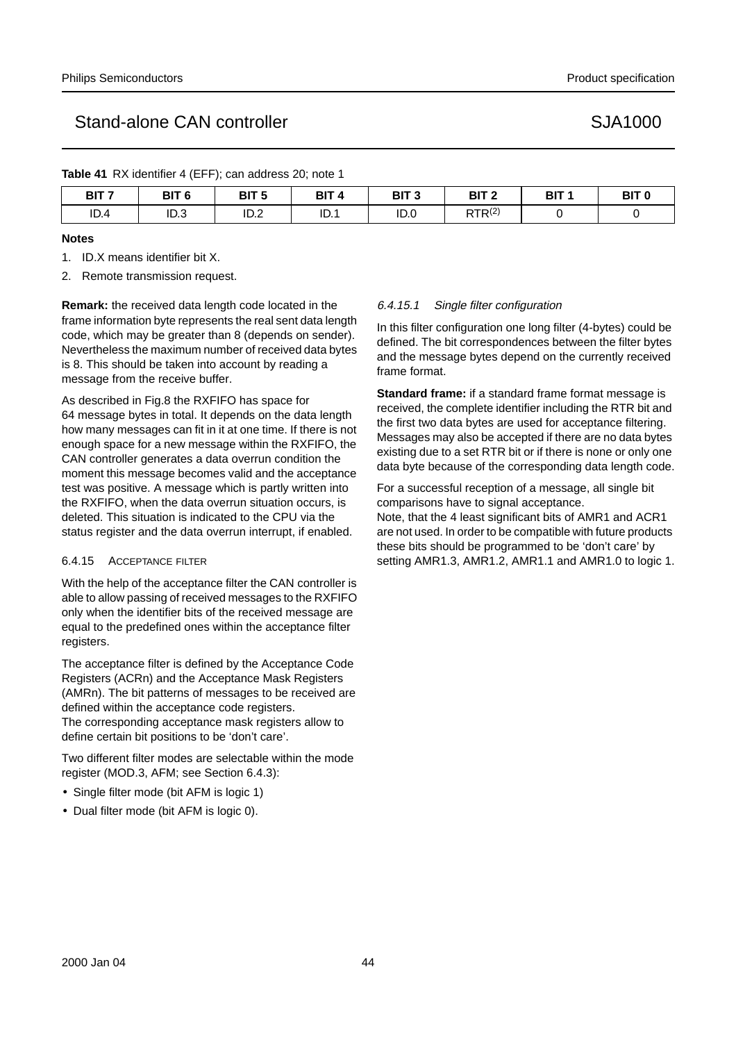**Table 41** RX identifier 4 (EFF); can address 20; note 1

| BIT 7 | BIT 6 | BIT 5 | BIT 4 | BIT 3 | BIT 2 | BIT 1 | BIT 0 |
|---|---|---|---|---|---|---|---|
| ID.4 | ID.3 | ID.2 | ID.1 | ID.0 | RTR(2) | 0 | 0 |

**Notes**

1. ID.X means identifier bit X.
2. Remote transmission request.

**Remark:** the received data length code located in the frame information byte represents the real sent data length code, which may be greater than 8 (depends on sender). Nevertheless the maximum number of received data bytes is 8. This should be taken into account by reading a message from the receive buffer.

As described in Fig.8 the RXFIFO has space for 64 message bytes in total. It depends on the data length how many messages can fit in it at one time. If there is not enough space for a new message within the RXFIFO, the CAN controller generates a data overrun condition the moment this message becomes valid and the acceptance test was positive. A message which is partly written into the RXFIFO, when the data overrun situation occurs, is deleted. This situation is indicated to the CPU via the status register and the data overrun interrupt, if enabled.

### 6.4.15 ACCEPTANCE FILTER

With the help of the acceptance filter the CAN controller is able to allow passing of received messages to the RXFIFO only when the identifier bits of the received message are equal to the predefined ones within the acceptance filter registers.

The acceptance filter is defined by the Acceptance Code Registers (ACRn) and the Acceptance Mask Registers (AMRn). The bit patterns of messages to be received are defined within the acceptance code registers. The corresponding acceptance mask registers allow to define certain bit positions to be 'don't care'.

Two different filter modes are selectable within the mode register (MOD.3, AFM; see Section 6.4.3):

- Single filter mode (bit AFM is logic 1)
- Dual filter mode (bit AFM is logic 0).

#### *6.4.15.1 Single filter configuration*

In this filter configuration one long filter (4-bytes) could be defined. The bit correspondences between the filter bytes and the message bytes depend on the currently received frame format.

**Standard frame:** if a standard frame format message is received, the complete identifier including the RTR bit and the first two data bytes are used for acceptance filtering. Messages may also be accepted if there are no data bytes existing due to a set RTR bit or if there is none or only one data byte because of the corresponding data length code.

For a successful reception of a message, all single bit comparisons have to signal acceptance.
Note, that the 4 least significant bits of AMR1 and ACR1 are not used. In order to be compatible with future products these bits should be programmed to be 'don't care' by setting AMR1.3, AMR1.2, AMR1.1 and AMR1.0 to logic 1.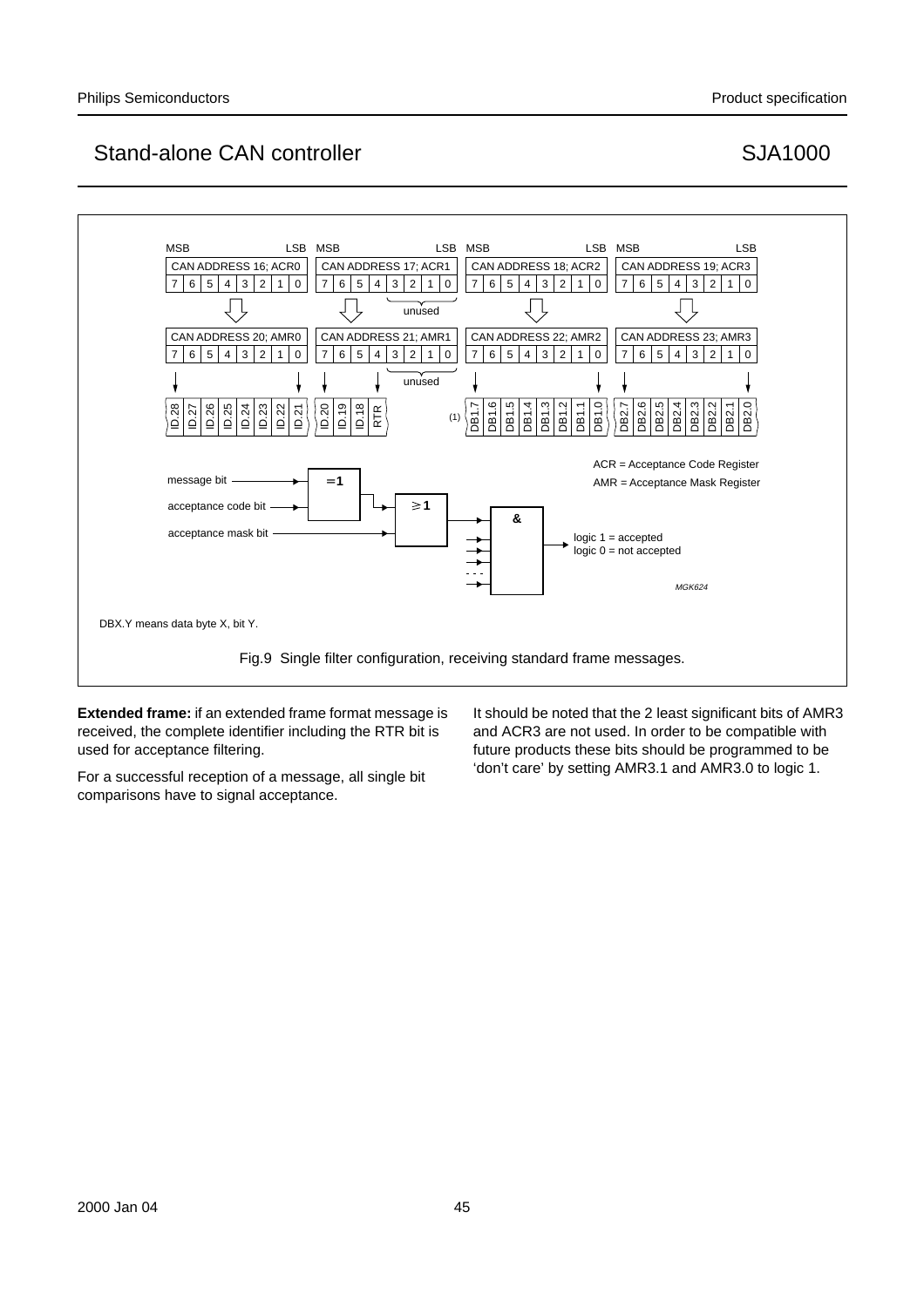MSB LSB MSB LSB MSB LSB MSB LSB

CAN ADDRESS 16; ACR0
CAN ADDRESS 17; ACR1
CAN ADDRESS 18; ACR2
CAN ADDRESS 19; ACR3

7 6 5 4 3 2 1 0

unused

CAN ADDRESS 20; AMR0
CAN ADDRESS 21; AMR1
CAN ADDRESS 22; AMR2
CAN ADDRESS 23; AMR3

unused

ID.28 ID.27 ID.26 ID.25 ID.24 ID.23 ID.22 ID.21 ID.20 ID.19 ID.18 RTR (1) DB1.7 DB1.6 DB1.5 DB1.4 DB1.3 DB1.2 DB1.1 DB1.0 DB2.7 DB2.6 DB2.5 DB2.4 DB2.3 DB2.2 DB2.1 DB2.0

ACR = Acceptance Code Register
AMR = Acceptance Mask Register

message bit
acceptance code bit
acceptance mask bit

=1
≥1
&

logic 1 = accepted
logic 0 = not accepted

MGK624

DBX.Y means data byte X, bit Y.

Fig.9 Single filter configuration, receiving standard frame messages.

**Extended frame:** if an extended frame format message is received, the complete identifier including the RTR bit is used for acceptance filtering.

For a successful reception of a message, all single bit comparisons have to signal acceptance.

It should be noted that the 2 least significant bits of AMR3 and ACR3 are not used. In order to be compatible with future products these bits should be programmed to be 'don't care' by setting AMR3.1 and AMR3.0 to logic 1.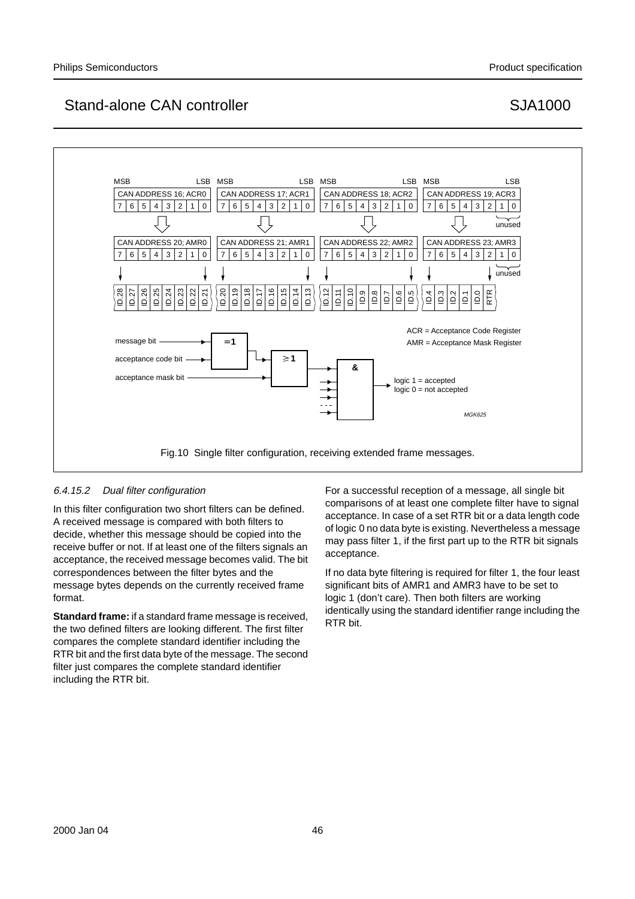Fig.10 Single filter configuration, receiving extended frame messages.

#### 6.4.15.2 *Dual filter configuration*

In this filter configuration two short filters can be defined. A received message is compared with both filters to decide, whether this message should be copied into the receive buffer or not. If at least one of the filters signals an acceptance, the received message becomes valid. The bit correspondences between the filter bytes and the message bytes depends on the currently received frame format.

**Standard frame:** if a standard frame message is received, the two defined filters are looking different. The first filter compares the complete standard identifier including the RTR bit and the first data byte of the message. The second filter just compares the complete standard identifier including the RTR bit.

For a successful reception of a message, all single bit comparisons of at least one complete filter have to signal acceptance. In case of a set RTR bit or a data length code of logic 0 no data byte is existing. Nevertheless a message may pass filter 1, if the first part up to the RTR bit signals acceptance.

If no data byte filtering is required for filter 1, the four least significant bits of AMR1 and AMR3 have to be set to logic 1 (don't care). Then both filters are working identically using the standard identifier range including the RTR bit.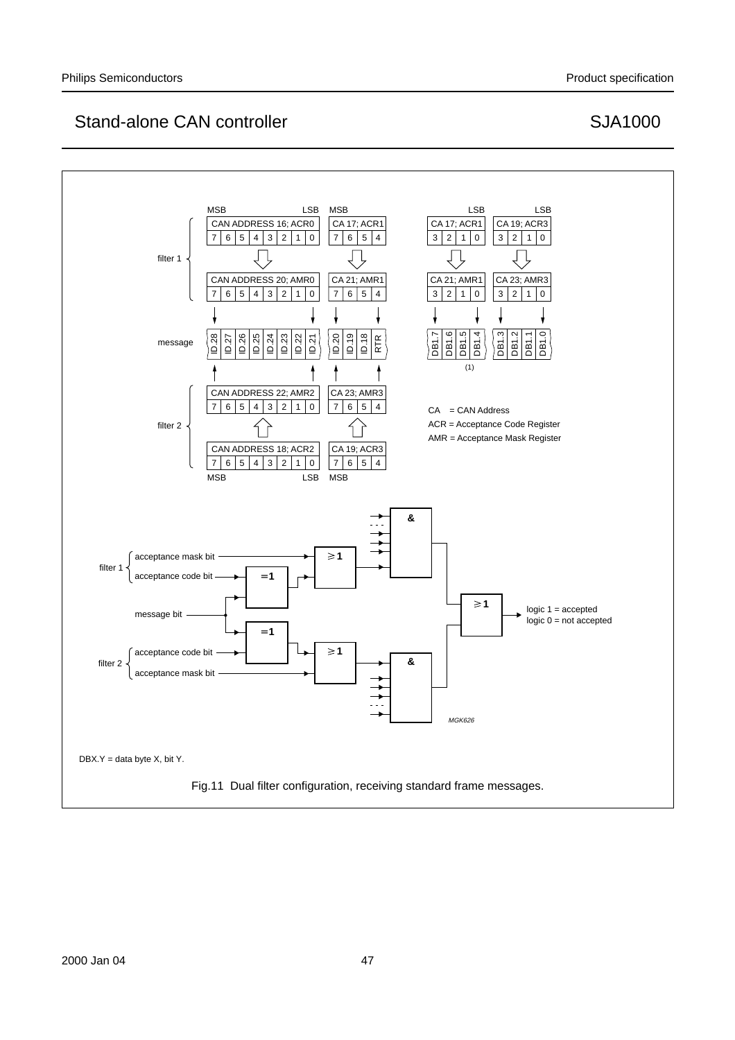MSB LSB MSB

CAN ADDRESS 16; ACR0 — 7 6 5 4 3 2 1 0

CA 17; ACR1 — 7 6 5 4

LSB LSB

CA 17; ACR1 — 3 2 1 0

CA 19; ACR3 — 3 2 1 0

filter 1

CAN ADDRESS 20; AMR0 — 7 6 5 4 3 2 1 0

CA 21; AMR1 — 7 6 5 4

CA 21; AMR1 — 3 2 1 0

CA 23; AMR3 — 3 2 1 0

message

ID.28 ID.27 ID.26 ID.25 ID.24 ID.23 ID.22 ID.21 ID.20 ID.19 ID.18 RTR

DB1.7 DB1.6 DB1.5 DB1.4 DB1.3 DB1.2 DB1.1 DB1.0

(1)

CAN ADDRESS 22; AMR2 — 7 6 5 4 3 2 1 0

CA 23; AMR3 — 7 6 5 4

filter 2

CAN ADDRESS 18; ACR2 — 7 6 5 4 3 2 1 0

CA 19; ACR3 — 7 6 5 4

MSB LSB MSB

CA = CAN Address

ACR = Acceptance Code Register

AMR = Acceptance Mask Register

filter 1: acceptance mask bit, acceptance code bit

message bit

filter 2: acceptance code bit, acceptance mask bit

=1

≥1

&

logic 1 = accepted

logic 0 = not accepted

MGK626

DBX.Y = data byte X, bit Y.

Fig.11 Dual filter configuration, receiving standard frame messages.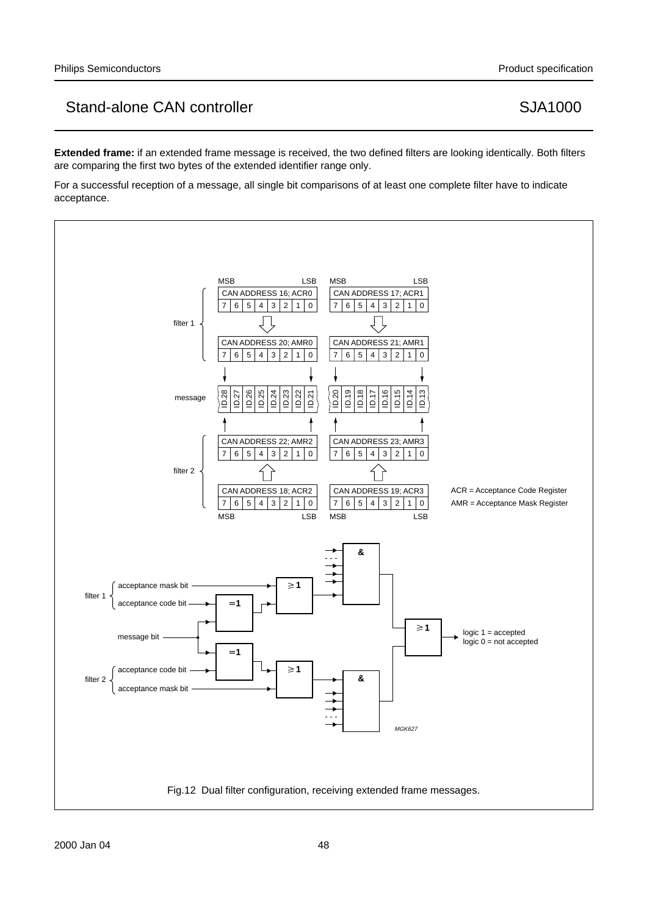**Extended frame:** if an extended frame message is received, the two defined filters are looking identically. Both filters are comparing the first two bytes of the extended identifier range only.

For a successful reception of a message, all single bit comparisons of at least one complete filter have to indicate acceptance.

Fig.12 Dual filter configuration, receiving extended frame messages.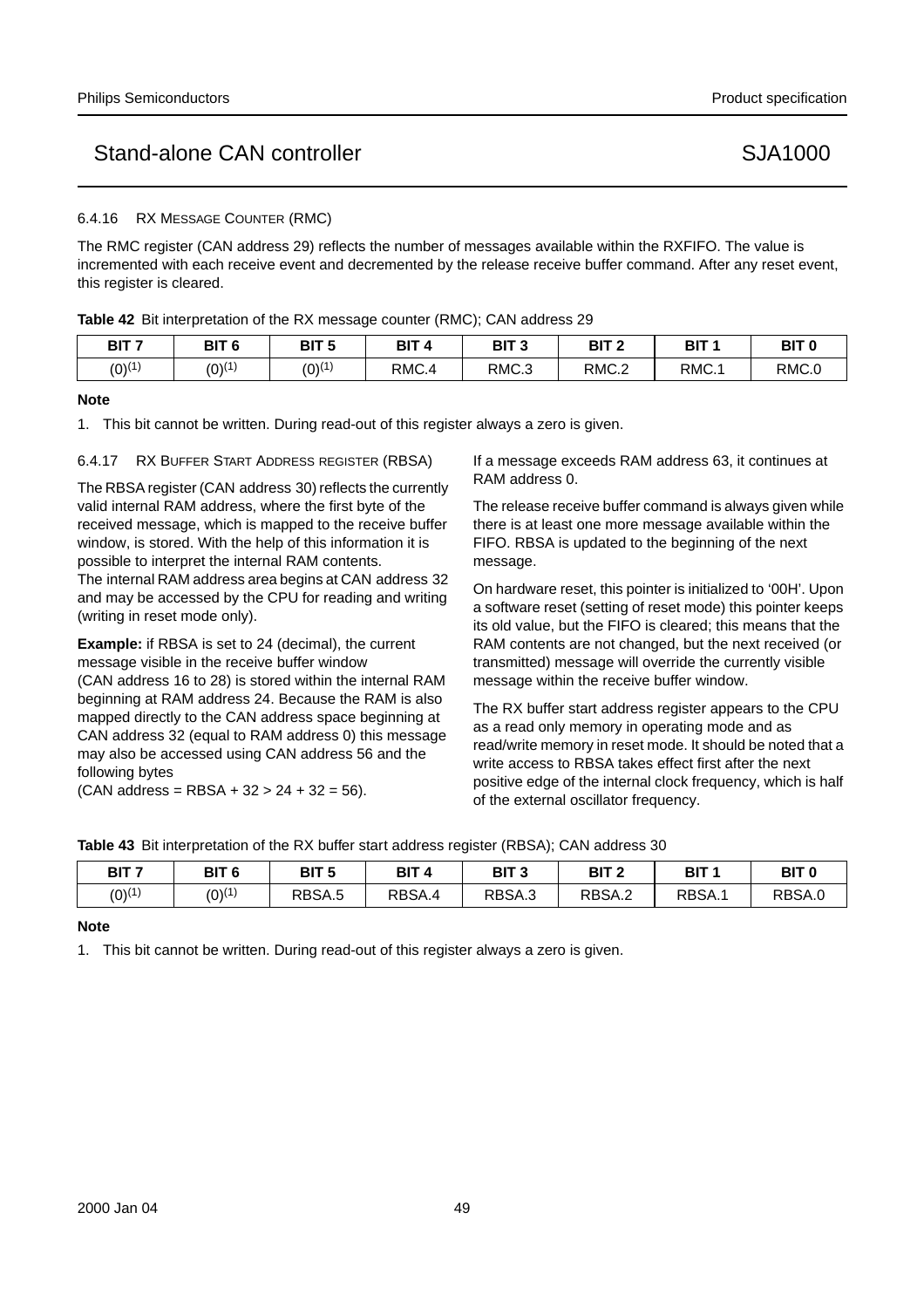#### 6.4.16 RX MESSAGE COUNTER (RMC)

The RMC register (CAN address 29) reflects the number of messages available within the RXFIFO. The value is incremented with each receive event and decremented by the release receive buffer command. After any reset event, this register is cleared.

**Table 42** Bit interpretation of the RX message counter (RMC); CAN address 29

| BIT 7 | BIT 6 | BIT 5 | BIT 4 | BIT 3 | BIT 2 | BIT 1 | BIT 0 |
|---|---|---|---|---|---|---|---|
| (0)[1] | (0)[1] | (0)[1] | RMC.4 | RMC.3 | RMC.2 | RMC.1 | RMC.0 |

**Note**

1. This bit cannot be written. During read-out of this register always a zero is given.

#### 6.4.17 RX BUFFER START ADDRESS REGISTER (RBSA)

The RBSA register (CAN address 30) reflects the currently valid internal RAM address, where the first byte of the received message, which is mapped to the receive buffer window, is stored. With the help of this information it is possible to interpret the internal RAM contents. The internal RAM address area begins at CAN address 32 and may be accessed by the CPU for reading and writing (writing in reset mode only).

**Example:** if RBSA is set to 24 (decimal), the current message visible in the receive buffer window (CAN address 16 to 28) is stored within the internal RAM beginning at RAM address 24. Because the RAM is also mapped directly to the CAN address space beginning at CAN address 32 (equal to RAM address 0) this message may also be accessed using CAN address 56 and the following bytes (CAN address = RBSA + 32 > 24 + 32 = 56).

If a message exceeds RAM address 63, it continues at RAM address 0.

The release receive buffer command is always given while there is at least one more message available within the FIFO. RBSA is updated to the beginning of the next message.

On hardware reset, this pointer is initialized to '00H'. Upon a software reset (setting of reset mode) this pointer keeps its old value, but the FIFO is cleared; this means that the RAM contents are not changed, but the next received (or transmitted) message will override the currently visible message within the receive buffer window.

The RX buffer start address register appears to the CPU as a read only memory in operating mode and as read/write memory in reset mode. It should be noted that a write access to RBSA takes effect first after the next positive edge of the internal clock frequency, which is half of the external oscillator frequency.

**Table 43** Bit interpretation of the RX buffer start address register (RBSA); CAN address 30

| BIT 7 | BIT 6 | BIT 5 | BIT 4 | BIT 3 | BIT 2 | BIT 1 | BIT 0 |
|---|---|---|---|---|---|---|---|
| (0)[1] | (0)[1] | RBSA.5 | RBSA.4 | RBSA.3 | RBSA.2 | RBSA.1 | RBSA.0 |

**Note**

1. This bit cannot be written. During read-out of this register always a zero is given.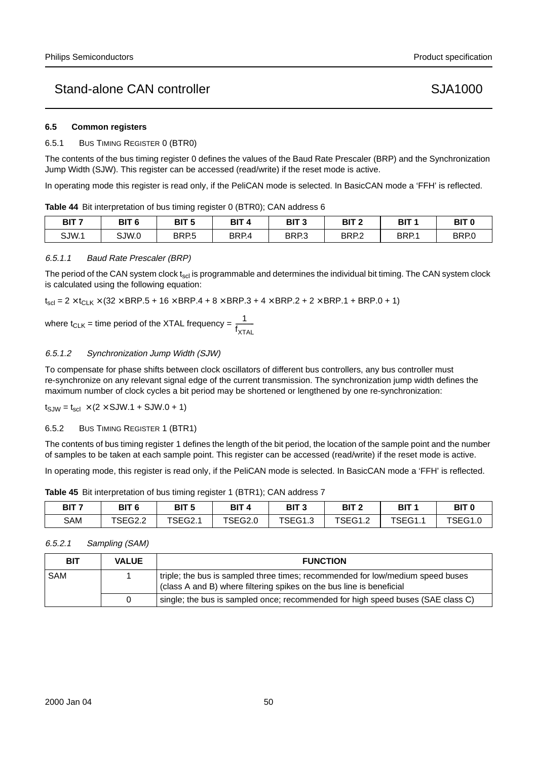### 6.5 Common registers

#### 6.5.1 BUS TIMING REGISTER 0 (BTR0)

The contents of the bus timing register 0 defines the values of the Baud Rate Prescaler (BRP) and the Synchronization Jump Width (SJW). This register can be accessed (read/write) if the reset mode is active.

In operating mode this register is read only, if the PeliCAN mode is selected. In BasicCAN mode a 'FFH' is reflected.

**Table 44** Bit interpretation of bus timing register 0 (BTR0); CAN address 6

| BIT 7 | BIT 6 | BIT 5 | BIT 4 | BIT 3 | BIT 2 | BIT 1 | BIT 0 |
|---|---|---|---|---|---|---|---|
| SJW.1 | SJW.0 | BRP.5 | BRP.4 | BRP.3 | BRP.2 | BRP.1 | BRP.0 |

##### *6.5.1.1 Baud Rate Prescaler (BRP)*

The period of the CAN system clock $t_{scl}$ is programmable and determines the individual bit timing. The CAN system clock is calculated using the following equation:

$t_{scl} = 2 \times t_{CLK} \times (32 \times BRP.5 + 16 \times BRP.4 + 8 \times BRP.3 + 4 \times BRP.2 + 2 \times BRP.1 + BRP.0 + 1)$

where $t_{CLK}$ = time period of the XTAL frequency = $\frac{1}{f_{XTAL}}$

##### *6.5.1.2 Synchronization Jump Width (SJW)*

To compensate for phase shifts between clock oscillators of different bus controllers, any bus controller must re-synchronize on any relevant signal edge of the current transmission. The synchronization jump width defines the maximum number of clock cycles a bit period may be shortened or lengthened by one re-synchronization:

$t_{SJW} = t_{scl} \times (2 \times SJW.1 + SJW.0 + 1)$

#### 6.5.2 BUS TIMING REGISTER 1 (BTR1)

The contents of bus timing register 1 defines the length of the bit period, the location of the sample point and the number of samples to be taken at each sample point. This register can be accessed (read/write) if the reset mode is active.

In operating mode, this register is read only, if the PeliCAN mode is selected. In BasicCAN mode a 'FFH' is reflected.

**Table 45** Bit interpretation of bus timing register 1 (BTR1); CAN address 7

| BIT 7 | BIT 6 | BIT 5 | BIT 4 | BIT 3 | BIT 2 | BIT 1 | BIT 0 |
|---|---|---|---|---|---|---|---|
| SAM | TSEG2.2 | TSEG2.1 | TSEG2.0 | TSEG1.3 | TSEG1.2 | TSEG1.1 | TSEG1.0 |

##### *6.5.2.1 Sampling (SAM)*

| BIT | VALUE | FUNCTION |
|---|---|---|
| SAM | 1 | triple; the bus is sampled three times; recommended for low/medium speed buses (class A and B) where filtering spikes on the bus line is beneficial |
| | 0 | single; the bus is sampled once; recommended for high speed buses (SAE class C) |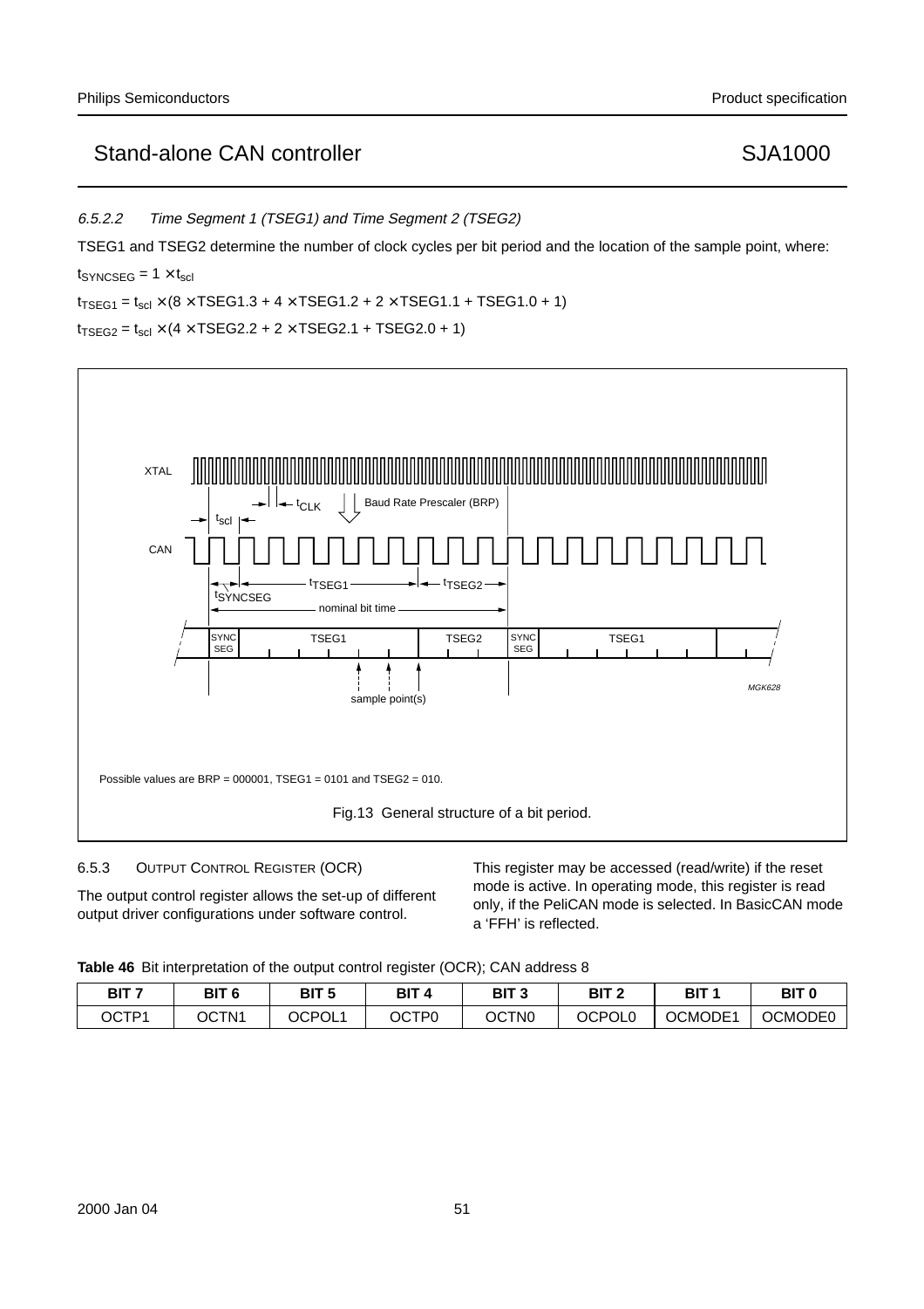#### 6.5.2.2 *Time Segment 1 (TSEG1) and Time Segment 2 (TSEG2)*

TSEG1 and TSEG2 determine the number of clock cycles per bit period and the location of the sample point, where:

$t_{SYNCSEG} = 1 \times t_{scl}$

$t_{TSEG1} = t_{scl} \times (8 \times TSEG1.3 + 4 \times TSEG1.2 + 2 \times TSEG1.1 + TSEG1.0 + 1)$

$t_{TSEG2} = t_{scl} \times (4 \times TSEG2.2 + 2 \times TSEG2.1 + TSEG2.0 + 1)$

XTAL

$t_{CLK}$

Baud Rate Prescaler (BRP)

$t_{scl}$

CAN

$t_{TSEG1}$

$t_{TSEG2}$

$t_{SYNCSEG}$

nominal bit time

SYNC SEG

TSEG1

TSEG2

SYNC SEG

TSEG1

sample point(s)

MGK628

Possible values are BRP = 000001, TSEG1 = 0101 and TSEG2 = 010.

Fig.13 General structure of a bit period.

### 6.5.3 OUTPUT CONTROL REGISTER (OCR)

The output control register allows the set-up of different output driver configurations under software control.

This register may be accessed (read/write) if the reset mode is active. In operating mode, this register is read only, if the PeliCAN mode is selected. In BasicCAN mode a ‘FFH’ is reflected.

**Table 46** Bit interpretation of the output control register (OCR); CAN address 8

| BIT 7 | BIT 6 | BIT 5 | BIT 4 | BIT 3 | BIT 2 | BIT 1 | BIT 0 |
|---|---|---|---|---|---|---|---|
| OCTP1 | OCTN1 | OCPOL1 | OCTP0 | OCTN0 | OCPOL0 | OCMODE1 | OCMODE0 |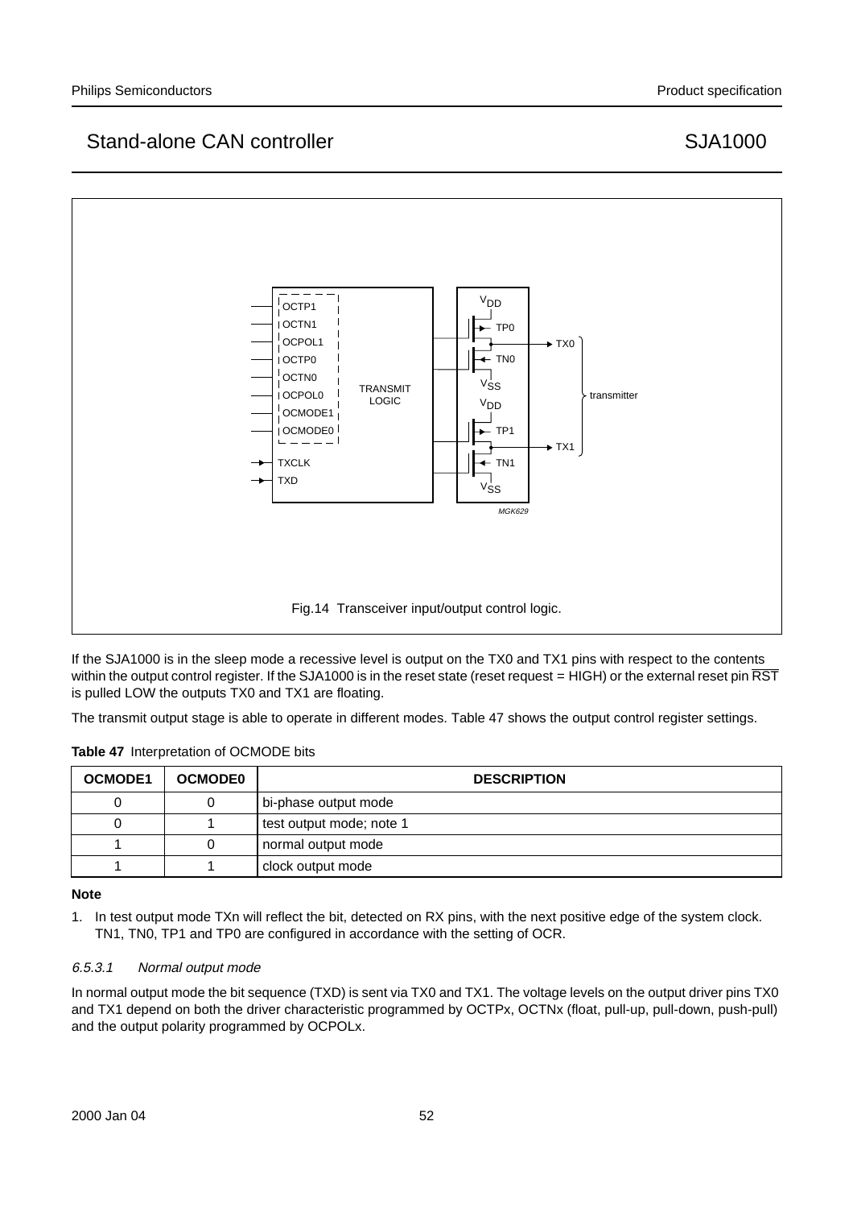OCTP1
OCTN1
OCPOL1
OCTP0
OCTN0
OCPOL0
OCMODE1
OCMODE0
TXCLK
TXD
TRANSMIT LOGIC
$V_{DD}$
TP0
TN0
$V_{SS}$
$V_{DD}$
TP1
TN1
$V_{SS}$
TX0
TX1
transmitter
MGK629

Fig.14 Transceiver input/output control logic.

If the SJA1000 is in the sleep mode a recessive level is output on the TX0 and TX1 pins with respect to the contents within the output control register. If the SJA1000 is in the reset state (reset request = HIGH) or the external reset pin $\overline{RST}$ is pulled LOW the outputs TX0 and TX1 are floating.

The transmit output stage is able to operate in different modes. Table 47 shows the output control register settings.

**Table 47** Interpretation of OCMODE bits

| OCMODE1 | OCMODE0 | DESCRIPTION |
|---|---|---|
| 0 | 0 | bi-phase output mode |
| 0 | 1 | test output mode; note 1 |
| 1 | 0 | normal output mode |
| 1 | 1 | clock output mode |

**Note**

1. In test output mode TXn will reflect the bit, detected on RX pins, with the next positive edge of the system clock. TN1, TN0, TP1 and TP0 are configured in accordance with the setting of OCR.

#### *6.5.3.1 Normal output mode*

In normal output mode the bit sequence (TXD) is sent via TX0 and TX1. The voltage levels on the output driver pins TX0 and TX1 depend on both the driver characteristic programmed by OCTPx, OCTNx (float, pull-up, pull-down, push-pull) and the output polarity programmed by OCPOLx.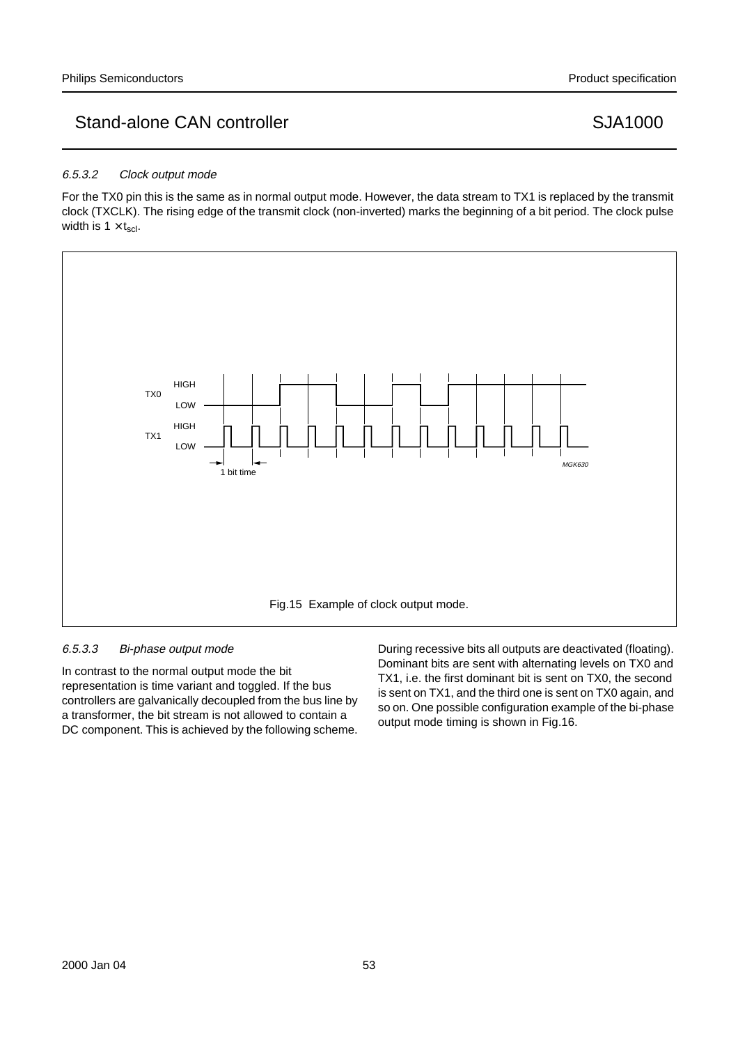#### 6.5.3.2 *Clock output mode*

For the TX0 pin this is the same as in normal output mode. However, the data stream to TX1 is replaced by the transmit clock (TXCLK). The rising edge of the transmit clock (non-inverted) marks the beginning of a bit period. The clock pulse width is $1 \times t_{scl}$.

TX0
HIGH
LOW
TX1
HIGH
LOW
1 bit time
MGK630

Fig.15 Example of clock output mode.

#### 6.5.3.3 *Bi-phase output mode*

In contrast to the normal output mode the bit representation is time variant and toggled. If the bus controllers are galvanically decoupled from the bus line by a transformer, the bit stream is not allowed to contain a DC component. This is achieved by the following scheme. During recessive bits all outputs are deactivated (floating). Dominant bits are sent with alternating levels on TX0 and TX1, i.e. the first dominant bit is sent on TX0, the second is sent on TX1, and the third one is sent on TX0 again, and so on. One possible configuration example of the bi-phase output mode timing is shown in Fig.16.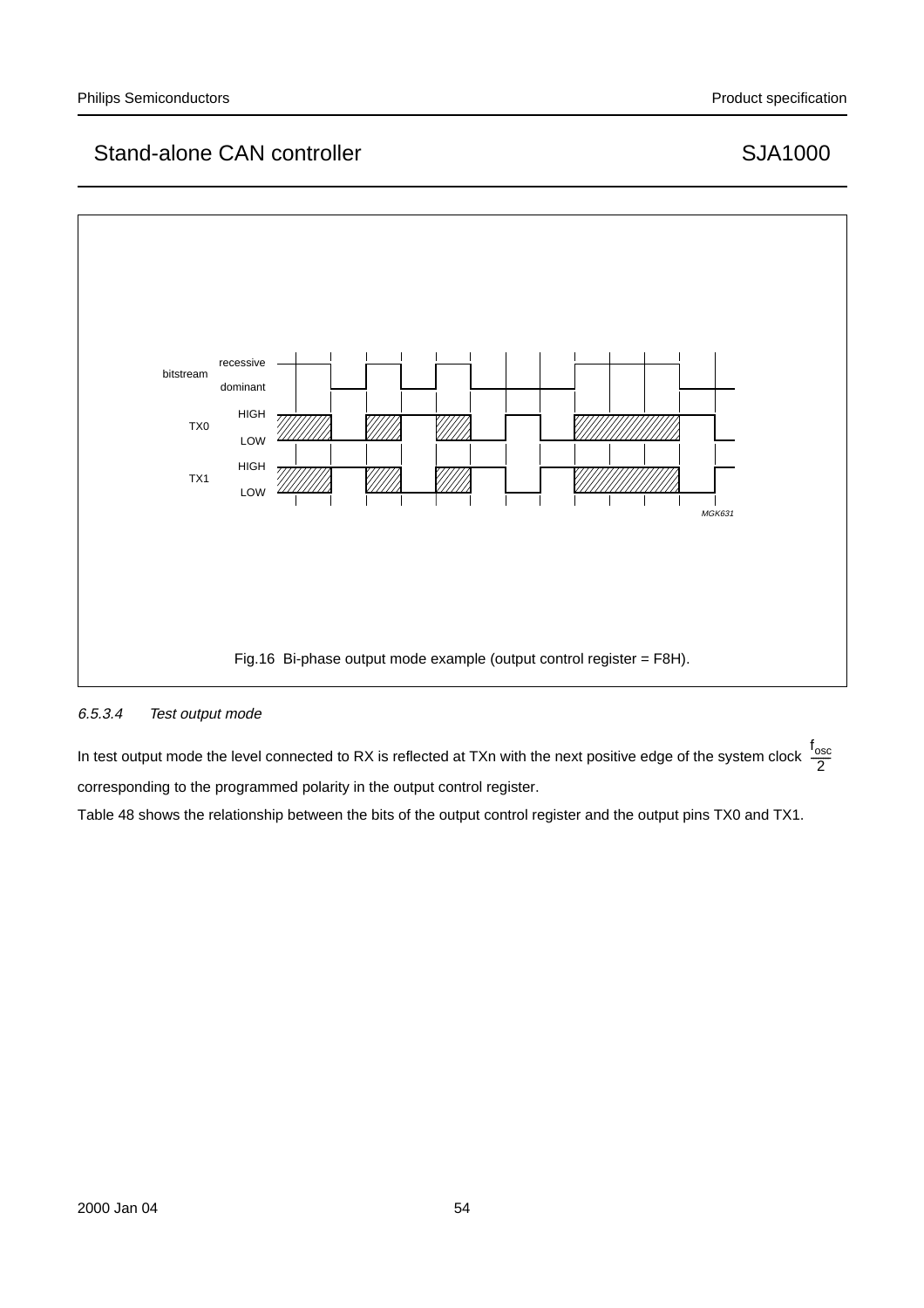bitstream

recessive

dominant

TX0

HIGH

LOW

TX1

HIGH

LOW

MGK631

Fig.16 Bi-phase output mode example (output control register = F8H).

#### *6.5.3.4 Test output mode*

In test output mode the level connected to RX is reflected at TXn with the next positive edge of the system clock $\frac{f_{osc}}{2}$ corresponding to the programmed polarity in the output control register.

Table 48 shows the relationship between the bits of the output control register and the output pins TX0 and TX1.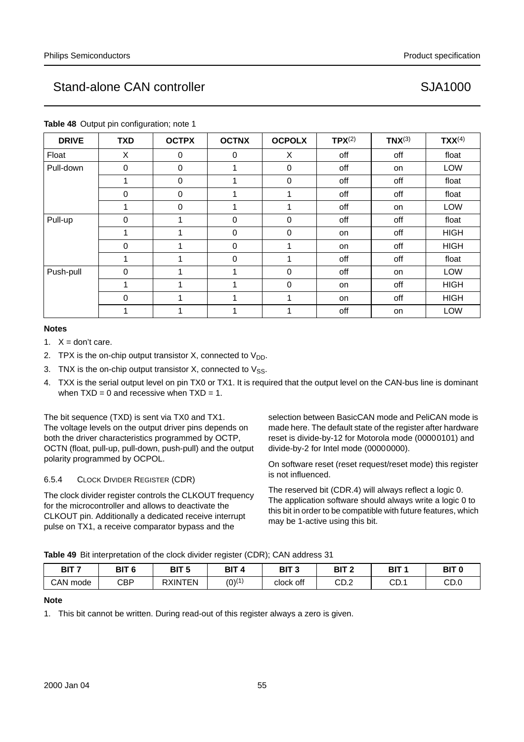**Table 48** Output pin configuration; note 1

| DRIVE | TXD | OCTPX | OCTNX | OCPOLX | TPX(2) | TNX(3) | TXX(4) |
|---|---|---|---|---|---|---|---|
| Float | X | 0 | 0 | X | off | off | float |
| Pull-down | 0 | 0 | 1 | 0 | off | on | LOW |
| | 1 | 0 | 1 | 0 | off | off | float |
| | 0 | 0 | 1 | 1 | off | off | float |
| | 1 | 0 | 1 | 1 | off | on | LOW |
| Pull-up | 0 | 1 | 0 | 0 | off | off | float |
| | 1 | 1 | 0 | 0 | on | off | HIGH |
| | 0 | 1 | 0 | 1 | on | off | HIGH |
| | 1 | 1 | 0 | 1 | off | off | float |
| Push-pull | 0 | 1 | 1 | 0 | off | on | LOW |
| | 1 | 1 | 1 | 0 | on | off | HIGH |
| | 0 | 1 | 1 | 1 | on | off | HIGH |
| | 1 | 1 | 1 | 1 | off | on | LOW |

**Notes**

1. X = don't care.
2. TPX is the on-chip output transistor X, connected to $V_{DD}$.
3. TNX is the on-chip output transistor X, connected to $V_{SS}$.
4. TXX is the serial output level on pin TX0 or TX1. It is required that the output level on the CAN-bus line is dominant when TXD = 0 and recessive when TXD = 1.

The bit sequence (TXD) is sent via TX0 and TX1. The voltage levels on the output driver pins depends on both the driver characteristics programmed by OCTP, OCTN (float, pull-up, pull-down, push-pull) and the output polarity programmed by OCPOL.

### 6.5.4 CLOCK DIVIDER REGISTER (CDR)

The clock divider register controls the CLKOUT frequency for the microcontroller and allows to deactivate the CLKOUT pin. Additionally a dedicated receive interrupt pulse on TX1, a receive comparator bypass and the selection between BasicCAN mode and PeliCAN mode is made here. The default state of the register after hardware reset is divide-by-12 for Motorola mode (00000101) and divide-by-2 for Intel mode (00000000).

On software reset (reset request/reset mode) this register is not influenced.

The reserved bit (CDR.4) will always reflect a logic 0. The application software should always write a logic 0 to this bit in order to be compatible with future features, which may be 1-active using this bit.

**Table 49** Bit interpretation of the clock divider register (CDR); CAN address 31

| BIT 7 | BIT 6 | BIT 5 | BIT 4 | BIT 3 | BIT 2 | BIT 1 | BIT 0 |
|---|---|---|---|---|---|---|---|
| CAN mode | CBP | RXINTEN | (0)(1) | clock off | CD.2 | CD.1 | CD.0 |

**Note**

1. This bit cannot be written. During read-out of this register always a zero is given.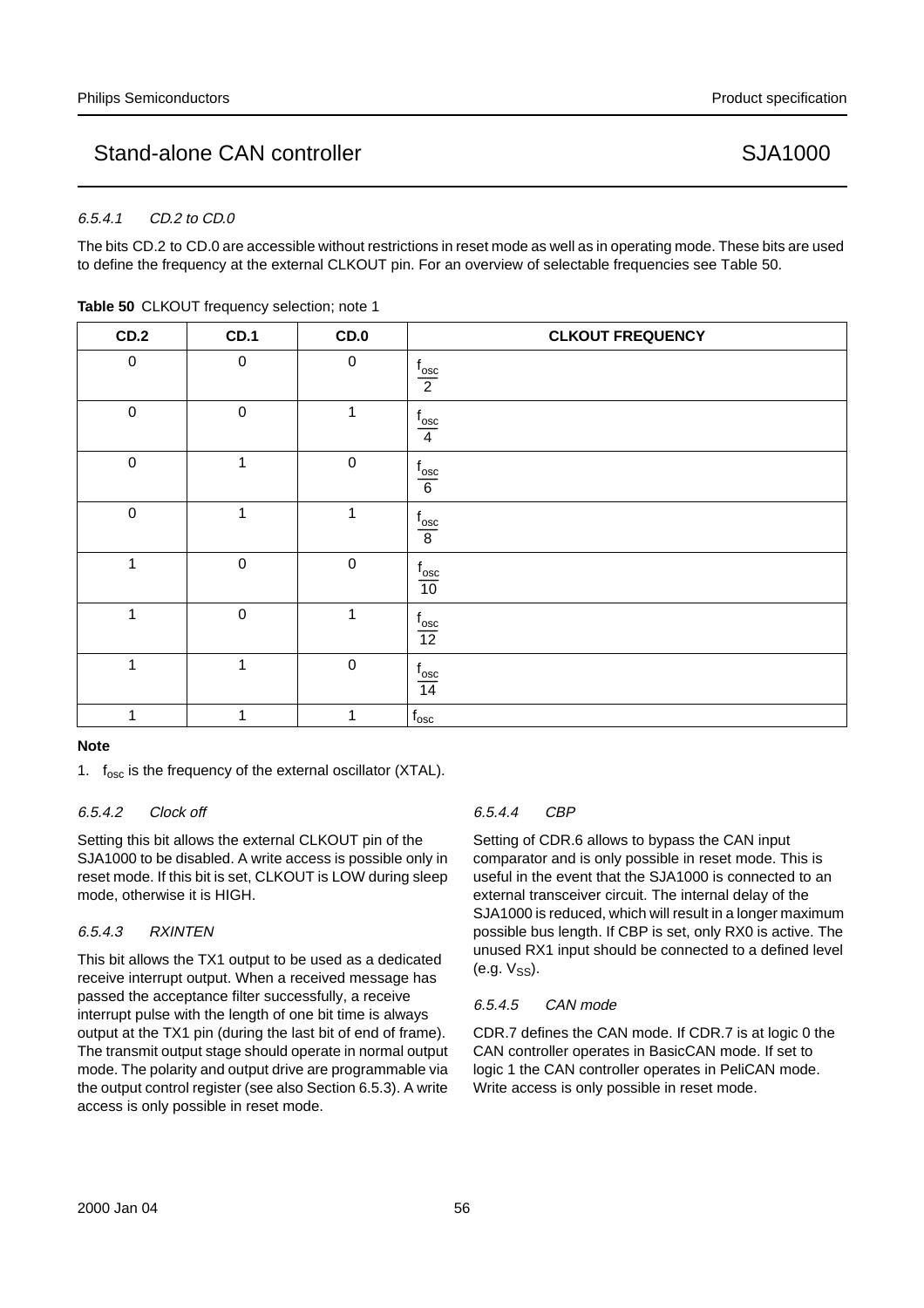#### 6.5.4.1 CD.2 to CD.0

The bits CD.2 to CD.0 are accessible without restrictions in reset mode as well as in operating mode. These bits are used to define the frequency at the external CLKOUT pin. For an overview of selectable frequencies see Table 50.

**Table 50** CLKOUT frequency selection; note 1

| CD.2 | CD.1 | CD.0 | CLKOUT FREQUENCY |
|---|---|---|---|
| 0 | 0 | 0 | $\frac{f_{osc}}{2}$ |
| 0 | 0 | 1 | $\frac{f_{osc}}{4}$ |
| 0 | 1 | 0 | $\frac{f_{osc}}{6}$ |
| 0 | 1 | 1 | $\frac{f_{osc}}{8}$ |
| 1 | 0 | 0 | $\frac{f_{osc}}{10}$ |
| 1 | 0 | 1 | $\frac{f_{osc}}{12}$ |
| 1 | 1 | 0 | $\frac{f_{osc}}{14}$ |
| 1 | 1 | 1 | $f_{osc}$ |

**Note**

1. $f_{osc}$ is the frequency of the external oscillator (XTAL).

#### 6.5.4.2 Clock off

Setting this bit allows the external CLKOUT pin of the SJA1000 to be disabled. A write access is possible only in reset mode. If this bit is set, CLKOUT is LOW during sleep mode, otherwise it is HIGH.

#### 6.5.4.3 RXINTEN

This bit allows the TX1 output to be used as a dedicated receive interrupt output. When a received message has passed the acceptance filter successfully, a receive interrupt pulse with the length of one bit time is always output at the TX1 pin (during the last bit of end of frame). The transmit output stage should operate in normal output mode. The polarity and output drive are programmable via the output control register (see also Section 6.5.3). A write access is only possible in reset mode.

#### 6.5.4.4 CBP

Setting of CDR.6 allows to bypass the CAN input comparator and is only possible in reset mode. This is useful in the event that the SJA1000 is connected to an external transceiver circuit. The internal delay of the SJA1000 is reduced, which will result in a longer maximum possible bus length. If CBP is set, only RX0 is active. The unused RX1 input should be connected to a defined level (e.g. $V_{SS}$).

#### 6.5.4.5 CAN mode

CDR.7 defines the CAN mode. If CDR.7 is at logic 0 the CAN controller operates in BasicCAN mode. If set to logic 1 the CAN controller operates in PeliCAN mode. Write access is only possible in reset mode.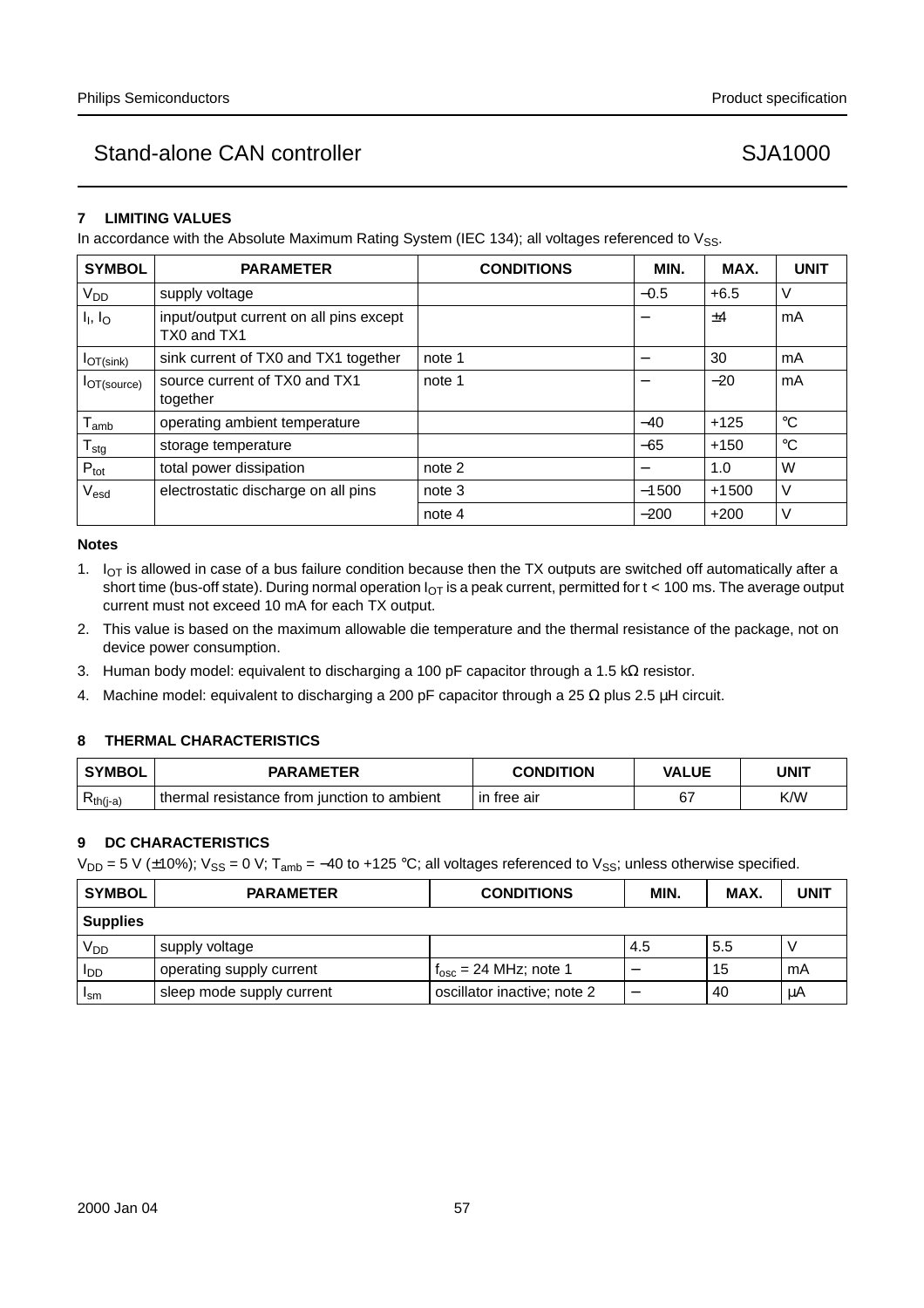## 7 LIMITING VALUES

In accordance with the Absolute Maximum Rating System (IEC 134); all voltages referenced to $V_{SS}$.

| SYMBOL | PARAMETER | CONDITIONS | MIN. | MAX. | UNIT |
|---|---|---|---|---|---|
| $V_{DD}$ | supply voltage | | −0.5 | +6.5 | V |
| $I_I$, $I_O$ | input/output current on all pins except TX0 and TX1 | | − | ±4 | mA |
| $I_{OT(sink)}$ | sink current of TX0 and TX1 together | note 1 | − | 30 | mA |
| $I_{OT(source)}$ | source current of TX0 and TX1 together | note 1 | − | −20 | mA |
| $T_{amb}$ | operating ambient temperature | | −40 | +125 | °C |
| $T_{stg}$ | storage temperature | | −65 | +150 | °C |
| $P_{tot}$ | total power dissipation | note 2 | − | 1.0 | W |
| $V_{esd}$ | electrostatic discharge on all pins | note 3 | −1500 | +1500 | V |
| | | note 4 | −200 | +200 | V |

**Notes**

1. $I_{OT}$ is allowed in case of a bus failure condition because then the TX outputs are switched off automatically after a short time (bus-off state). During normal operation $I_{OT}$ is a peak current, permitted for t < 100 ms. The average output current must not exceed 10 mA for each TX output.
2. This value is based on the maximum allowable die temperature and the thermal resistance of the package, not on device power consumption.
3. Human body model: equivalent to discharging a 100 pF capacitor through a 1.5 kΩ resistor.
4. Machine model: equivalent to discharging a 200 pF capacitor through a 25 Ω plus 2.5 µH circuit.

## 8 THERMAL CHARACTERISTICS

| SYMBOL | PARAMETER | CONDITION | VALUE | UNIT |
|---|---|---|---|---|
| $R_{th(j-a)}$ | thermal resistance from junction to ambient | in free air | 67 | K/W |

## 9 DC CHARACTERISTICS

$V_{DD}$ = 5 V (±10%); $V_{SS}$ = 0 V; $T_{amb}$ = −40 to +125 °C; all voltages referenced to $V_{SS}$; unless otherwise specified.

| SYMBOL | PARAMETER | CONDITIONS | MIN. | MAX. | UNIT |
|---|---|---|---|---|---|
| **Supplies** | | | | | |
| $V_{DD}$ | supply voltage | | 4.5 | 5.5 | V |
| $I_{DD}$ | operating supply current | $f_{osc}$ = 24 MHz; note 1 | − | 15 | mA |
| $I_{sm}$ | sleep mode supply current | oscillator inactive; note 2 | − | 40 | µA |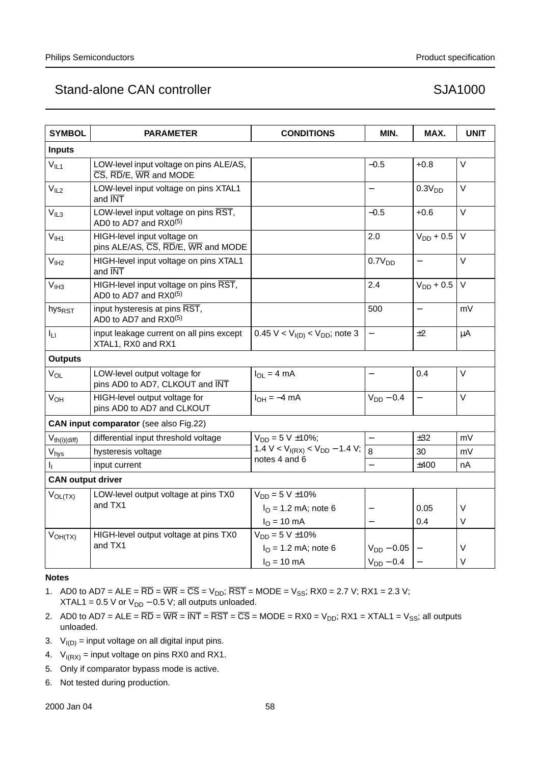| SYMBOL | PARAMETER | CONDITIONS | MIN. | MAX. | UNIT |
|---|---|---|---|---|---|
| **Inputs** | | | | | |
| $V_{IL1}$ | LOW-level input voltage on pins ALE/AS, $\overline{CS}$, $\overline{RD}$/E, $\overline{WR}$ and MODE | | −0.5 | +0.8 | V |
| $V_{IL2}$ | LOW-level input voltage on pins XTAL1 and $\overline{INT}$ | | − | $0.3V_{DD}$ | V |
| $V_{IL3}$ | LOW-level input voltage on pins $\overline{RST}$, AD0 to AD7 and RX0[5] | | −0.5 | +0.6 | V |
| $V_{IH1}$ | HIGH-level input voltage on pins ALE/AS, $\overline{CS}$, $\overline{RD}$/E, $\overline{WR}$ and MODE | | 2.0 | $V_{DD}$ + 0.5 | V |
| $V_{IH2}$ | HIGH-level input voltage on pins XTAL1 and $\overline{INT}$ | | $0.7V_{DD}$ | − | V |
| $V_{IH3}$ | HIGH-level input voltage on pins $\overline{RST}$, AD0 to AD7 and RX0[5] | | 2.4 | $V_{DD}$ + 0.5 | V |
| $hys_{RST}$ | input hysteresis at pins $\overline{RST}$, AD0 to AD7 and RX0[5] | | 500 | − | mV |
| $I_{LI}$ | input leakage current on all pins except XTAL1, RX0 and RX1 | 0.45 V < $V_{I(D)}$ < $V_{DD}$; note 3 | − | ±2 | μA |
| **Outputs** | | | | | |
| $V_{OL}$ | LOW-level output voltage for pins AD0 to AD7, CLKOUT and $\overline{INT}$ | $I_{OL}$ = 4 mA | − | 0.4 | V |
| $V_{OH}$ | HIGH-level output voltage for pins AD0 to AD7 and CLKOUT | $I_{OH}$ = −4 mA | $V_{DD}$ − 0.4 | − | V |
| **CAN input comparator** (see also Fig.22) | | | | | |
| $V_{th(i)(diff)}$ | differential input threshold voltage | $V_{DD}$ = 5 V ±10%; 1.4 V < $V_{I(RX)}$ < $V_{DD}$ − 1.4 V; notes 4 and 6 | − | ±32 | mV |
| $V_{hys}$ | hysteresis voltage | | 8 | 30 | mV |
| $I_I$ | input current | | − | ±400 | nA |
| **CAN output driver** | | | | | |
| $V_{OL(TX)}$ | LOW-level output voltage at pins TX0 and TX1 | $V_{DD}$ = 5 V ±10% | | | |
| | | $I_O$ = 1.2 mA; note 6 | − | 0.05 | V |
| | | $I_O$ = 10 mA | − | 0.4 | V |
| $V_{OH(TX)}$ | HIGH-level output voltage at pins TX0 and TX1 | $V_{DD}$ = 5 V ±10% | | | |
| | | $I_O$ = 1.2 mA; note 6 | $V_{DD}$ − 0.05 | − | V |
| | | $I_O$ = 10 mA | $V_{DD}$ − 0.4 | − | V |

**Notes**

1. AD0 to AD7 = ALE = $\overline{RD}$ = $\overline{WR}$ = $\overline{CS}$ = $V_{DD}$; $\overline{RST}$ = MODE = $V_{SS}$; RX0 = 2.7 V; RX1 = 2.3 V; XTAL1 = 0.5 V or $V_{DD}$ − 0.5 V; all outputs unloaded.
2. AD0 to AD7 = ALE = $\overline{RD}$ = $\overline{WR}$ = $\overline{INT}$ = $\overline{RST}$ = $\overline{CS}$ = MODE = RX0 = $V_{DD}$; RX1 = XTAL1 = $V_{SS}$; all outputs unloaded.
3. $V_{I(D)}$ = input voltage on all digital input pins.
4. $V_{I(RX)}$ = input voltage on pins RX0 and RX1.
5. Only if comparator bypass mode is active.
6. Not tested during production.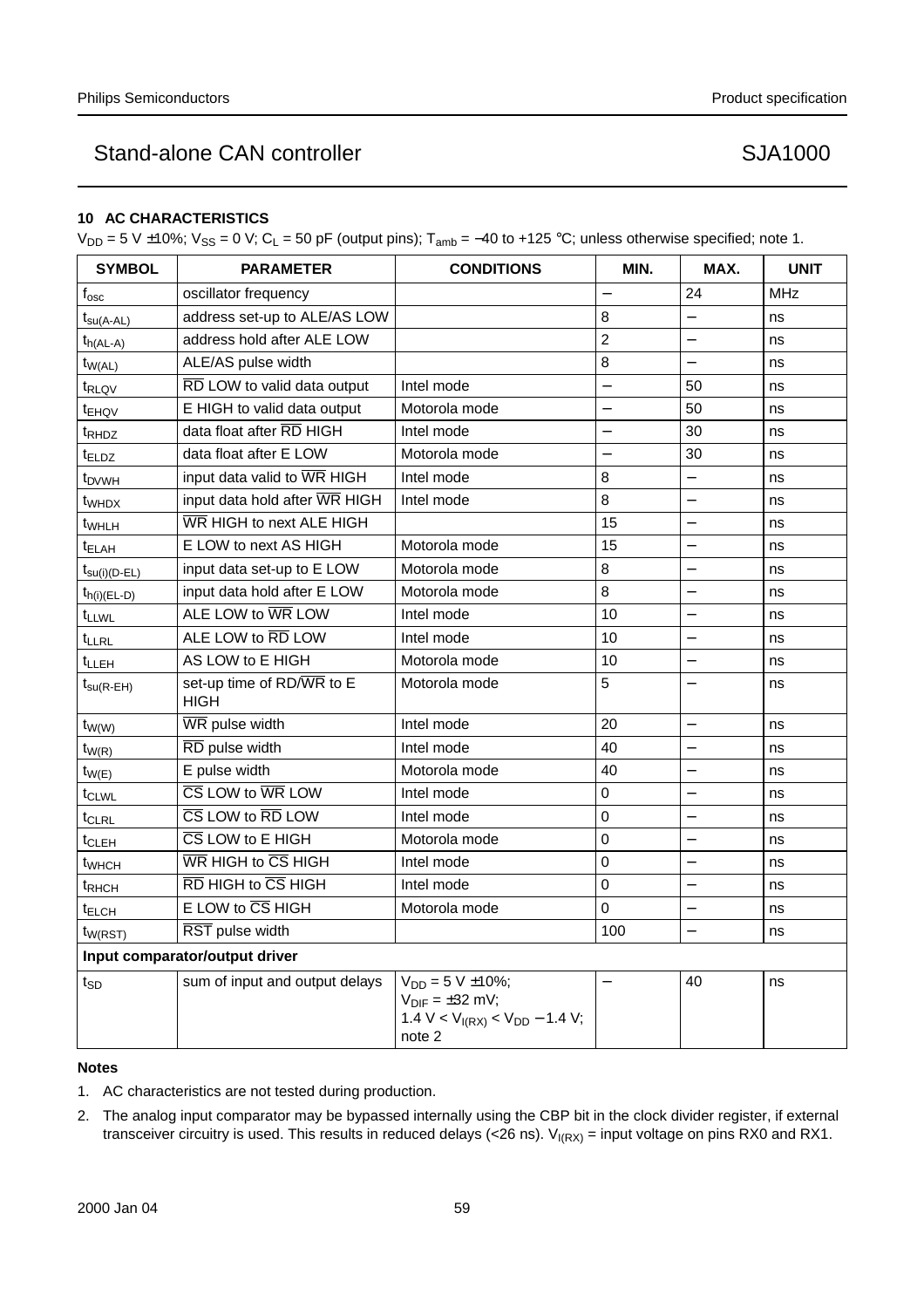## 10 AC CHARACTERISTICS

$V_{DD}$ = 5 V ±10%; $V_{SS}$ = 0 V; $C_L$ = 50 pF (output pins); $T_{amb}$ = −40 to +125 °C; unless otherwise specified; note 1.

| SYMBOL | PARAMETER | CONDITIONS | MIN. | MAX. | UNIT |
|---|---|---|---|---|---|
| $f_{osc}$ | oscillator frequency | | − | 24 | MHz |
| $t_{su(A-AL)}$ | address set-up to ALE/AS LOW | | 8 | − | ns |
| $t_{h(AL-A)}$ | address hold after ALE LOW | | 2 | − | ns |
| $t_{W(AL)}$ | ALE/AS pulse width | | 8 | − | ns |
| $t_{RLQV}$ | $\overline{RD}$ LOW to valid data output | Intel mode | − | 50 | ns |
| $t_{EHQV}$ | E HIGH to valid data output | Motorola mode | − | 50 | ns |
| $t_{RHDZ}$ | data float after $\overline{RD}$ HIGH | Intel mode | − | 30 | ns |
| $t_{ELDZ}$ | data float after E LOW | Motorola mode | − | 30 | ns |
| $t_{DVWH}$ | input data valid to $\overline{WR}$ HIGH | Intel mode | 8 | − | ns |
| $t_{WHDX}$ | input data hold after $\overline{WR}$ HIGH | Intel mode | 8 | − | ns |
| $t_{WHLH}$ | $\overline{WR}$ HIGH to next ALE HIGH | | 15 | − | ns |
| $t_{ELAH}$ | E LOW to next AS HIGH | Motorola mode | 15 | − | ns |
| $t_{su(i)(D-EL)}$ | input data set-up to E LOW | Motorola mode | 8 | − | ns |
| $t_{h(i)(EL-D)}$ | input data hold after E LOW | Motorola mode | 8 | − | ns |
| $t_{LLWL}$ | ALE LOW to $\overline{WR}$ LOW | Intel mode | 10 | − | ns |
| $t_{LLRL}$ | ALE LOW to $\overline{RD}$ LOW | Intel mode | 10 | − | ns |
| $t_{LLEH}$ | AS LOW to E HIGH | Motorola mode | 10 | − | ns |
| $t_{su(R-EH)}$ | set-up time of RD/$\overline{WR}$ to E HIGH | Motorola mode | 5 | − | ns |
| $t_{W(W)}$ | $\overline{WR}$ pulse width | Intel mode | 20 | − | ns |
| $t_{W(R)}$ | $\overline{RD}$ pulse width | Intel mode | 40 | − | ns |
| $t_{W(E)}$ | E pulse width | Motorola mode | 40 | − | ns |
| $t_{CLWL}$ | $\overline{CS}$ LOW to $\overline{WR}$ LOW | Intel mode | 0 | − | ns |
| $t_{CLRL}$ | $\overline{CS}$ LOW to $\overline{RD}$ LOW | Intel mode | 0 | − | ns |
| $t_{CLEH}$ | $\overline{CS}$ LOW to E HIGH | Motorola mode | 0 | − | ns |
| $t_{WHCH}$ | $\overline{WR}$ HIGH to $\overline{CS}$ HIGH | Intel mode | 0 | − | ns |
| $t_{RHCH}$ | $\overline{RD}$ HIGH to $\overline{CS}$ HIGH | Intel mode | 0 | − | ns |
| $t_{ELCH}$ | E LOW to $\overline{CS}$ HIGH | Motorola mode | 0 | − | ns |
| $t_{W(RST)}$ | $\overline{RST}$ pulse width | | 100 | − | ns |
| **Input comparator/output driver** | | | | | |
| $t_{SD}$ | sum of input and output delays | $V_{DD}$ = 5 V ±10%; $V_{DIF}$ = ±32 mV; 1.4 V < $V_{I(RX)}$ < $V_{DD}$ − 1.4 V; note 2 | − | 40 | ns |

**Notes**

1. AC characteristics are not tested during production.
2. The analog input comparator may be bypassed internally using the CBP bit in the clock divider register, if external transceiver circuitry is used. This results in reduced delays (<26 ns). $V_{I(RX)}$ = input voltage on pins RX0 and RX1.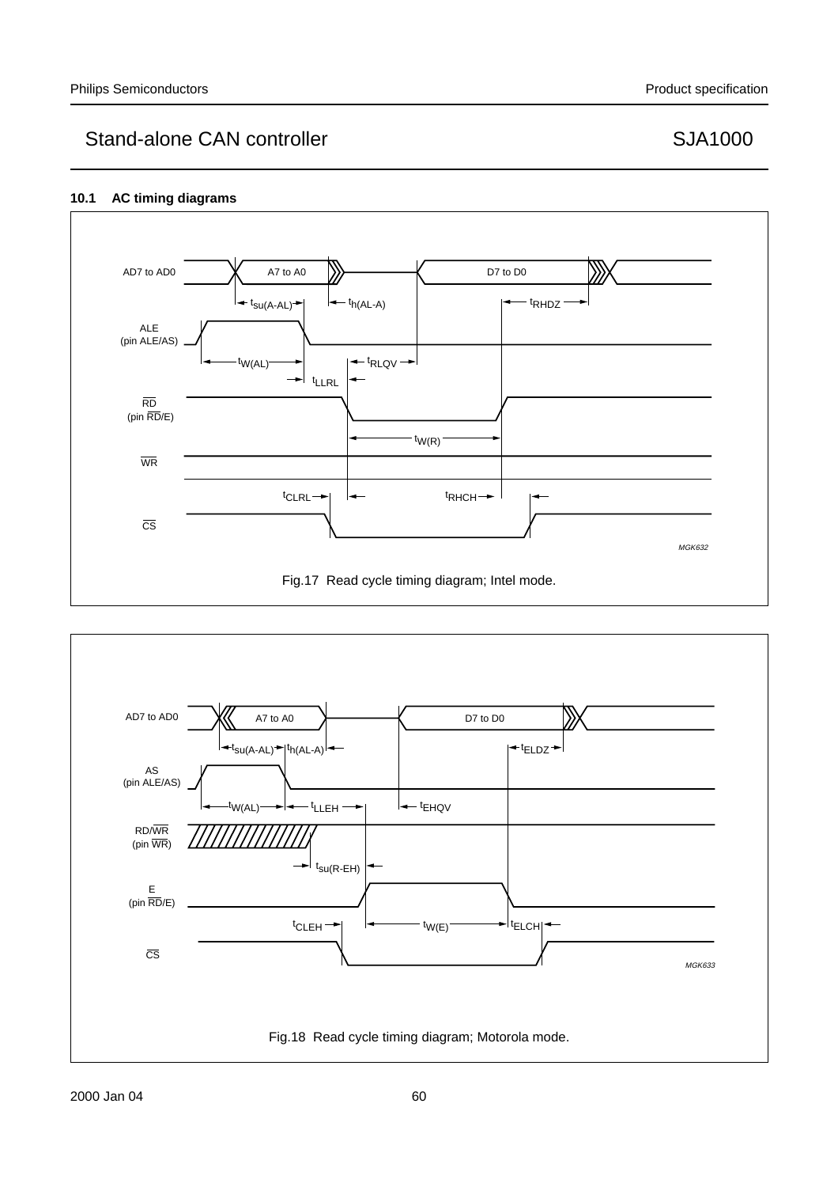### 10.1 AC timing diagrams

AD7 to AD0

A7 to A0

D7 to D0

$t_{su(A-AL)}$

$t_{h(AL-A)}$

$t_{RHDZ}$

ALE
(pin ALE/AS)

$t_{W(AL)}$

$t_{RLQV}$

$t_{LLRL}$

$\overline{RD}$
(pin $\overline{RD}$/E)

$t_{W(R)}$

$\overline{WR}$

$t_{CLRL}$

$t_{RHCH}$

$\overline{CS}$

MGK632

Fig.17 Read cycle timing diagram; Intel mode.

AD7 to AD0

A7 to A0

D7 to D0

$t_{su(A-AL)}$

$t_{h(AL-A)}$

$t_{ELDZ}$

AS
(pin ALE/AS)

$t_{W(AL)}$

$t_{LLEH}$

$t_{EHQV}$

RD/$\overline{WR}$
(pin $\overline{WR}$)

$t_{su(R-EH)}$

E
(pin $\overline{RD}$/E)

$t_{CLEH}$

$t_{W(E)}$

$t_{ELCH}$

$\overline{CS}$

MGK633

Fig.18 Read cycle timing diagram; Motorola mode.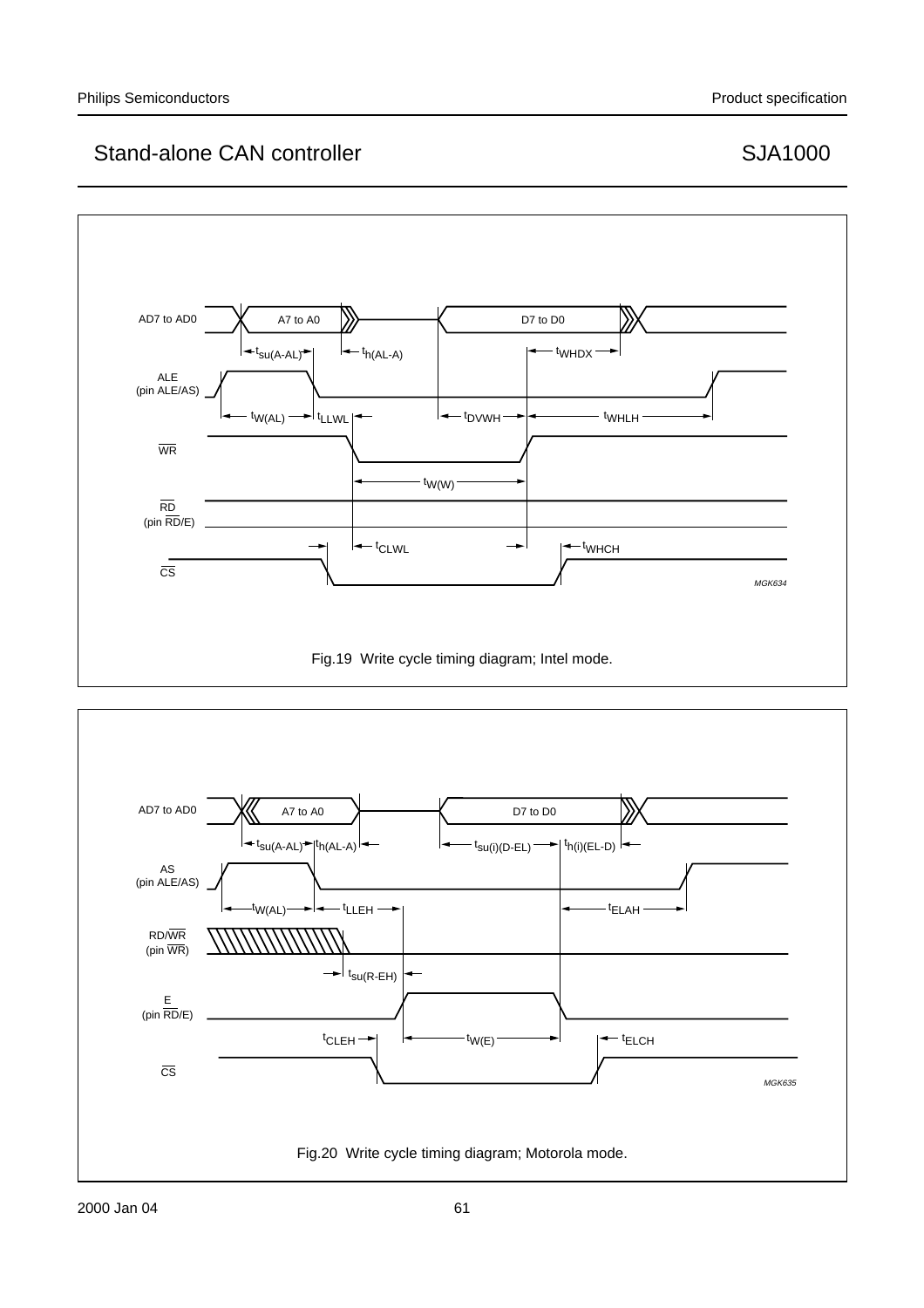AD7 to AD0

A7 to A0

D7 to D0

$t_{su(A-AL)}$

$t_{h(AL-A)}$

$t_{WHDX}$

ALE
(pin ALE/AS)

$t_{W(AL)}$

$t_{LLWL}$

$t_{DVWH}$

$t_{WHLH}$

$\overline{WR}$

$t_{W(W)}$

$\overline{RD}$
(pin $\overline{RD}$/E)

$t_{CLWL}$

$t_{WHCH}$

$\overline{CS}$

MGK634

Fig.19 Write cycle timing diagram; Intel mode.

AD7 to AD0

A7 to A0

D7 to D0

$t_{su(A-AL)}$

$t_{h(AL-A)}$

$t_{su(i)(D-EL)}$

$t_{h(i)(EL-D)}$

AS
(pin ALE/AS)

$t_{W(AL)}$

$t_{LLEH}$

$t_{ELAH}$

RD/$\overline{WR}$
(pin $\overline{WR}$)

$t_{su(R-EH)}$

E
(pin $\overline{RD}$/E)

$t_{CLEH}$

$t_{W(E)}$

$t_{ELCH}$

$\overline{CS}$

MGK635

Fig.20 Write cycle timing diagram; Motorola mode.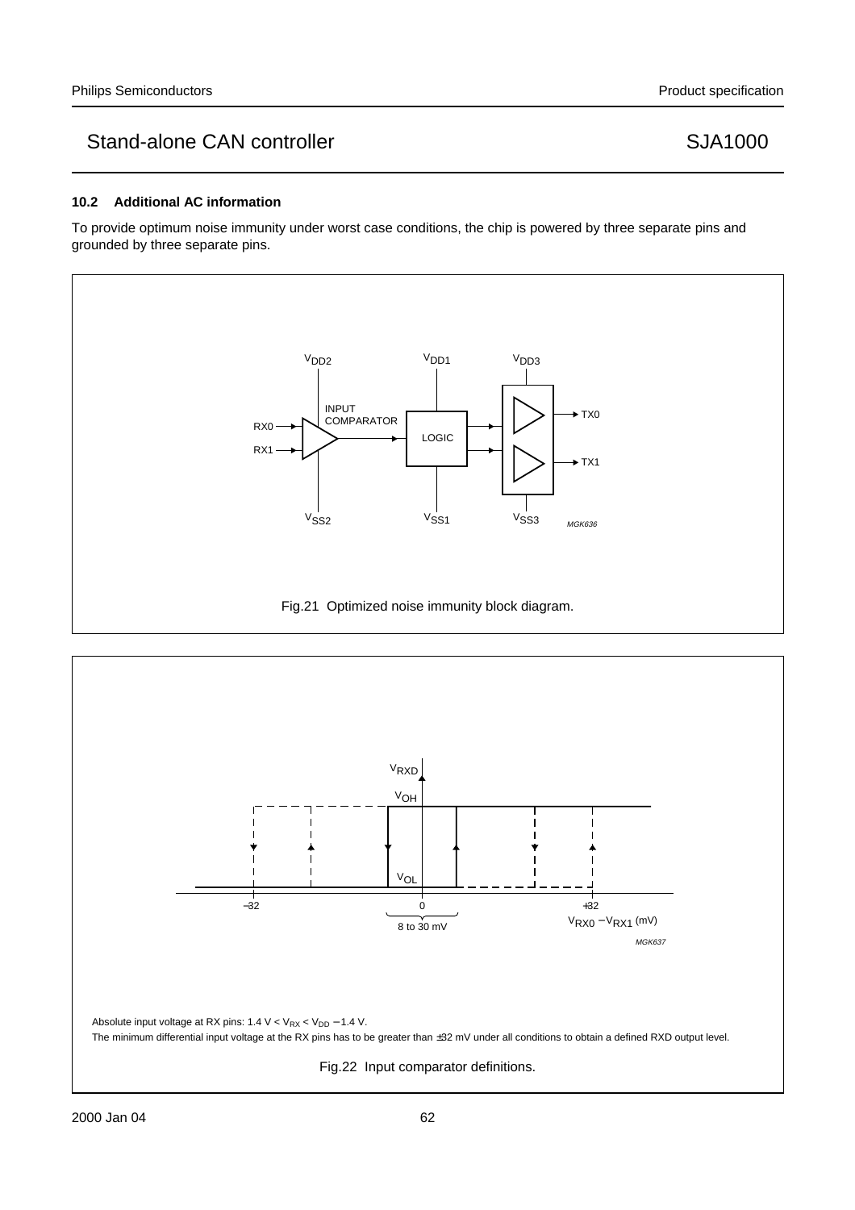### 10.2 Additional AC information

To provide optimum noise immunity under worst case conditions, the chip is powered by three separate pins and grounded by three separate pins.

$V_{DD2}$

$V_{DD1}$

$V_{DD3}$

INPUT COMPARATOR

RX0

RX1

LOGIC

TX0

TX1

$V_{SS2}$

$V_{SS1}$

$V_{SS3}$

MGK636

Fig.21 Optimized noise immunity block diagram.

$V_{RXD}$

$V_{OH}$

$V_{OL}$

−32

0

+32

8 to 30 mV

$V_{RX0} - V_{RX1}$ (mV)

MGK637

Absolute input voltage at RX pins: $1.4\ V < V_{RX} < V_{DD} - 1.4\ V$.

The minimum differential input voltage at the RX pins has to be greater than ±32 mV under all conditions to obtain a defined RXD output level.

Fig.22 Input comparator definitions.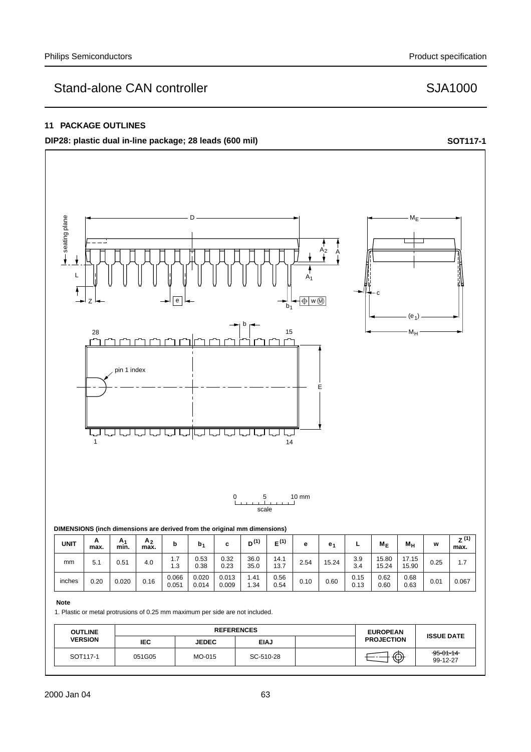## 11 PACKAGE OUTLINES

**DIP28: plastic dual in-line package; 28 leads (600 mil)** **SOT117-1**

seating plane
D
$A_2$
A
L
$A_1$
Z
e
$b_1$
w M
$M_E$
c
$(e_1)$
$M_H$
b
28
15
pin 1 index
E
1
14

0 5 10 mm
scale

**DIMENSIONS (inch dimensions are derived from the original mm dimensions)**

| UNIT | A max. | $A_1$ min. | $A_2$ max. | b | $b_1$ | c | $D^{(1)}$ | $E^{(1)}$ | e | $e_1$ | L | $M_E$ | $M_H$ | w | $Z^{(1)}$ max. |
|---|---|---|---|---|---|---|---|---|---|---|---|---|---|---|---|
| mm | 5.1 | 0.51 | 4.0 | 1.7<br>1.3 | 0.53<br>0.38 | 0.32<br>0.23 | 36.0<br>35.0 | 14.1<br>13.7 | 2.54 | 15.24 | 3.9<br>3.4 | 15.80<br>15.24 | 17.15<br>15.90 | 0.25 | 1.7 |
| inches | 0.20 | 0.020 | 0.16 | 0.066<br>0.051 | 0.020<br>0.014 | 0.013<br>0.009 | 1.41<br>1.34 | 0.56<br>0.54 | 0.10 | 0.60 | 0.15<br>0.13 | 0.62<br>0.60 | 0.68<br>0.63 | 0.01 | 0.067 |

**Note**

1. Plastic or metal protrusions of 0.25 mm maximum per side are not included.

| OUTLINE VERSION | REFERENCES | | | | EUROPEAN PROJECTION | ISSUE DATE |
|---|---|---|---|---|---|---|
| | IEC | JEDEC | EIAJ | | | |
| SOT117-1 | 051G05 | MO-015 | SC-510-28 | | | ~~95-01-14~~<br>99-12-27 |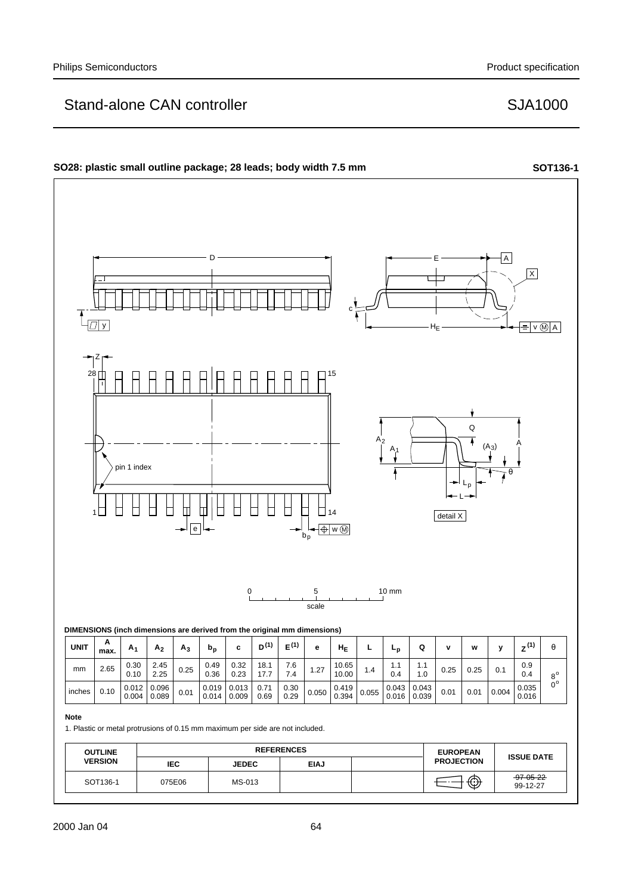## SO28: plastic small outline package; 28 leads; body width 7.5 mm

**SOT136-1**

D

E

A

X

c

y

$H_E$

v M A

Z

28

15

pin 1 index

1

14

e

$b_p$

w M

$A_2$

$A_1$

Q

$(A_3)$

A

θ

$L_p$

L

detail X

0 5 10 mm

scale

**DIMENSIONS (inch dimensions are derived from the original mm dimensions)**

| UNIT | A max. | $A_1$ | $A_2$ | $A_3$ | $b_p$ | c | $D^{(1)}$ | $E^{(1)}$ | e | $H_E$ | L | $L_p$ | Q | v | w | y | $Z^{(1)}$ | θ |
|---|---|---|---|---|---|---|---|---|---|---|---|---|---|---|---|---|---|---|
| mm | 2.65 | 0.30<br>0.10 | 2.45<br>2.25 | 0.25 | 0.49<br>0.36 | 0.32<br>0.23 | 18.1<br>17.7 | 7.6<br>7.4 | 1.27 | 10.65<br>10.00 | 1.4 | 1.1<br>0.4 | 1.1<br>1.0 | 0.25 | 0.25 | 0.1 | 0.9<br>0.4 | 8°<br>0° |
| inches | 0.10 | 0.012<br>0.004 | 0.096<br>0.089 | 0.01 | 0.019<br>0.014 | 0.013<br>0.009 | 0.71<br>0.69 | 0.30<br>0.29 | 0.050 | 0.419<br>0.394 | 0.055 | 0.043<br>0.016 | 0.043<br>0.039 | 0.01 | 0.01 | 0.004 | 0.035<br>0.016 | |

**Note**

1. Plastic or metal protrusions of 0.15 mm maximum per side are not included.

| OUTLINE VERSION | REFERENCES | | | | EUROPEAN PROJECTION | ISSUE DATE |
|---|---|---|---|---|---|---|
| | IEC | JEDEC | EIAJ | | | |
| SOT136-1 | 075E06 | MS-013 | | | | ~~97-05-22~~<br>99-12-27 |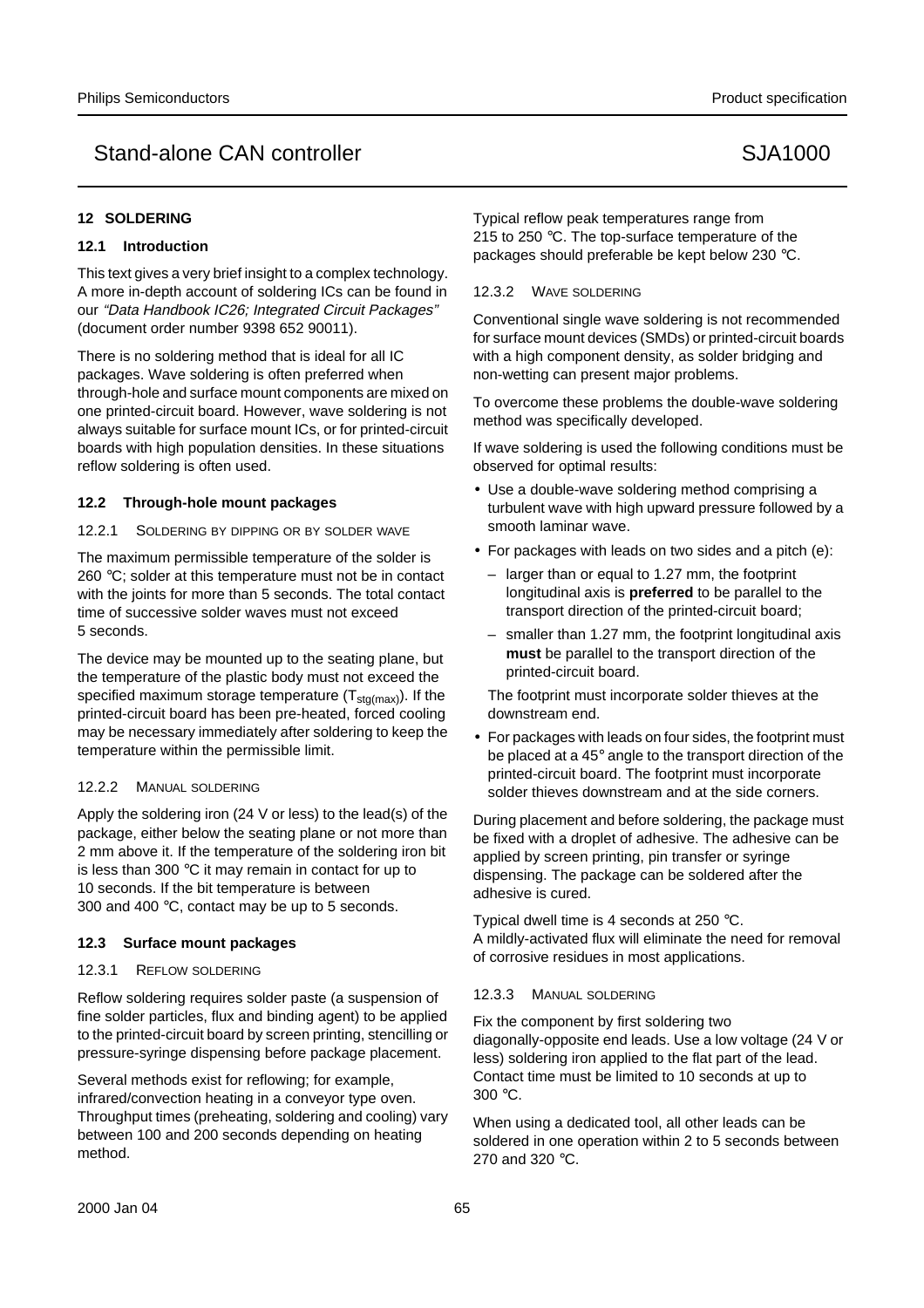## 12 SOLDERING

### 12.1 Introduction

This text gives a very brief insight to a complex technology. A more in-depth account of soldering ICs can be found in our *"Data Handbook IC26; Integrated Circuit Packages"* (document order number 9398 652 90011).

There is no soldering method that is ideal for all IC packages. Wave soldering is often preferred when through-hole and surface mount components are mixed on one printed-circuit board. However, wave soldering is not always suitable for surface mount ICs, or for printed-circuit boards with high population densities. In these situations reflow soldering is often used.

### 12.2 Through-hole mount packages

#### 12.2.1 SOLDERING BY DIPPING OR BY SOLDER WAVE

The maximum permissible temperature of the solder is 260 °C; solder at this temperature must not be in contact with the joints for more than 5 seconds. The total contact time of successive solder waves must not exceed 5 seconds.

The device may be mounted up to the seating plane, but the temperature of the plastic body must not exceed the specified maximum storage temperature ($T_{stg(max)}$). If the printed-circuit board has been pre-heated, forced cooling may be necessary immediately after soldering to keep the temperature within the permissible limit.

#### 12.2.2 MANUAL SOLDERING

Apply the soldering iron (24 V or less) to the lead(s) of the package, either below the seating plane or not more than 2 mm above it. If the temperature of the soldering iron bit is less than 300 °C it may remain in contact for up to 10 seconds. If the bit temperature is between 300 and 400 °C, contact may be up to 5 seconds.

### 12.3 Surface mount packages

#### 12.3.1 REFLOW SOLDERING

Reflow soldering requires solder paste (a suspension of fine solder particles, flux and binding agent) to be applied to the printed-circuit board by screen printing, stencilling or pressure-syringe dispensing before package placement.

Several methods exist for reflowing; for example, infrared/convection heating in a conveyor type oven. Throughput times (preheating, soldering and cooling) vary between 100 and 200 seconds depending on heating method.

Typical reflow peak temperatures range from 215 to 250 °C. The top-surface temperature of the packages should preferable be kept below 230 °C.

#### 12.3.2 WAVE SOLDERING

Conventional single wave soldering is not recommended for surface mount devices (SMDs) or printed-circuit boards with a high component density, as solder bridging and non-wetting can present major problems.

To overcome these problems the double-wave soldering method was specifically developed.

If wave soldering is used the following conditions must be observed for optimal results:

- Use a double-wave soldering method comprising a turbulent wave with high upward pressure followed by a smooth laminar wave.
- For packages with leads on two sides and a pitch (e):
  - larger than or equal to 1.27 mm, the footprint longitudinal axis is **preferred** to be parallel to the transport direction of the printed-circuit board;
  - smaller than 1.27 mm, the footprint longitudinal axis **must** be parallel to the transport direction of the printed-circuit board.

  The footprint must incorporate solder thieves at the downstream end.
- For packages with leads on four sides, the footprint must be placed at a 45° angle to the transport direction of the printed-circuit board. The footprint must incorporate solder thieves downstream and at the side corners.

During placement and before soldering, the package must be fixed with a droplet of adhesive. The adhesive can be applied by screen printing, pin transfer or syringe dispensing. The package can be soldered after the adhesive is cured.

Typical dwell time is 4 seconds at 250 °C.
A mildly-activated flux will eliminate the need for removal of corrosive residues in most applications.

#### 12.3.3 MANUAL SOLDERING

Fix the component by first soldering two diagonally-opposite end leads. Use a low voltage (24 V or less) soldering iron applied to the flat part of the lead. Contact time must be limited to 10 seconds at up to 300 °C.

When using a dedicated tool, all other leads can be soldered in one operation within 2 to 5 seconds between 270 and 320 °C.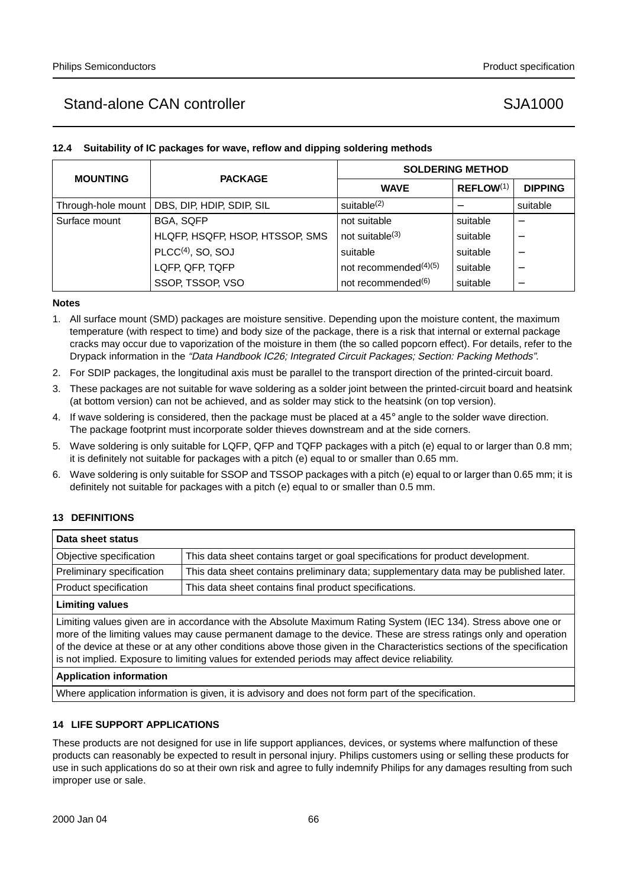### 12.4 Suitability of IC packages for wave, reflow and dipping soldering methods

| MOUNTING | PACKAGE | SOLDERING METHOD | | |
|---|---|---|---|---|
| | | WAVE | REFLOW[1] | DIPPING |
| Through-hole mount | DBS, DIP, HDIP, SDIP, SIL | suitable[2] | − | suitable |
| Surface mount | BGA, SQFP | not suitable | suitable | − |
| | HLQFP, HSQFP, HSOP, HTSSOP, SMS | not suitable[3] | suitable | − |
| | PLCC[4], SO, SOJ | suitable | suitable | − |
| | LQFP, QFP, TQFP | not recommended[4][5] | suitable | − |
| | SSOP, TSSOP, VSO | not recommended[6] | suitable | − |

**Notes**

1. All surface mount (SMD) packages are moisture sensitive. Depending upon the moisture content, the maximum temperature (with respect to time) and body size of the package, there is a risk that internal or external package cracks may occur due to vaporization of the moisture in them (the so called popcorn effect). For details, refer to the Drypack information in the *"Data Handbook IC26; Integrated Circuit Packages; Section: Packing Methods"*.
2. For SDIP packages, the longitudinal axis must be parallel to the transport direction of the printed-circuit board.
3. These packages are not suitable for wave soldering as a solder joint between the printed-circuit board and heatsink (at bottom version) can not be achieved, and as solder may stick to the heatsink (on top version).
4. If wave soldering is considered, then the package must be placed at a 45° angle to the solder wave direction. The package footprint must incorporate solder thieves downstream and at the side corners.
5. Wave soldering is only suitable for LQFP, QFP and TQFP packages with a pitch (e) equal to or larger than 0.8 mm; it is definitely not suitable for packages with a pitch (e) equal to or smaller than 0.65 mm.
6. Wave soldering is only suitable for SSOP and TSSOP packages with a pitch (e) equal to or larger than 0.65 mm; it is definitely not suitable for packages with a pitch (e) equal to or smaller than 0.5 mm.

## 13 DEFINITIONS

| Data sheet status | |
|---|---|
| Objective specification | This data sheet contains target or goal specifications for product development. |
| Preliminary specification | This data sheet contains preliminary data; supplementary data may be published later. |
| Product specification | This data sheet contains final product specifications. |

**Limiting values**

Limiting values given are in accordance with the Absolute Maximum Rating System (IEC 134). Stress above one or more of the limiting values may cause permanent damage to the device. These are stress ratings only and operation of the device at these or at any other conditions above those given in the Characteristics sections of the specification is not implied. Exposure to limiting values for extended periods may affect device reliability.

**Application information**

Where application information is given, it is advisory and does not form part of the specification.

## 14 LIFE SUPPORT APPLICATIONS

These products are not designed for use in life support appliances, devices, or systems where malfunction of these products can reasonably be expected to result in personal injury. Philips customers using or selling these products for use in such applications do so at their own risk and agree to fully indemnify Philips for any damages resulting from such improper use or sale.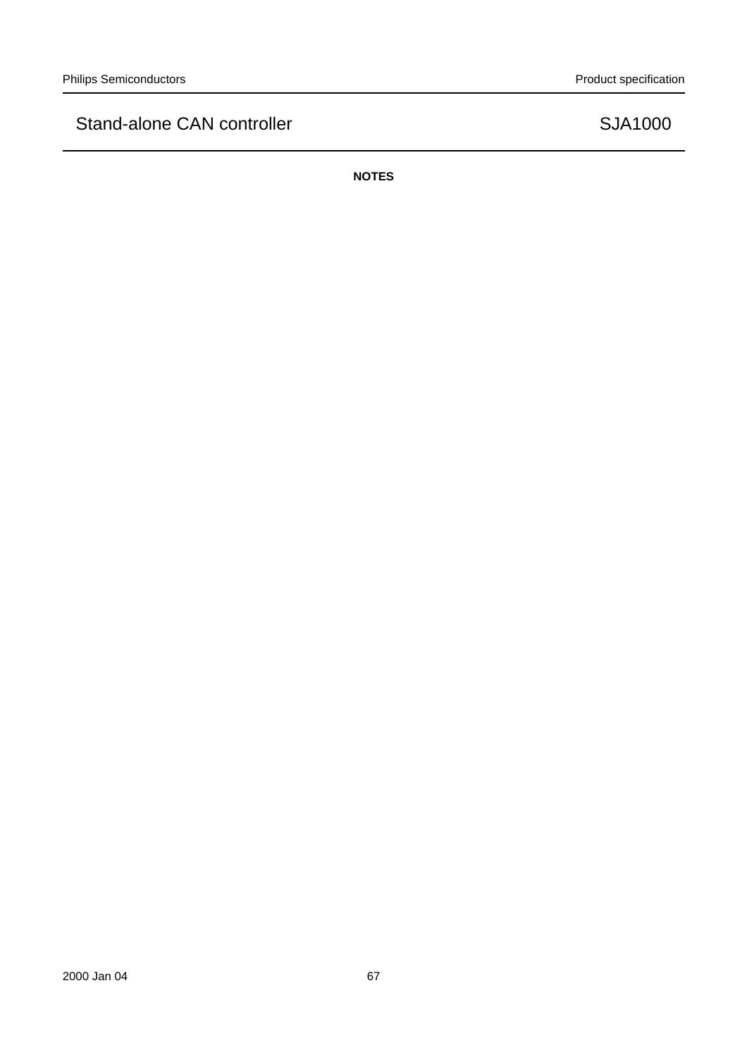**NOTES**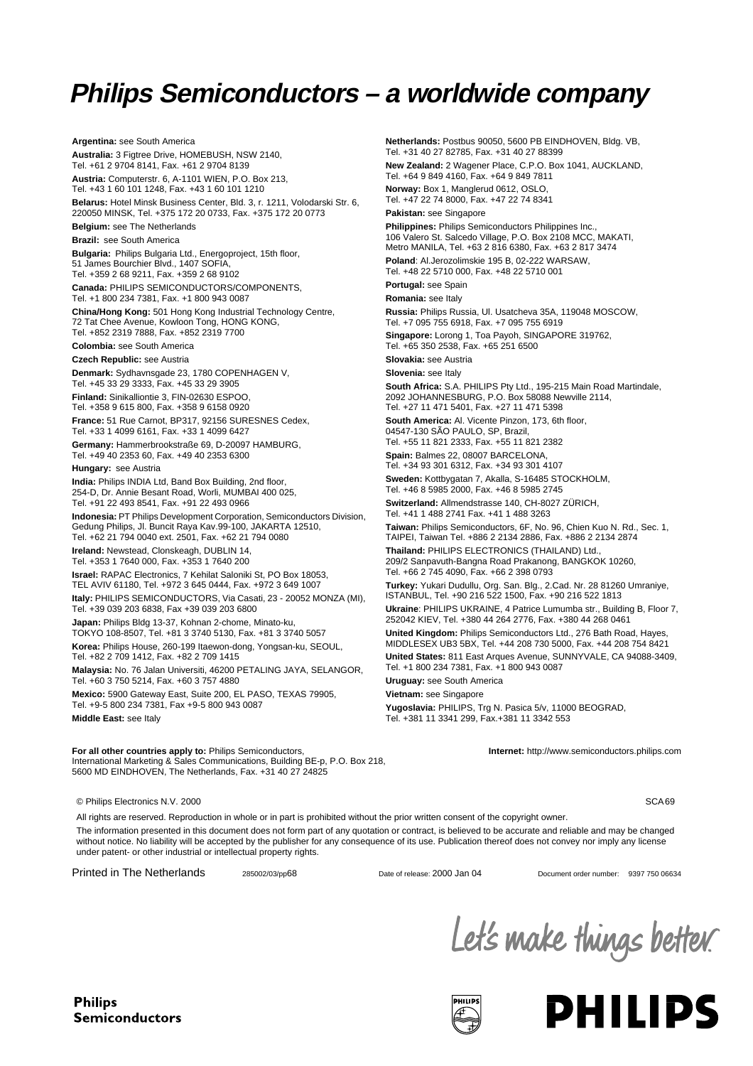# Philips Semiconductors – a worldwide company

**Argentina:** see South America

**Australia:** 3 Figtree Drive, HOMEBUSH, NSW 2140, Tel. +61 2 9704 8141, Fax. +61 2 9704 8139

**Austria:** Computerstr. 6, A-1101 WIEN, P.O. Box 213, Tel. +43 1 60 101 1248, Fax. +43 1 60 101 1210

**Belarus:** Hotel Minsk Business Center, Bld. 3, r. 1211, Volodarski Str. 6, 220050 MINSK, Tel. +375 172 20 0733, Fax. +375 172 20 0773

**Belgium:** see The Netherlands

**Brazil:** see South America

**Bulgaria:** Philips Bulgaria Ltd., Energoproject, 15th floor, 51 James Bourchier Blvd., 1407 SOFIA, Tel. +359 2 68 9211, Fax. +359 2 68 9102

**Canada:** PHILIPS SEMICONDUCTORS/COMPONENTS, Tel. +1 800 234 7381, Fax. +1 800 943 0087

**China/Hong Kong:** 501 Hong Kong Industrial Technology Centre, 72 Tat Chee Avenue, Kowloon Tong, HONG KONG, Tel. +852 2319 7888, Fax. +852 2319 7700

**Colombia:** see South America

**Czech Republic:** see Austria

**Denmark:** Sydhavnsgade 23, 1780 COPENHAGEN V, Tel. +45 33 29 3333, Fax. +45 33 29 3905

**Finland:** Sinikalliontie 3, FIN-02630 ESPOO, Tel. +358 9 615 800, Fax. +358 9 6158 0920

**France:** 51 Rue Carnot, BP317, 92156 SURESNES Cedex, Tel. +33 1 4099 6161, Fax. +33 1 4099 6427

**Germany:** Hammerbrookstraße 69, D-20097 HAMBURG, Tel. +49 40 2353 60, Fax. +49 40 2353 6300

**Hungary:** see Austria

**India:** Philips INDIA Ltd, Band Box Building, 2nd floor, 254-D, Dr. Annie Besant Road, Worli, MUMBAI 400 025, Tel. +91 22 493 8541, Fax. +91 22 493 0966

**Indonesia:** PT Philips Development Corporation, Semiconductors Division, Gedung Philips, Jl. Buncit Raya Kav.99-100, JAKARTA 12510, Tel. +62 21 794 0040 ext. 2501, Fax. +62 21 794 0080

**Ireland:** Newstead, Clonskeagh, DUBLIN 14, Tel. +353 1 7640 000, Fax. +353 1 7640 200

**Israel:** RAPAC Electronics, 7 Kehilat Saloniki St, PO Box 18053, TEL AVIV 61180, Tel. +972 3 645 0444, Fax. +972 3 649 1007

**Italy:** PHILIPS SEMICONDUCTORS, Via Casati, 23 - 20052 MONZA (MI), Tel. +39 039 203 6838, Fax +39 039 203 6800

**Japan:** Philips Bldg 13-37, Kohnan 2-chome, Minato-ku, TOKYO 108-8507, Tel. +81 3 3740 5130, Fax. +81 3 3740 5057

**Korea:** Philips House, 260-199 Itaewon-dong, Yongsan-ku, SEOUL, Tel. +82 2 709 1412, Fax. +82 2 709 1415

**Malaysia:** No. 76 Jalan Universiti, 46200 PETALING JAYA, SELANGOR, Tel. +60 3 750 5214, Fax. +60 3 757 4880

**Mexico:** 5900 Gateway East, Suite 200, EL PASO, TEXAS 79905, Tel. +9-5 800 234 7381, Fax +9-5 800 943 0087

**Middle East:** see Italy

**Netherlands:** Postbus 90050, 5600 PB EINDHOVEN, Bldg. VB, Tel. +31 40 27 82785, Fax. +31 40 27 88399

**New Zealand:** 2 Wagener Place, C.P.O. Box 1041, AUCKLAND, Tel. +64 9 849 4160, Fax. +64 9 849 7811

**Norway:** Box 1, Manglerud 0612, OSLO, Tel. +47 22 74 8000, Fax. +47 22 74 8341

**Pakistan:** see Singapore

**Philippines:** Philips Semiconductors Philippines Inc., 106 Valero St. Salcedo Village, P.O. Box 2108 MCC, MAKATI, Metro MANILA, Tel. +63 2 816 6380, Fax. +63 2 817 3474

**Poland**: Al.Jerozolimskie 195 B, 02-222 WARSAW, Tel. +48 22 5710 000, Fax. +48 22 5710 001

**Portugal:** see Spain

**Romania:** see Italy

**Russia:** Philips Russia, Ul. Usatcheva 35A, 119048 MOSCOW, Tel. +7 095 755 6918, Fax. +7 095 755 6919

**Singapore:** Lorong 1, Toa Payoh, SINGAPORE 319762, Tel. +65 350 2538, Fax. +65 251 6500

**Slovakia:** see Austria

**Slovenia:** see Italy

**South Africa:** S.A. PHILIPS Pty Ltd., 195-215 Main Road Martindale, 2092 JOHANNESBURG, P.O. Box 58088 Newville 2114, Tel. +27 11 471 5401, Fax. +27 11 471 5398

**South America:** Al. Vicente Pinzon, 173, 6th floor, 04547-130 SÃO PAULO, SP, Brazil, Tel. +55 11 821 2333, Fax. +55 11 821 2382

**Spain:** Balmes 22, 08007 BARCELONA, Tel. +34 93 301 6312, Fax. +34 93 301 4107

**Sweden:** Kottbygatan 7, Akalla, S-16485 STOCKHOLM, Tel. +46 8 5985 2000, Fax. +46 8 5985 2745

**Switzerland:** Allmendstrasse 140, CH-8027 ZÜRICH, Tel. +41 1 488 2741 Fax. +41 1 488 3263

**Taiwan:** Philips Semiconductors, 6F, No. 96, Chien Kuo N. Rd., Sec. 1, TAIPEI, Taiwan Tel. +886 2 2134 2886, Fax. +886 2 2134 2874

**Thailand:** PHILIPS ELECTRONICS (THAILAND) Ltd., 209/2 Sanpavuth-Bangna Road Prakanong, BANGKOK 10260, Tel. +66 2 745 4090, Fax. +66 2 398 0793

**Turkey:** Yukari Dudullu, Org. San. Blg., 2.Cad. Nr. 28 81260 Umraniye, ISTANBUL, Tel. +90 216 522 1500, Fax. +90 216 522 1813

**Ukraine**: PHILIPS UKRAINE, 4 Patrice Lumumba str., Building B, Floor 7, 252042 KIEV, Tel. +380 44 264 2776, Fax. +380 44 268 0461

**United Kingdom:** Philips Semiconductors Ltd., 276 Bath Road, Hayes, MIDDLESEX UB3 5BX, Tel. +44 208 730 5000, Fax. +44 208 754 8421

**United States:** 811 East Arques Avenue, SUNNYVALE, CA 94088-3409, Tel. +1 800 234 7381, Fax. +1 800 943 0087

**Uruguay:** see South America

**Vietnam:** see Singapore

**Yugoslavia:** PHILIPS, Trg N. Pasica 5/v, 11000 BEOGRAD, Tel. +381 11 3341 299, Fax.+381 11 3342 553

**For all other countries apply to:** Philips Semiconductors, International Marketing & Sales Communications, Building BE-p, P.O. Box 218, 5600 MD EINDHOVEN, The Netherlands, Fax. +31 40 27 24825

**Internet:** http://www.semiconductors.philips.com

© Philips Electronics N.V. 2000 SCA69

All rights are reserved. Reproduction in whole or in part is prohibited without the prior written consent of the copyright owner.

The information presented in this document does not form part of any quotation or contract, is believed to be accurate and reliable and may be changed without notice. No liability will be accepted by the publisher for any consequence of its use. Publication thereof does not convey nor imply any license under patent- or other industrial or intellectual property rights.

Printed in The Netherlands 285002/03/pp68 Date of release: 2000 Jan 04 Document order number: 9397 750 06634

Let's make things better.

**Philips Semiconductors**

**PHILIPS**